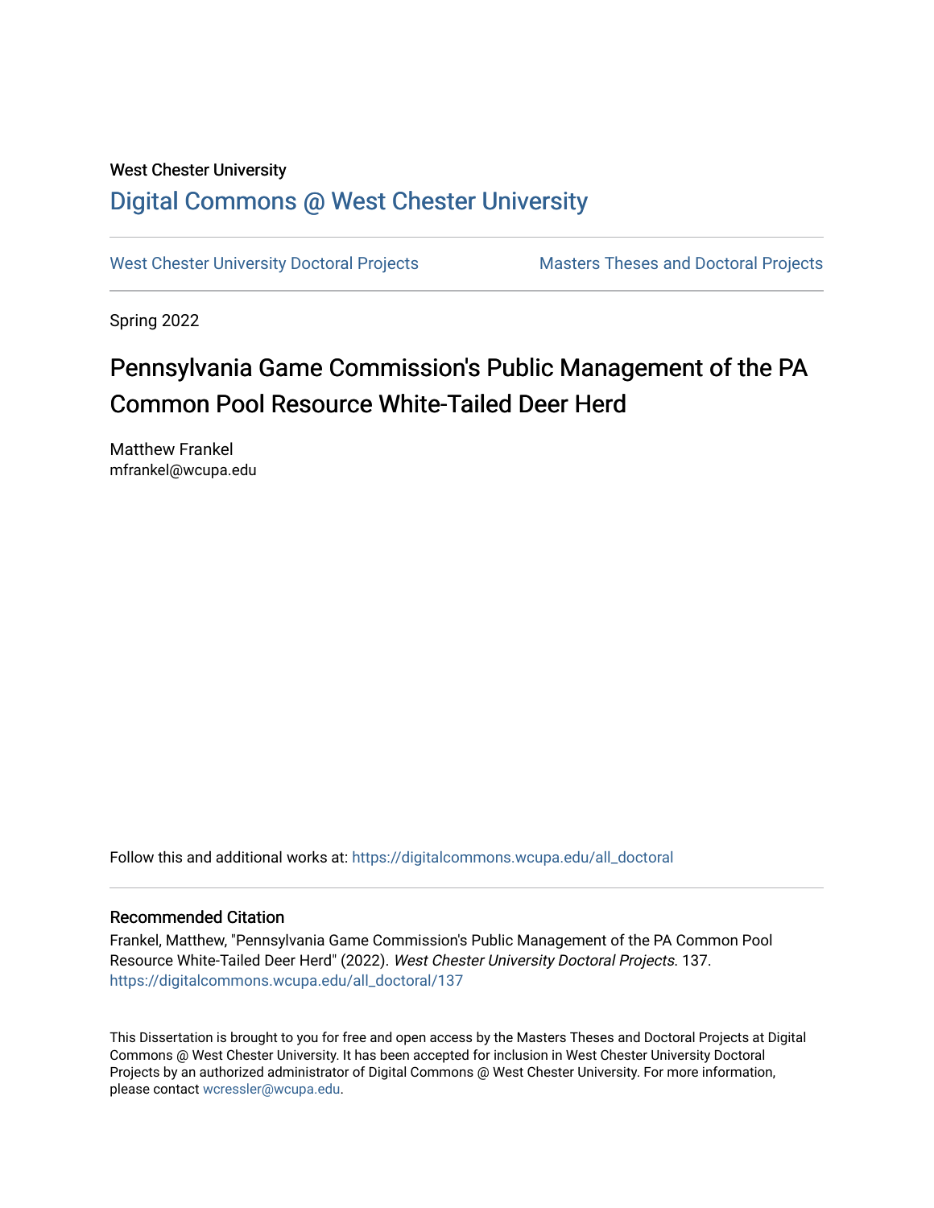West Chester University

# Digital Commons @ West Chester University

West Chester University Doctoral Projects | Masters Theses and Doctoral Projects

Spring 2022

# Pennsylvania Game Commission's Public Management of the PA Common Pool Resource White-Tailed Deer Herd

Matthew Frankel
mfrankel@wcupa.edu

Follow this and additional works at: https://digitalcommons.wcupa.edu/all_doctoral

### Recommended Citation

Frankel, Matthew, "Pennsylvania Game Commission's Public Management of the PA Common Pool Resource White-Tailed Deer Herd" (2022). *West Chester University Doctoral Projects*. 137.
https://digitalcommons.wcupa.edu/all_doctoral/137

This Dissertation is brought to you for free and open access by the Masters Theses and Doctoral Projects at Digital Commons @ West Chester University. It has been accepted for inclusion in West Chester University Doctoral Projects by an authorized administrator of Digital Commons @ West Chester University. For more information, please contact wcressler@wcupa.edu.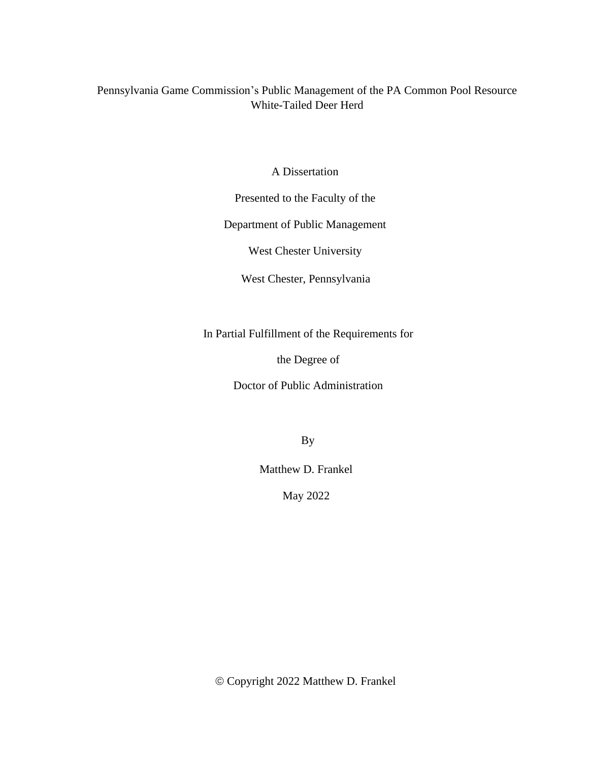# Pennsylvania Game Commission's Public Management of the PA Common Pool Resource White-Tailed Deer Herd

A Dissertation

Presented to the Faculty of the

Department of Public Management

West Chester University

West Chester, Pennsylvania

In Partial Fulfillment of the Requirements for

the Degree of

Doctor of Public Administration

By

Matthew D. Frankel

May 2022

© Copyright 2022 Matthew D. Frankel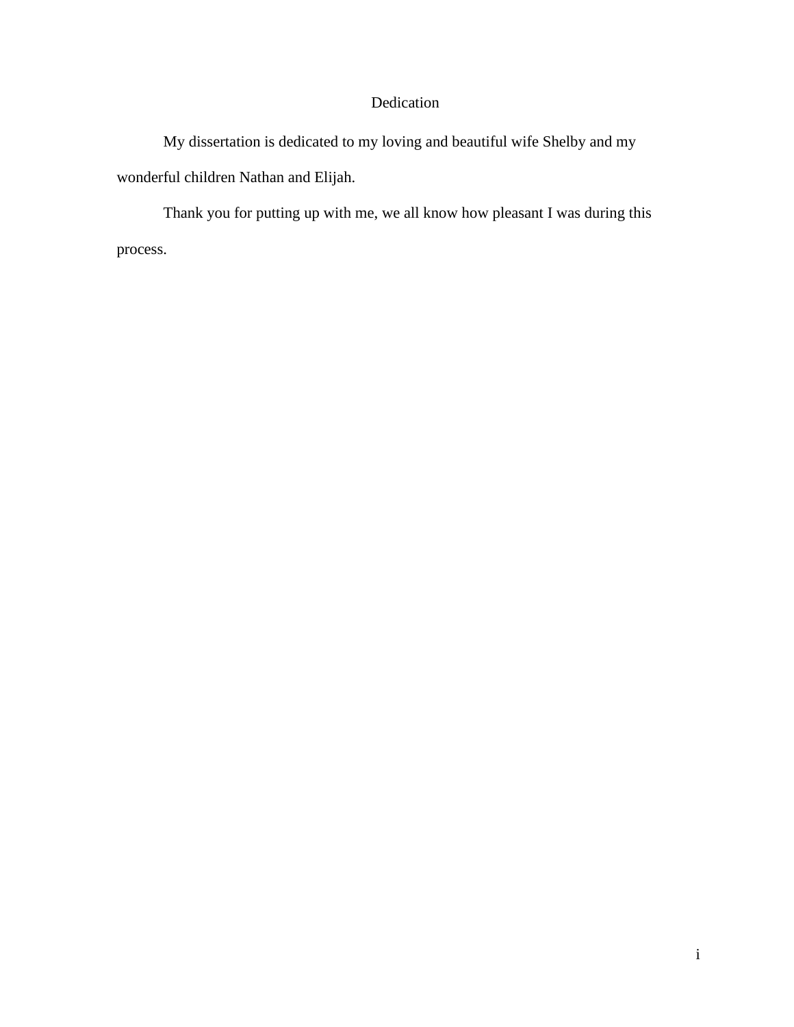# Dedication

My dissertation is dedicated to my loving and beautiful wife Shelby and my wonderful children Nathan and Elijah.

Thank you for putting up with me, we all know how pleasant I was during this process.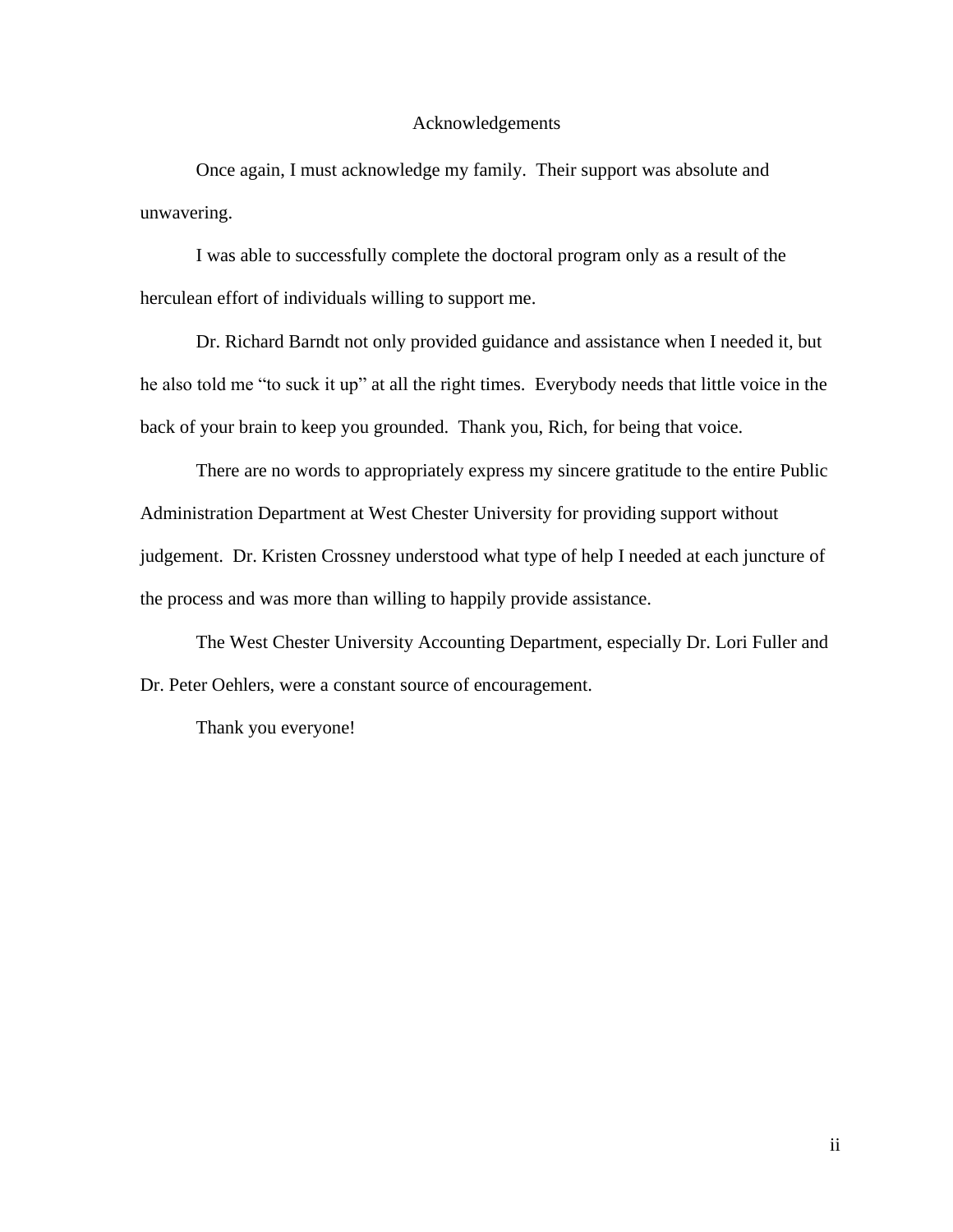# Acknowledgements

Once again, I must acknowledge my family. Their support was absolute and unwavering.

I was able to successfully complete the doctoral program only as a result of the herculean effort of individuals willing to support me.

Dr. Richard Barndt not only provided guidance and assistance when I needed it, but he also told me "to suck it up" at all the right times. Everybody needs that little voice in the back of your brain to keep you grounded. Thank you, Rich, for being that voice.

There are no words to appropriately express my sincere gratitude to the entire Public Administration Department at West Chester University for providing support without judgement. Dr. Kristen Crossney understood what type of help I needed at each juncture of the process and was more than willing to happily provide assistance.

The West Chester University Accounting Department, especially Dr. Lori Fuller and Dr. Peter Oehlers, were a constant source of encouragement.

Thank you everyone!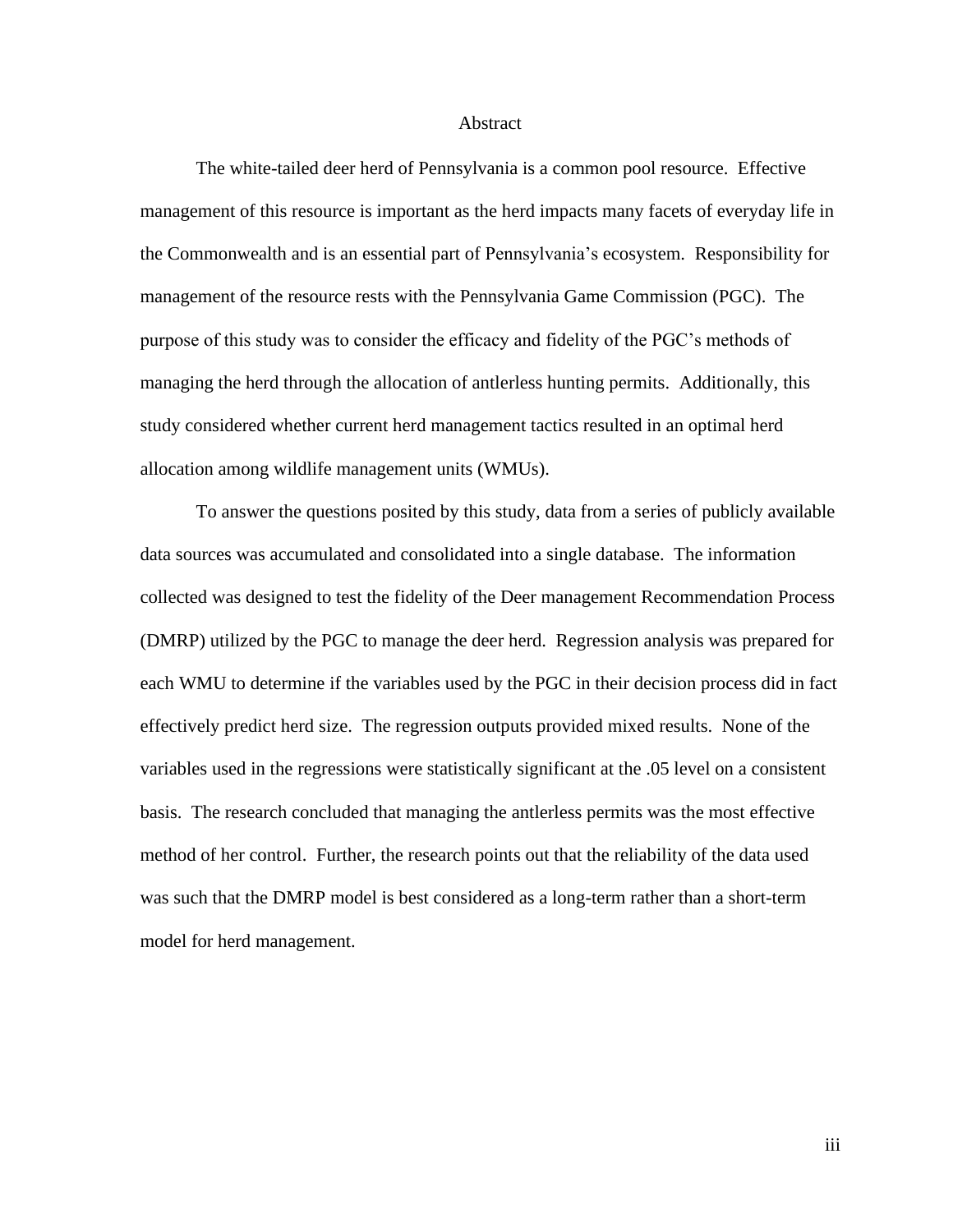# Abstract

The white-tailed deer herd of Pennsylvania is a common pool resource. Effective management of this resource is important as the herd impacts many facets of everyday life in the Commonwealth and is an essential part of Pennsylvania's ecosystem. Responsibility for management of the resource rests with the Pennsylvania Game Commission (PGC). The purpose of this study was to consider the efficacy and fidelity of the PGC's methods of managing the herd through the allocation of antlerless hunting permits. Additionally, this study considered whether current herd management tactics resulted in an optimal herd allocation among wildlife management units (WMUs).

To answer the questions posited by this study, data from a series of publicly available data sources was accumulated and consolidated into a single database. The information collected was designed to test the fidelity of the Deer management Recommendation Process (DMRP) utilized by the PGC to manage the deer herd. Regression analysis was prepared for each WMU to determine if the variables used by the PGC in their decision process did in fact effectively predict herd size. The regression outputs provided mixed results. None of the variables used in the regressions were statistically significant at the .05 level on a consistent basis. The research concluded that managing the antlerless permits was the most effective method of her control. Further, the research points out that the reliability of the data used was such that the DMRP model is best considered as a long-term rather than a short-term model for herd management.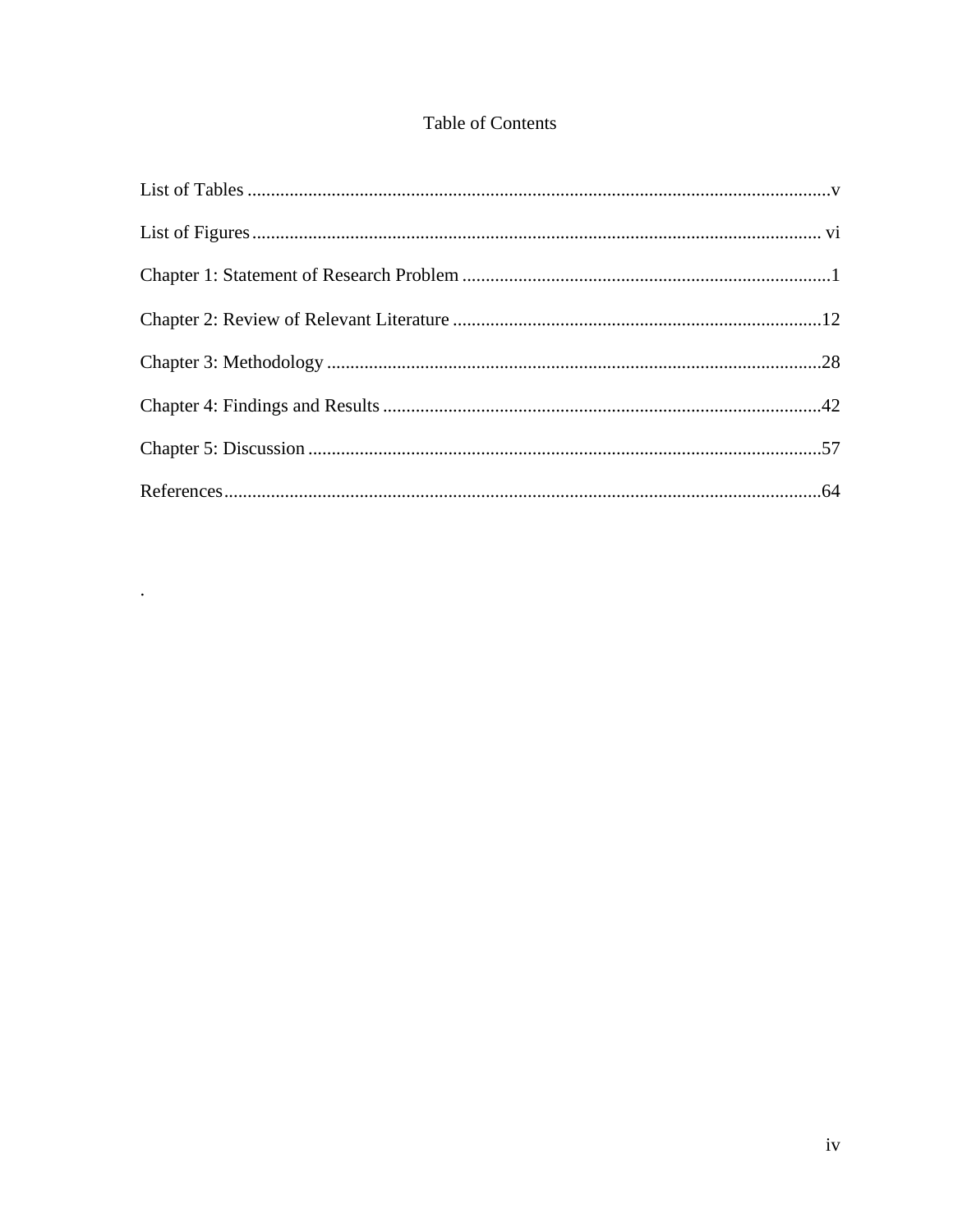# Table of Contents

List of Tables ............................................................................................................................v

List of Figures ......................................................................................................................... vi

Chapter 1: Statement of Research Problem ...............................................................................1

Chapter 2: Review of Relevant Literature ..............................................................................12

Chapter 3: Methodology .........................................................................................................28

Chapter 4: Findings and Results .............................................................................................42

Chapter 5: Discussion .............................................................................................................57

References...............................................................................................................................64

.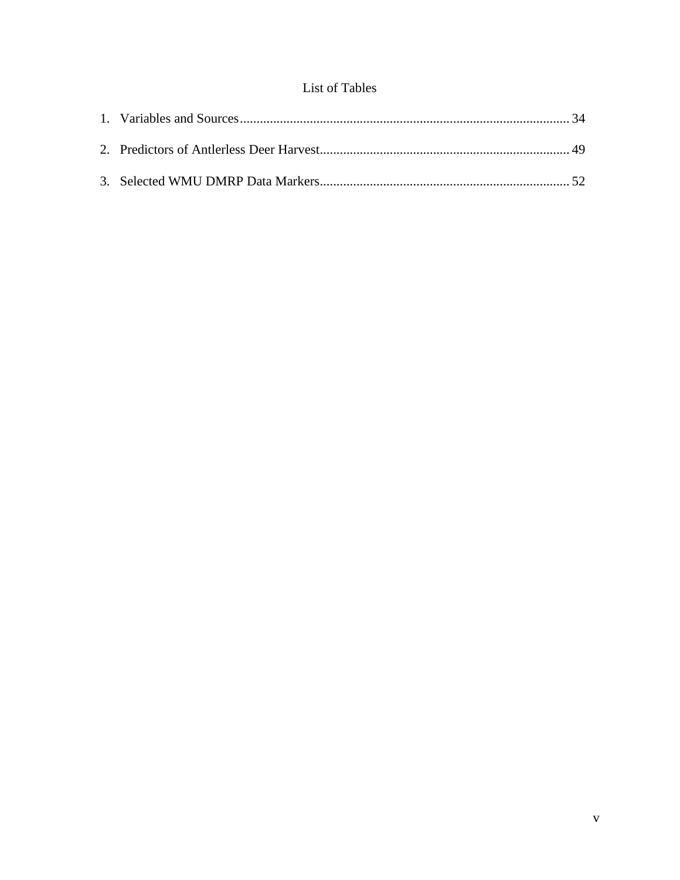# List of Tables

1. Variables and Sources .................................................................................................. 34
2. Predictors of Antlerless Deer Harvest.......................................................................... 49
3. Selected WMU DMRP Data Markers........................................................................... 52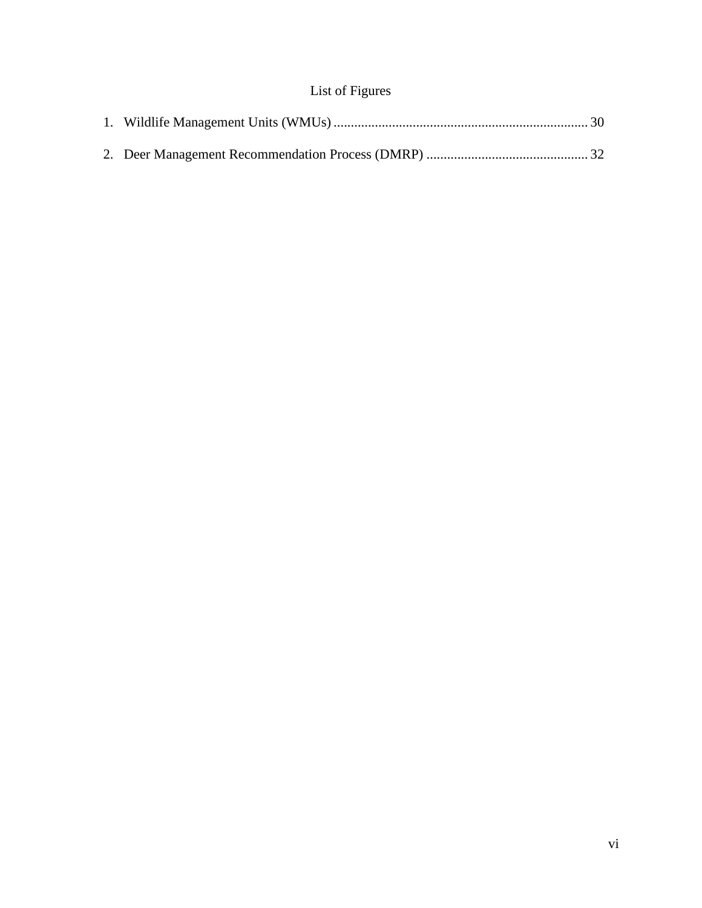# List of Figures

1. Wildlife Management Units (WMUs) .......................................................................... 30

2. Deer Management Recommendation Process (DMRP) ............................................... 32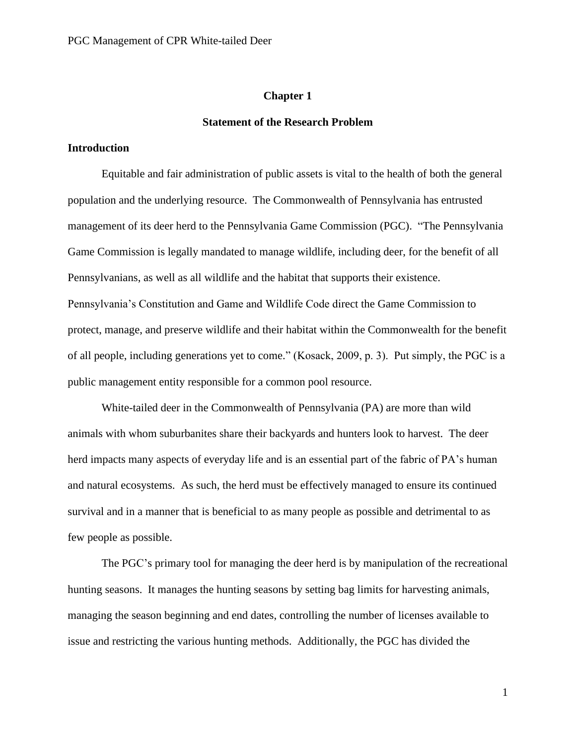# Chapter 1

## Statement of the Research Problem

### Introduction

Equitable and fair administration of public assets is vital to the health of both the general population and the underlying resource. The Commonwealth of Pennsylvania has entrusted management of its deer herd to the Pennsylvania Game Commission (PGC). "The Pennsylvania Game Commission is legally mandated to manage wildlife, including deer, for the benefit of all Pennsylvanians, as well as all wildlife and the habitat that supports their existence. Pennsylvania's Constitution and Game and Wildlife Code direct the Game Commission to protect, manage, and preserve wildlife and their habitat within the Commonwealth for the benefit of all people, including generations yet to come." (Kosack, 2009, p. 3). Put simply, the PGC is a public management entity responsible for a common pool resource.

White-tailed deer in the Commonwealth of Pennsylvania (PA) are more than wild animals with whom suburbanites share their backyards and hunters look to harvest. The deer herd impacts many aspects of everyday life and is an essential part of the fabric of PA's human and natural ecosystems. As such, the herd must be effectively managed to ensure its continued survival and in a manner that is beneficial to as many people as possible and detrimental to as few people as possible.

The PGC's primary tool for managing the deer herd is by manipulation of the recreational hunting seasons. It manages the hunting seasons by setting bag limits for harvesting animals, managing the season beginning and end dates, controlling the number of licenses available to issue and restricting the various hunting methods. Additionally, the PGC has divided the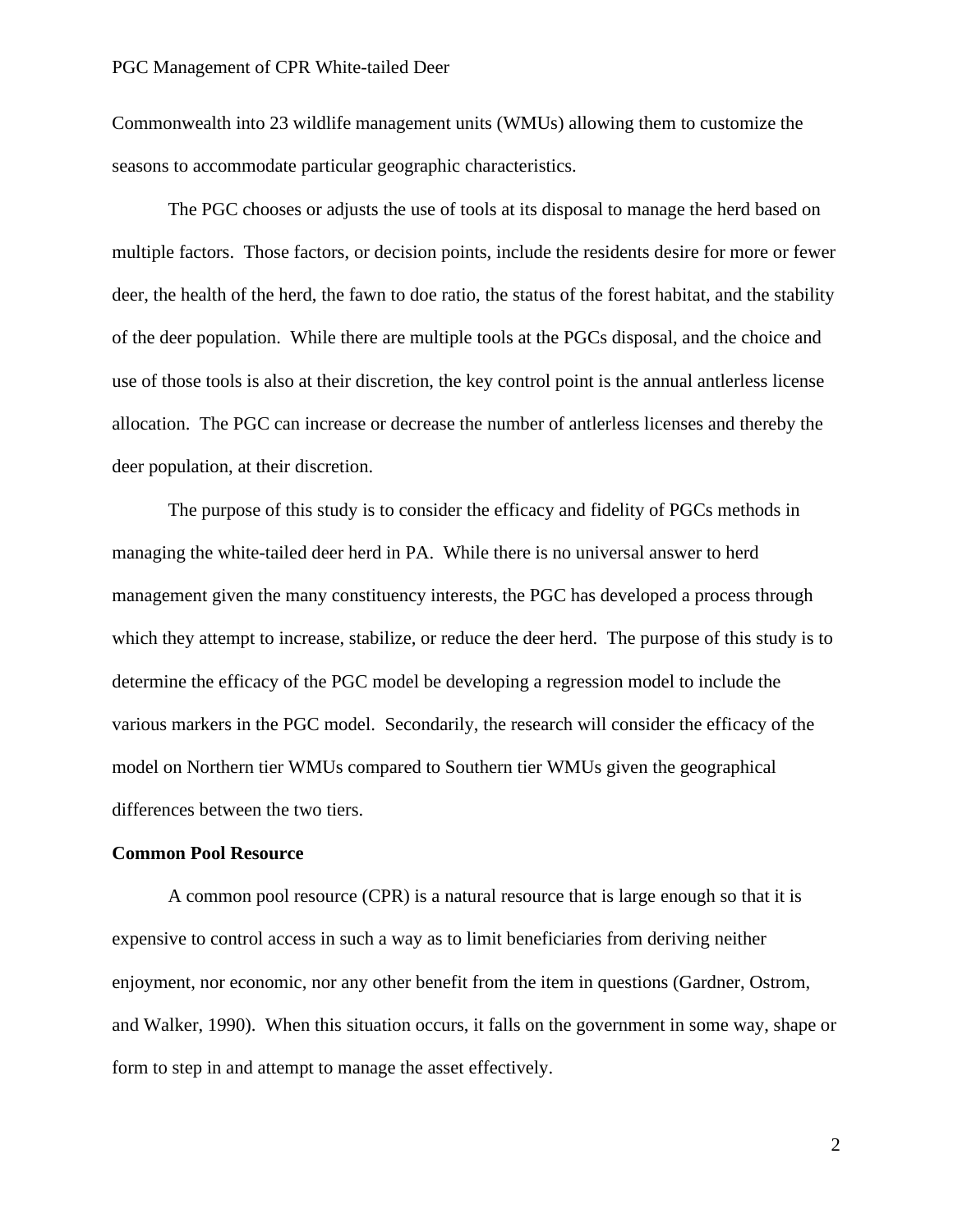Commonwealth into 23 wildlife management units (WMUs) allowing them to customize the seasons to accommodate particular geographic characteristics.

The PGC chooses or adjusts the use of tools at its disposal to manage the herd based on multiple factors. Those factors, or decision points, include the residents desire for more or fewer deer, the health of the herd, the fawn to doe ratio, the status of the forest habitat, and the stability of the deer population. While there are multiple tools at the PGCs disposal, and the choice and use of those tools is also at their discretion, the key control point is the annual antlerless license allocation. The PGC can increase or decrease the number of antlerless licenses and thereby the deer population, at their discretion.

The purpose of this study is to consider the efficacy and fidelity of PGCs methods in managing the white-tailed deer herd in PA. While there is no universal answer to herd management given the many constituency interests, the PGC has developed a process through which they attempt to increase, stabilize, or reduce the deer herd. The purpose of this study is to determine the efficacy of the PGC model be developing a regression model to include the various markers in the PGC model. Secondarily, the research will consider the efficacy of the model on Northern tier WMUs compared to Southern tier WMUs given the geographical differences between the two tiers.

**Common Pool Resource**

A common pool resource (CPR) is a natural resource that is large enough so that it is expensive to control access in such a way as to limit beneficiaries from deriving neither enjoyment, nor economic, nor any other benefit from the item in questions (Gardner, Ostrom, and Walker, 1990). When this situation occurs, it falls on the government in some way, shape or form to step in and attempt to manage the asset effectively.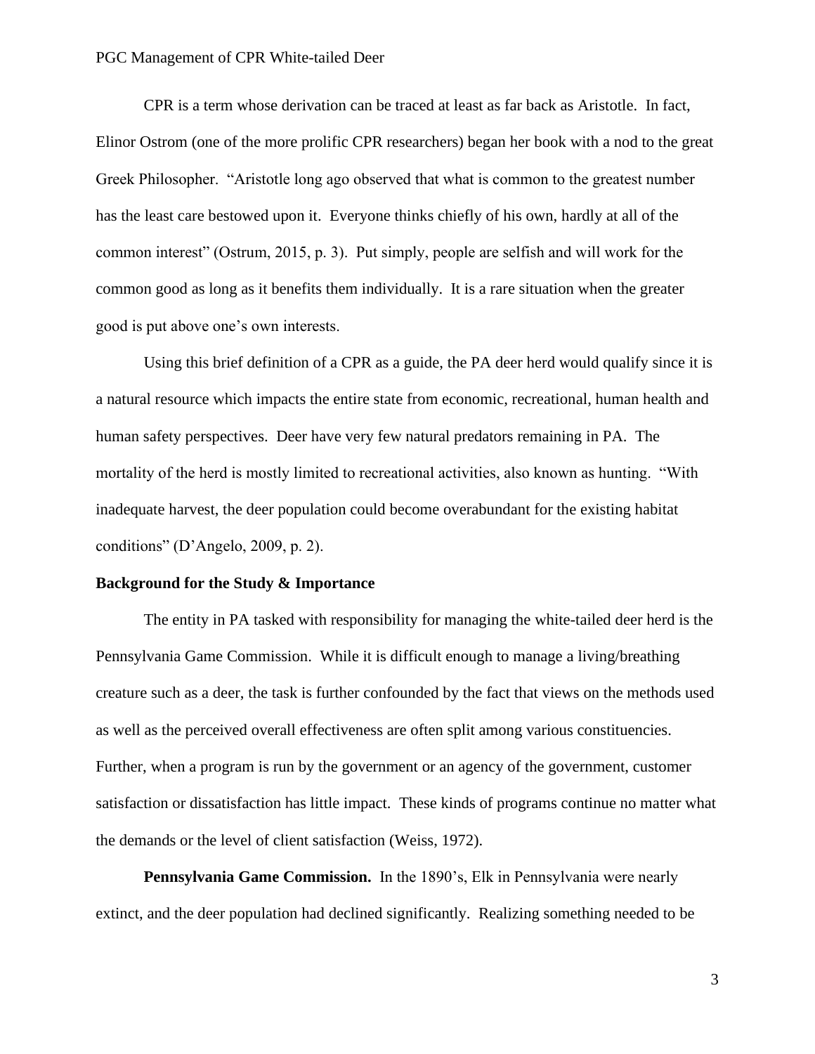CPR is a term whose derivation can be traced at least as far back as Aristotle. In fact, Elinor Ostrom (one of the more prolific CPR researchers) began her book with a nod to the great Greek Philosopher. "Aristotle long ago observed that what is common to the greatest number has the least care bestowed upon it. Everyone thinks chiefly of his own, hardly at all of the common interest" (Ostrum, 2015, p. 3). Put simply, people are selfish and will work for the common good as long as it benefits them individually. It is a rare situation when the greater good is put above one's own interests.

Using this brief definition of a CPR as a guide, the PA deer herd would qualify since it is a natural resource which impacts the entire state from economic, recreational, human health and human safety perspectives. Deer have very few natural predators remaining in PA. The mortality of the herd is mostly limited to recreational activities, also known as hunting. "With inadequate harvest, the deer population could become overabundant for the existing habitat conditions" (D'Angelo, 2009, p. 2).

## Background for the Study & Importance

The entity in PA tasked with responsibility for managing the white-tailed deer herd is the Pennsylvania Game Commission. While it is difficult enough to manage a living/breathing creature such as a deer, the task is further confounded by the fact that views on the methods used as well as the perceived overall effectiveness are often split among various constituencies. Further, when a program is run by the government or an agency of the government, customer satisfaction or dissatisfaction has little impact. These kinds of programs continue no matter what the demands or the level of client satisfaction (Weiss, 1972).

**Pennsylvania Game Commission.** In the 1890's, Elk in Pennsylvania were nearly extinct, and the deer population had declined significantly. Realizing something needed to be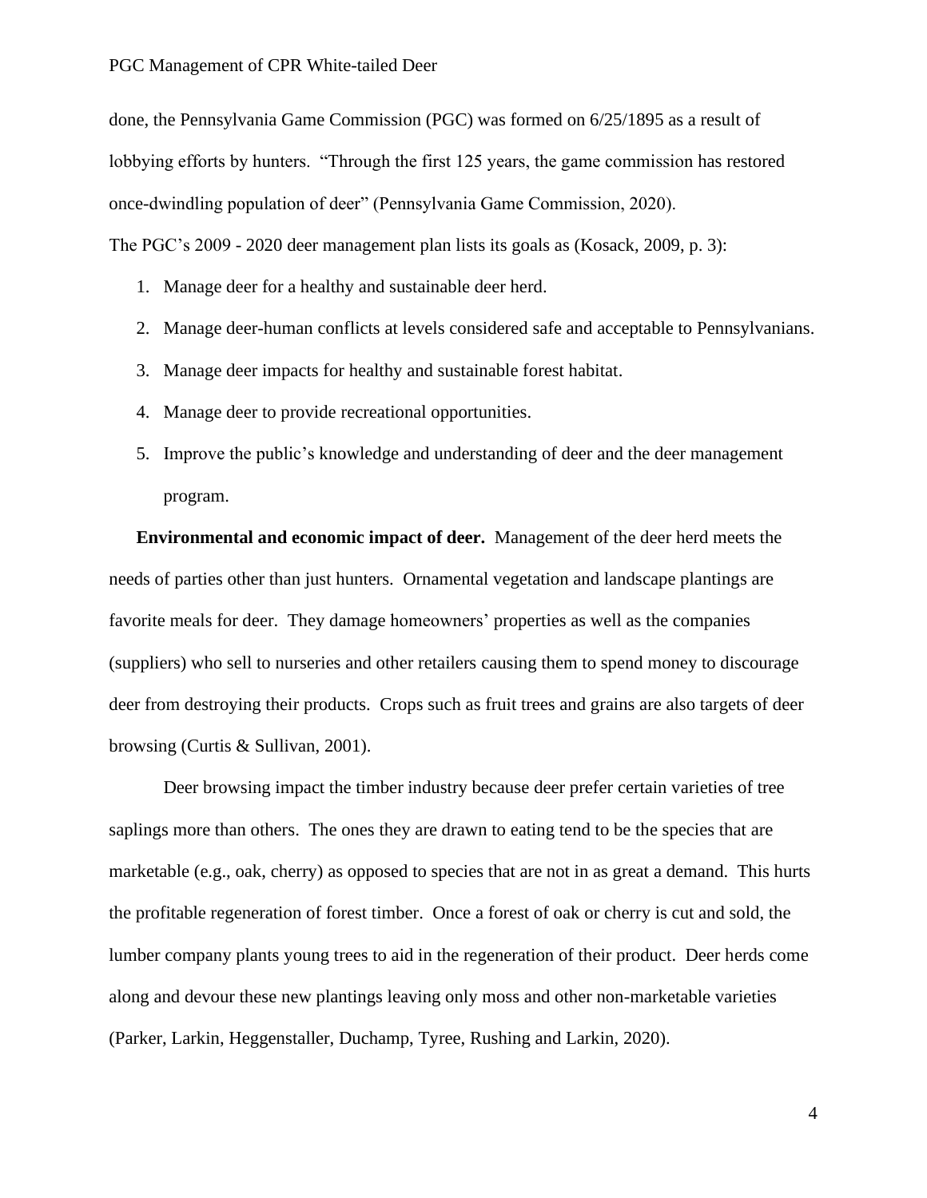done, the Pennsylvania Game Commission (PGC) was formed on 6/25/1895 as a result of lobbying efforts by hunters. "Through the first 125 years, the game commission has restored once-dwindling population of deer" (Pennsylvania Game Commission, 2020).

The PGC's 2009 - 2020 deer management plan lists its goals as (Kosack, 2009, p. 3):

1. Manage deer for a healthy and sustainable deer herd.
2. Manage deer-human conflicts at levels considered safe and acceptable to Pennsylvanians.
3. Manage deer impacts for healthy and sustainable forest habitat.
4. Manage deer to provide recreational opportunities.
5. Improve the public's knowledge and understanding of deer and the deer management program.

**Environmental and economic impact of deer.** Management of the deer herd meets the needs of parties other than just hunters. Ornamental vegetation and landscape plantings are favorite meals for deer. They damage homeowners' properties as well as the companies (suppliers) who sell to nurseries and other retailers causing them to spend money to discourage deer from destroying their products. Crops such as fruit trees and grains are also targets of deer browsing (Curtis & Sullivan, 2001).

Deer browsing impact the timber industry because deer prefer certain varieties of tree saplings more than others. The ones they are drawn to eating tend to be the species that are marketable (e.g., oak, cherry) as opposed to species that are not in as great a demand. This hurts the profitable regeneration of forest timber. Once a forest of oak or cherry is cut and sold, the lumber company plants young trees to aid in the regeneration of their product. Deer herds come along and devour these new plantings leaving only moss and other non-marketable varieties (Parker, Larkin, Heggenstaller, Duchamp, Tyree, Rushing and Larkin, 2020).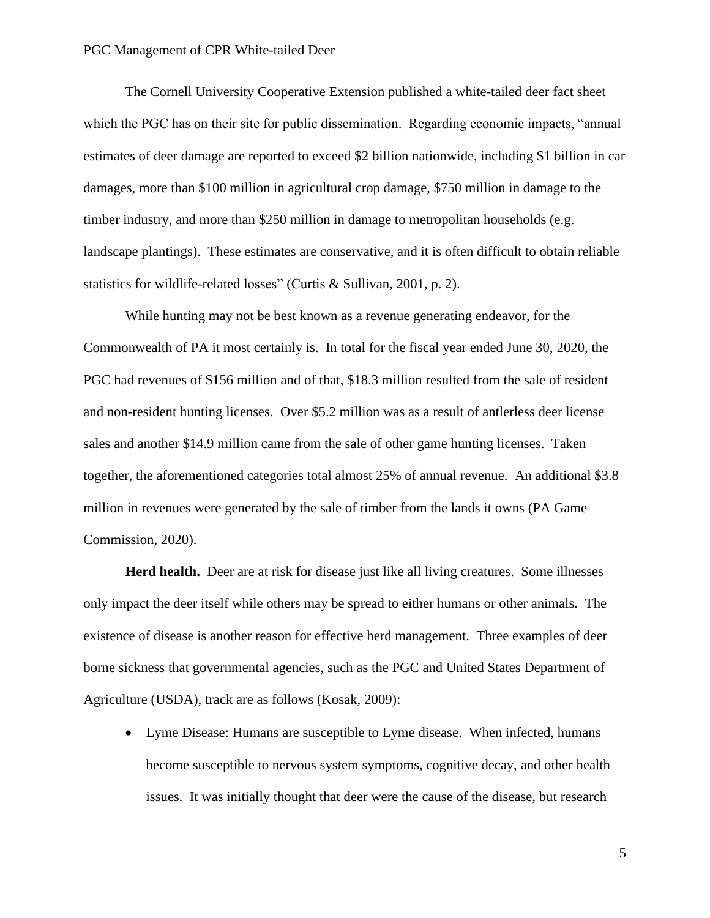The Cornell University Cooperative Extension published a white-tailed deer fact sheet which the PGC has on their site for public dissemination. Regarding economic impacts, "annual estimates of deer damage are reported to exceed $2 billion nationwide, including $1 billion in car damages, more than $100 million in agricultural crop damage, $750 million in damage to the timber industry, and more than $250 million in damage to metropolitan households (e.g. landscape plantings). These estimates are conservative, and it is often difficult to obtain reliable statistics for wildlife-related losses" (Curtis & Sullivan, 2001, p. 2).

While hunting may not be best known as a revenue generating endeavor, for the Commonwealth of PA it most certainly is. In total for the fiscal year ended June 30, 2020, the PGC had revenues of $156 million and of that, $18.3 million resulted from the sale of resident and non-resident hunting licenses. Over $5.2 million was as a result of antlerless deer license sales and another $14.9 million came from the sale of other game hunting licenses. Taken together, the aforementioned categories total almost 25% of annual revenue. An additional $3.8 million in revenues were generated by the sale of timber from the lands it owns (PA Game Commission, 2020).

**Herd health.** Deer are at risk for disease just like all living creatures. Some illnesses only impact the deer itself while others may be spread to either humans or other animals. The existence of disease is another reason for effective herd management. Three examples of deer borne sickness that governmental agencies, such as the PGC and United States Department of Agriculture (USDA), track are as follows (Kosak, 2009):

- Lyme Disease: Humans are susceptible to Lyme disease. When infected, humans become susceptible to nervous system symptoms, cognitive decay, and other health issues. It was initially thought that deer were the cause of the disease, but research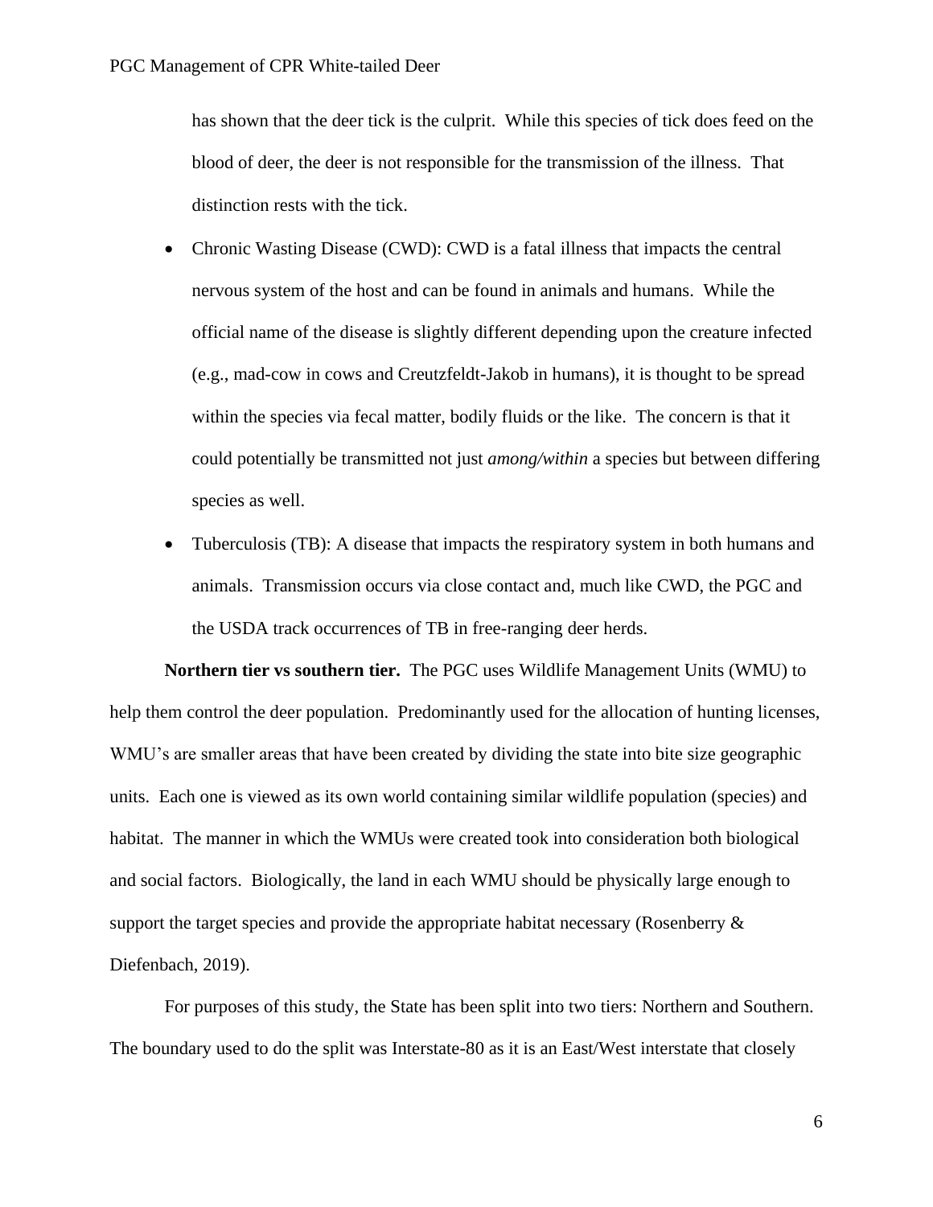has shown that the deer tick is the culprit. While this species of tick does feed on the blood of deer, the deer is not responsible for the transmission of the illness. That distinction rests with the tick.

- Chronic Wasting Disease (CWD): CWD is a fatal illness that impacts the central nervous system of the host and can be found in animals and humans. While the official name of the disease is slightly different depending upon the creature infected (e.g., mad-cow in cows and Creutzfeldt-Jakob in humans), it is thought to be spread within the species via fecal matter, bodily fluids or the like. The concern is that it could potentially be transmitted not just *among/within* a species but between differing species as well.
- Tuberculosis (TB): A disease that impacts the respiratory system in both humans and animals. Transmission occurs via close contact and, much like CWD, the PGC and the USDA track occurrences of TB in free-ranging deer herds.

**Northern tier vs southern tier.** The PGC uses Wildlife Management Units (WMU) to help them control the deer population. Predominantly used for the allocation of hunting licenses, WMU's are smaller areas that have been created by dividing the state into bite size geographic units. Each one is viewed as its own world containing similar wildlife population (species) and habitat. The manner in which the WMUs were created took into consideration both biological and social factors. Biologically, the land in each WMU should be physically large enough to support the target species and provide the appropriate habitat necessary (Rosenberry & Diefenbach, 2019).

For purposes of this study, the State has been split into two tiers: Northern and Southern. The boundary used to do the split was Interstate-80 as it is an East/West interstate that closely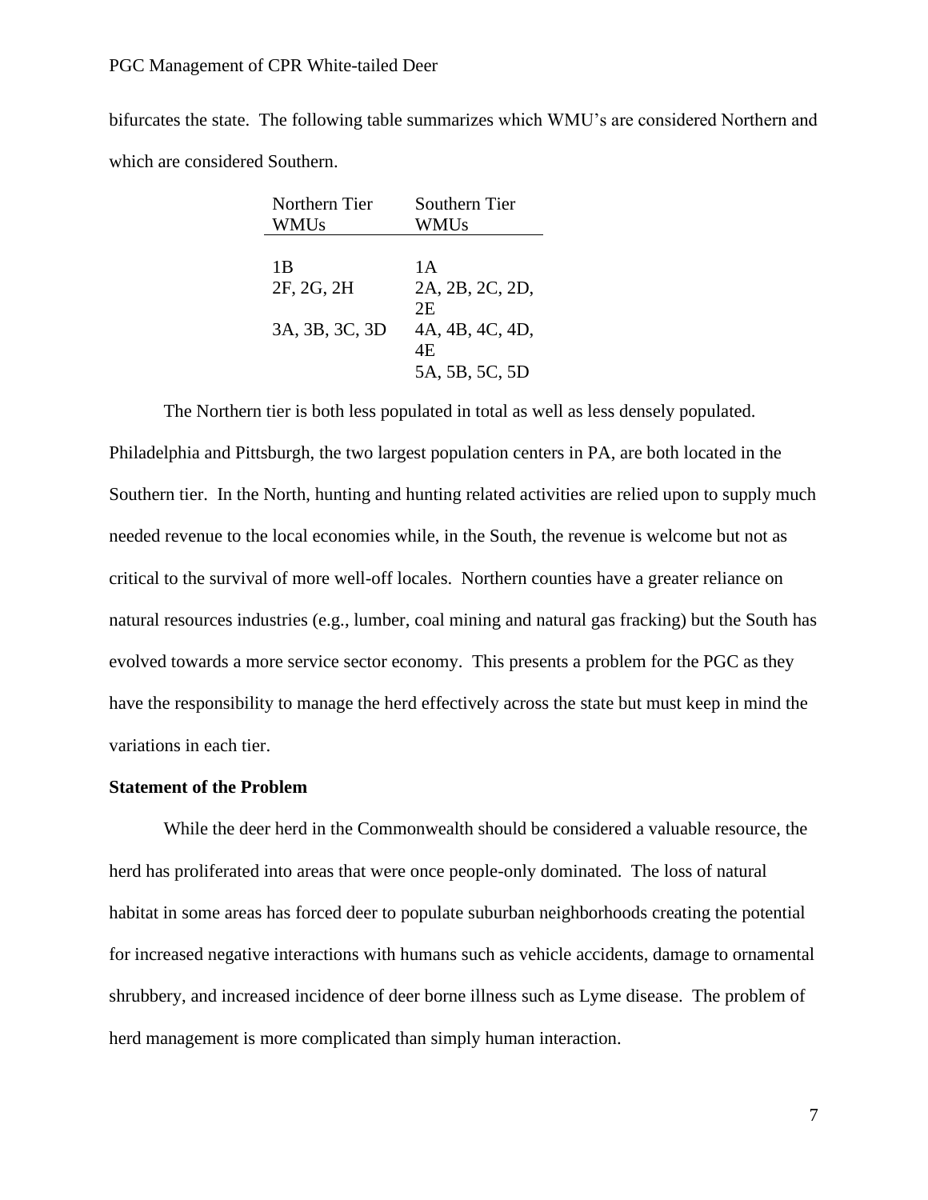bifurcates the state. The following table summarizes which WMU's are considered Northern and which are considered Southern.

| Northern Tier WMUs | Southern Tier WMUs |
| --- | --- |
| 1B | 1A |
| 2F, 2G, 2H | 2A, 2B, 2C, 2D, 2E |
| 3A, 3B, 3C, 3D | 4A, 4B, 4C, 4D, 4E |
| | 5A, 5B, 5C, 5D |

The Northern tier is both less populated in total as well as less densely populated. Philadelphia and Pittsburgh, the two largest population centers in PA, are both located in the Southern tier. In the North, hunting and hunting related activities are relied upon to supply much needed revenue to the local economies while, in the South, the revenue is welcome but not as critical to the survival of more well-off locales. Northern counties have a greater reliance on natural resources industries (e.g., lumber, coal mining and natural gas fracking) but the South has evolved towards a more service sector economy. This presents a problem for the PGC as they have the responsibility to manage the herd effectively across the state but must keep in mind the variations in each tier.

**Statement of the Problem**

While the deer herd in the Commonwealth should be considered a valuable resource, the herd has proliferated into areas that were once people-only dominated. The loss of natural habitat in some areas has forced deer to populate suburban neighborhoods creating the potential for increased negative interactions with humans such as vehicle accidents, damage to ornamental shrubbery, and increased incidence of deer borne illness such as Lyme disease. The problem of herd management is more complicated than simply human interaction.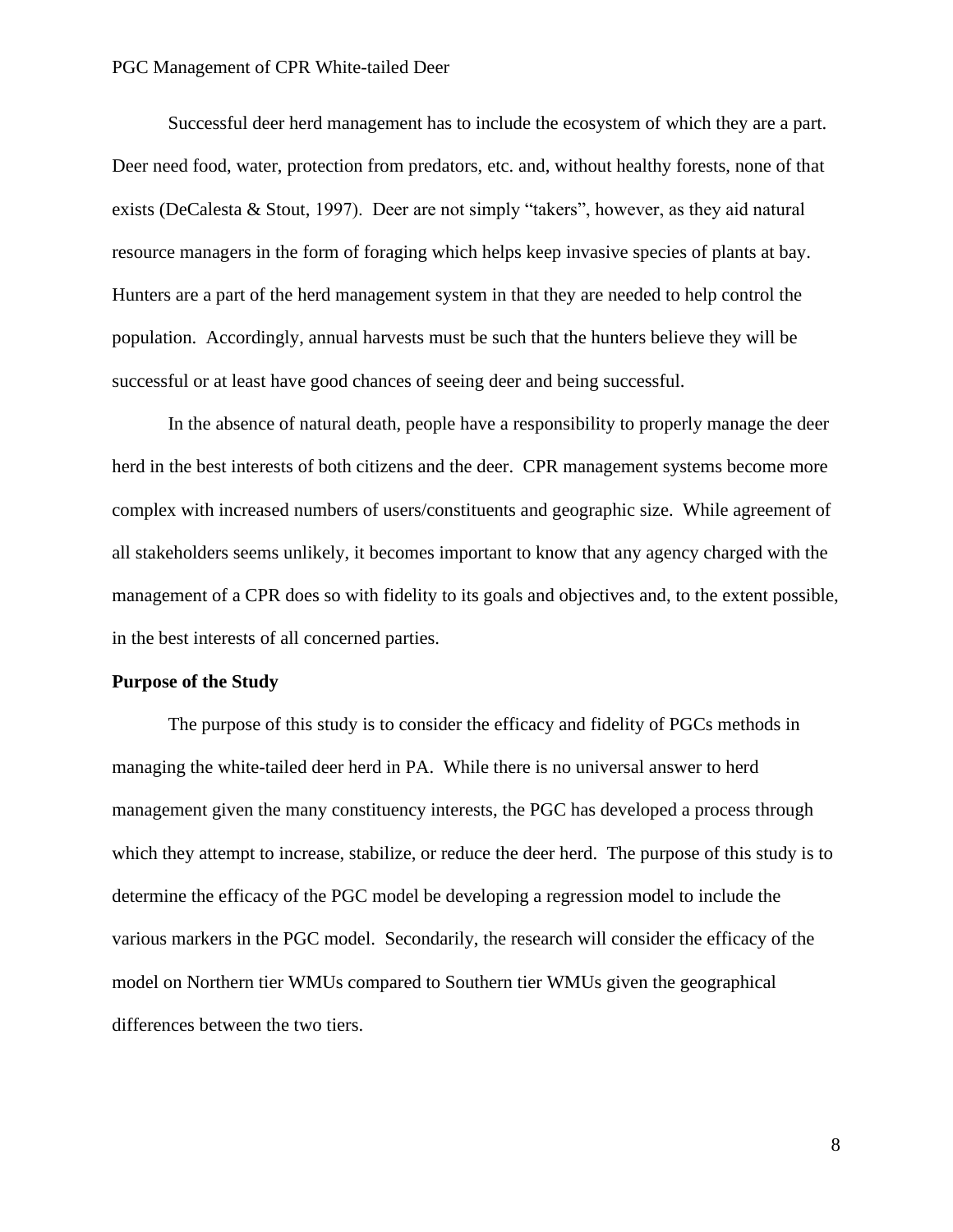Successful deer herd management has to include the ecosystem of which they are a part. Deer need food, water, protection from predators, etc. and, without healthy forests, none of that exists (DeCalesta & Stout, 1997). Deer are not simply "takers", however, as they aid natural resource managers in the form of foraging which helps keep invasive species of plants at bay. Hunters are a part of the herd management system in that they are needed to help control the population. Accordingly, annual harvests must be such that the hunters believe they will be successful or at least have good chances of seeing deer and being successful.

In the absence of natural death, people have a responsibility to properly manage the deer herd in the best interests of both citizens and the deer. CPR management systems become more complex with increased numbers of users/constituents and geographic size. While agreement of all stakeholders seems unlikely, it becomes important to know that any agency charged with the management of a CPR does so with fidelity to its goals and objectives and, to the extent possible, in the best interests of all concerned parties.

**Purpose of the Study**

The purpose of this study is to consider the efficacy and fidelity of PGCs methods in managing the white-tailed deer herd in PA. While there is no universal answer to herd management given the many constituency interests, the PGC has developed a process through which they attempt to increase, stabilize, or reduce the deer herd. The purpose of this study is to determine the efficacy of the PGC model be developing a regression model to include the various markers in the PGC model. Secondarily, the research will consider the efficacy of the model on Northern tier WMUs compared to Southern tier WMUs given the geographical differences between the two tiers.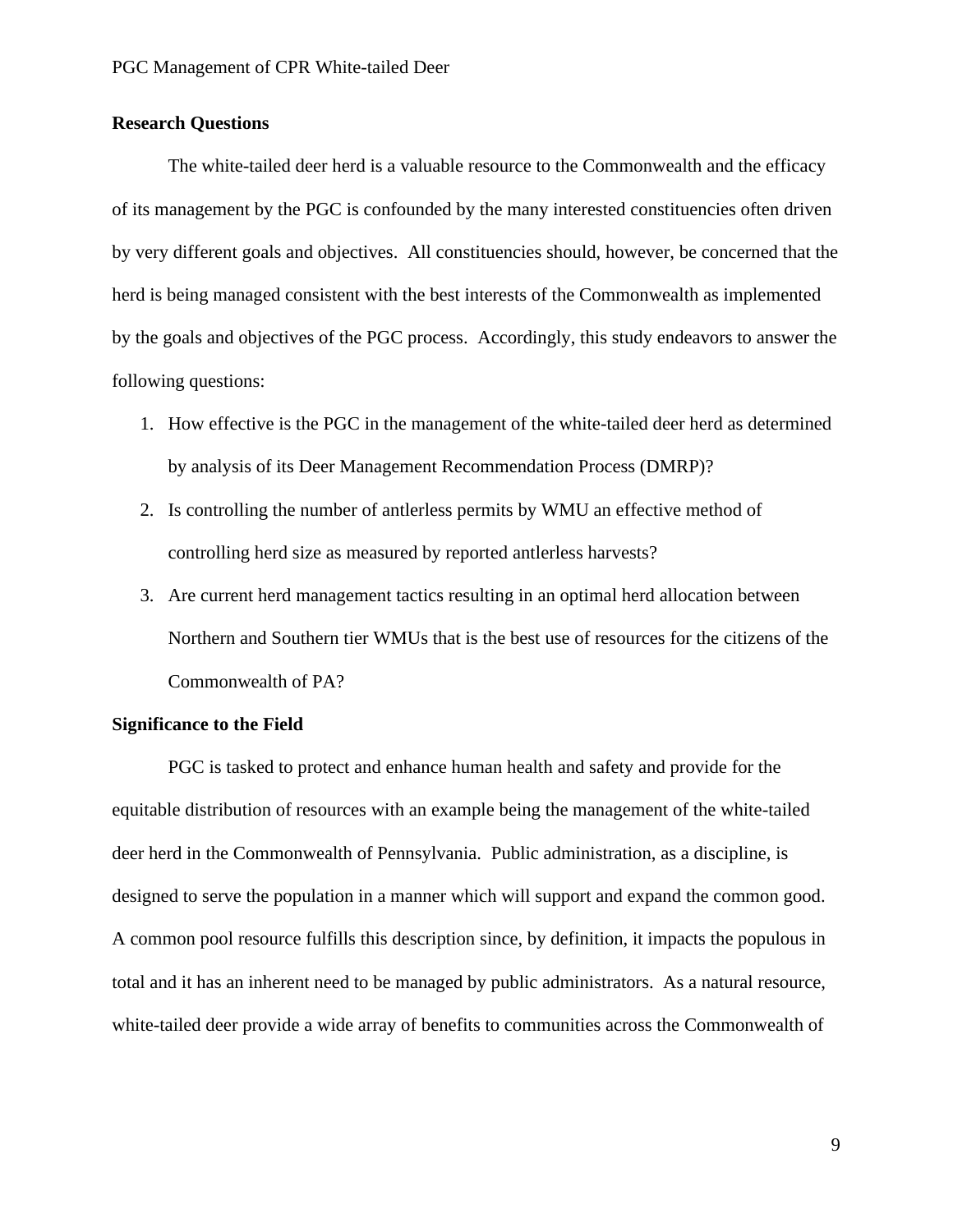**Research Questions**

The white-tailed deer herd is a valuable resource to the Commonwealth and the efficacy of its management by the PGC is confounded by the many interested constituencies often driven by very different goals and objectives. All constituencies should, however, be concerned that the herd is being managed consistent with the best interests of the Commonwealth as implemented by the goals and objectives of the PGC process. Accordingly, this study endeavors to answer the following questions:

1. How effective is the PGC in the management of the white-tailed deer herd as determined by analysis of its Deer Management Recommendation Process (DMRP)?
2. Is controlling the number of antlerless permits by WMU an effective method of controlling herd size as measured by reported antlerless harvests?
3. Are current herd management tactics resulting in an optimal herd allocation between Northern and Southern tier WMUs that is the best use of resources for the citizens of the Commonwealth of PA?

**Significance to the Field**

PGC is tasked to protect and enhance human health and safety and provide for the equitable distribution of resources with an example being the management of the white-tailed deer herd in the Commonwealth of Pennsylvania. Public administration, as a discipline, is designed to serve the population in a manner which will support and expand the common good. A common pool resource fulfills this description since, by definition, it impacts the populous in total and it has an inherent need to be managed by public administrators. As a natural resource, white-tailed deer provide a wide array of benefits to communities across the Commonwealth of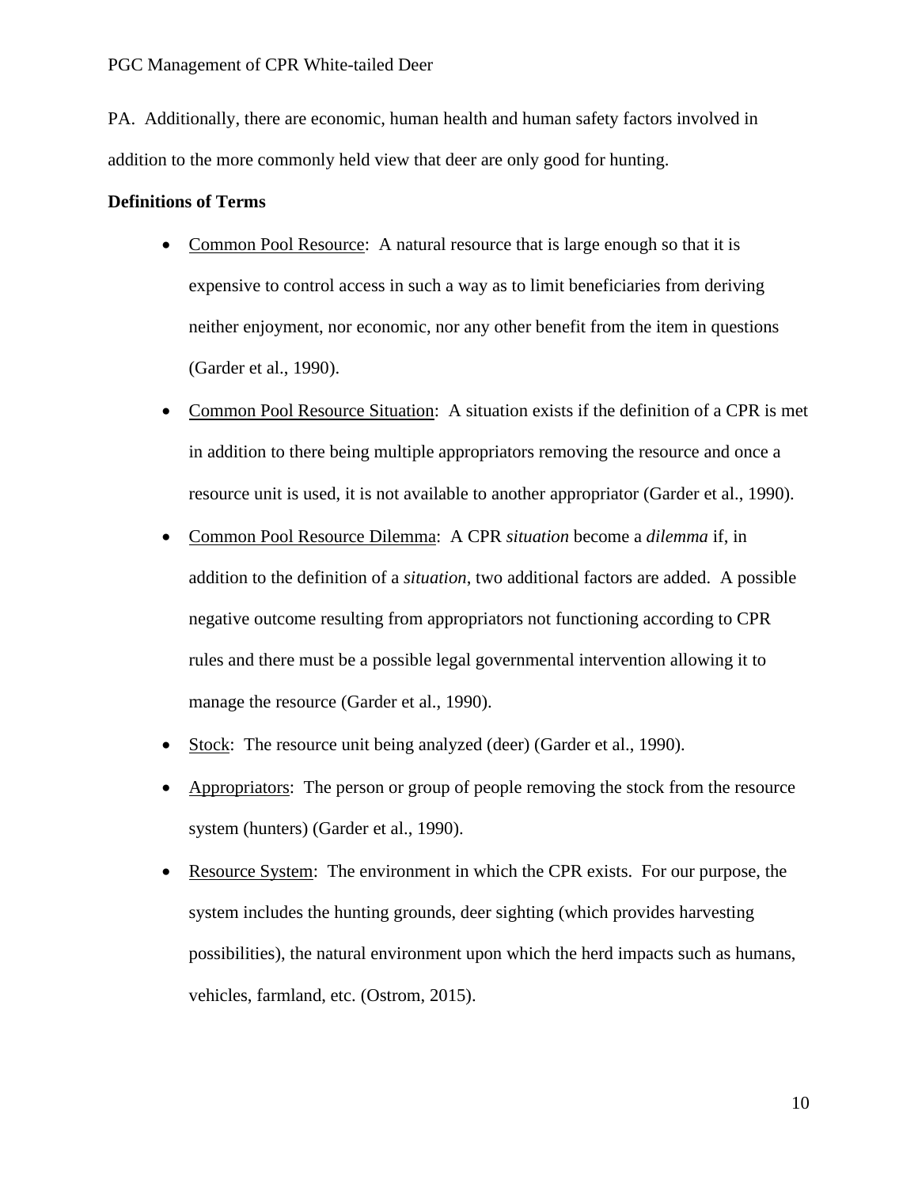PA. Additionally, there are economic, human health and human safety factors involved in addition to the more commonly held view that deer are only good for hunting.

**Definitions of Terms**

- Common Pool Resource: A natural resource that is large enough so that it is expensive to control access in such a way as to limit beneficiaries from deriving neither enjoyment, nor economic, nor any other benefit from the item in questions (Garder et al., 1990).
- Common Pool Resource Situation: A situation exists if the definition of a CPR is met in addition to there being multiple appropriators removing the resource and once a resource unit is used, it is not available to another appropriator (Garder et al., 1990).
- Common Pool Resource Dilemma: A CPR *situation* become a *dilemma* if, in addition to the definition of a *situation*, two additional factors are added. A possible negative outcome resulting from appropriators not functioning according to CPR rules and there must be a possible legal governmental intervention allowing it to manage the resource (Garder et al., 1990).
- Stock: The resource unit being analyzed (deer) (Garder et al., 1990).
- Appropriators: The person or group of people removing the stock from the resource system (hunters) (Garder et al., 1990).
- Resource System: The environment in which the CPR exists. For our purpose, the system includes the hunting grounds, deer sighting (which provides harvesting possibilities), the natural environment upon which the herd impacts such as humans, vehicles, farmland, etc. (Ostrom, 2015).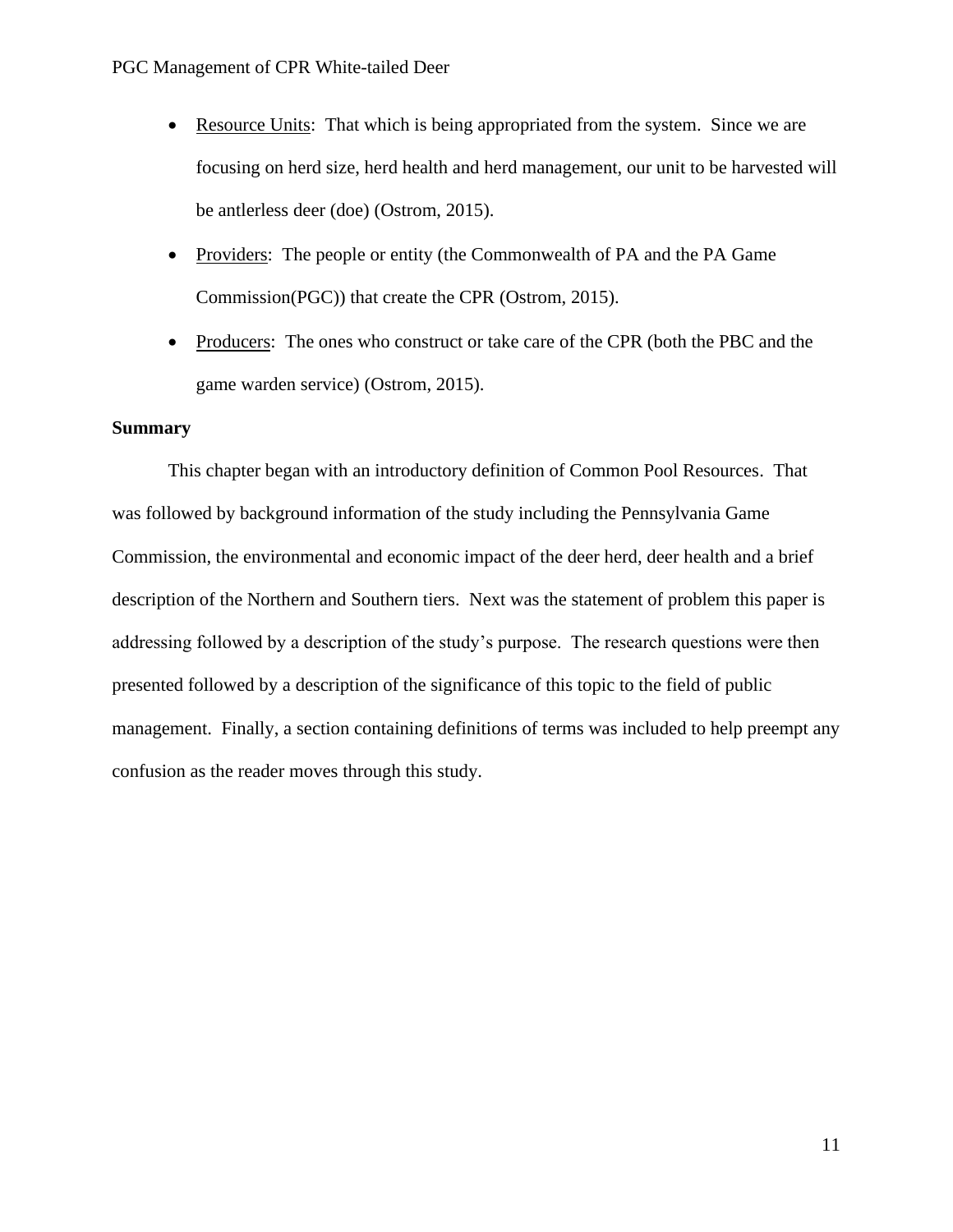- Resource Units: That which is being appropriated from the system. Since we are focusing on herd size, herd health and herd management, our unit to be harvested will be antlerless deer (doe) (Ostrom, 2015).
- Providers: The people or entity (the Commonwealth of PA and the PA Game Commission(PGC)) that create the CPR (Ostrom, 2015).
- Producers: The ones who construct or take care of the CPR (both the PBC and the game warden service) (Ostrom, 2015).

**Summary**

This chapter began with an introductory definition of Common Pool Resources. That was followed by background information of the study including the Pennsylvania Game Commission, the environmental and economic impact of the deer herd, deer health and a brief description of the Northern and Southern tiers. Next was the statement of problem this paper is addressing followed by a description of the study's purpose. The research questions were then presented followed by a description of the significance of this topic to the field of public management. Finally, a section containing definitions of terms was included to help preempt any confusion as the reader moves through this study.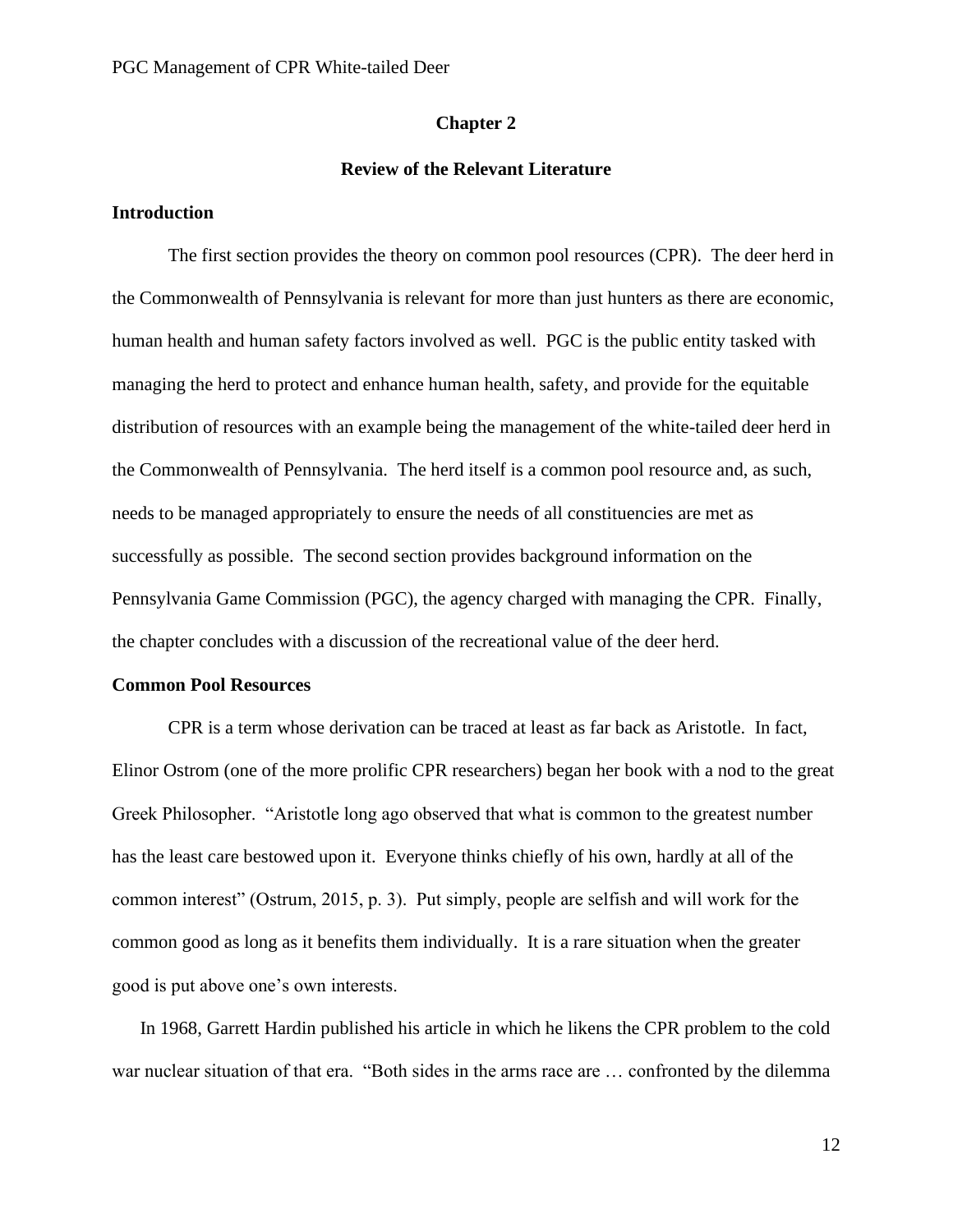## Chapter 2

## Review of the Relevant Literature

### Introduction

The first section provides the theory on common pool resources (CPR). The deer herd in the Commonwealth of Pennsylvania is relevant for more than just hunters as there are economic, human health and human safety factors involved as well. PGC is the public entity tasked with managing the herd to protect and enhance human health, safety, and provide for the equitable distribution of resources with an example being the management of the white-tailed deer herd in the Commonwealth of Pennsylvania. The herd itself is a common pool resource and, as such, needs to be managed appropriately to ensure the needs of all constituencies are met as successfully as possible. The second section provides background information on the Pennsylvania Game Commission (PGC), the agency charged with managing the CPR. Finally, the chapter concludes with a discussion of the recreational value of the deer herd.

### Common Pool Resources

CPR is a term whose derivation can be traced at least as far back as Aristotle. In fact, Elinor Ostrom (one of the more prolific CPR researchers) began her book with a nod to the great Greek Philosopher. "Aristotle long ago observed that what is common to the greatest number has the least care bestowed upon it. Everyone thinks chiefly of his own, hardly at all of the common interest" (Ostrum, 2015, p. 3). Put simply, people are selfish and will work for the common good as long as it benefits them individually. It is a rare situation when the greater good is put above one's own interests.

In 1968, Garrett Hardin published his article in which he likens the CPR problem to the cold war nuclear situation of that era. "Both sides in the arms race are … confronted by the dilemma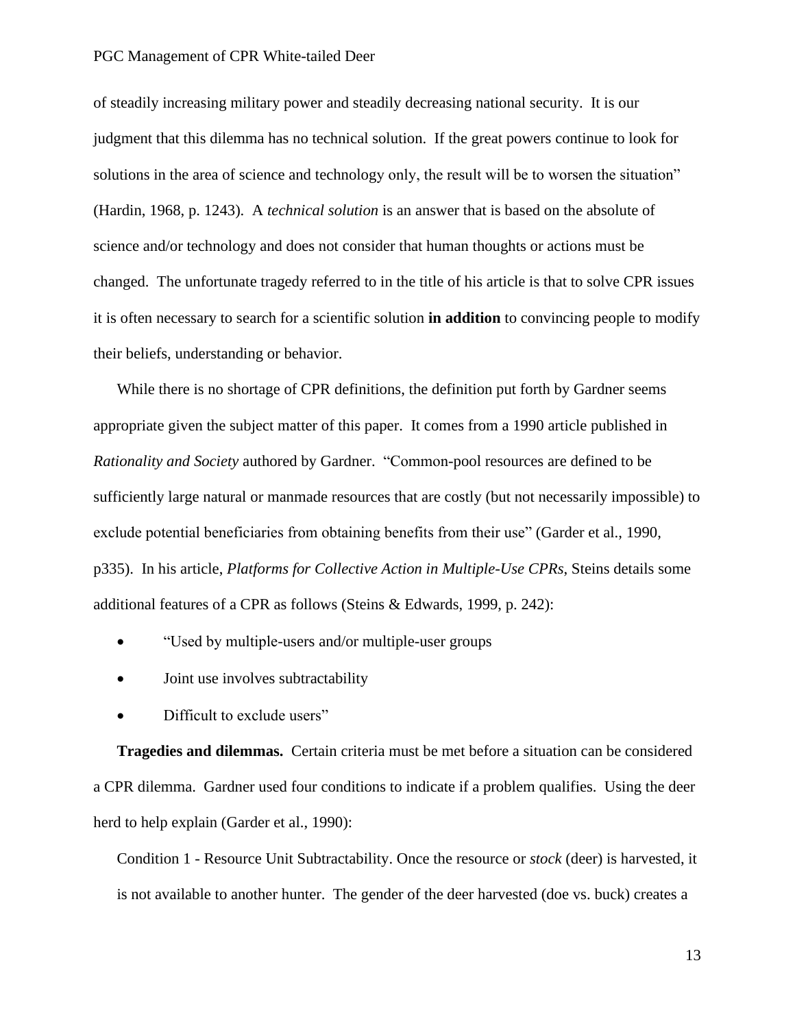of steadily increasing military power and steadily decreasing national security. It is our judgment that this dilemma has no technical solution. If the great powers continue to look for solutions in the area of science and technology only, the result will be to worsen the situation" (Hardin, 1968, p. 1243). A *technical solution* is an answer that is based on the absolute of science and/or technology and does not consider that human thoughts or actions must be changed. The unfortunate tragedy referred to in the title of his article is that to solve CPR issues it is often necessary to search for a scientific solution **in addition** to convincing people to modify their beliefs, understanding or behavior.

While there is no shortage of CPR definitions, the definition put forth by Gardner seems appropriate given the subject matter of this paper. It comes from a 1990 article published in *Rationality and Society* authored by Gardner. "Common-pool resources are defined to be sufficiently large natural or manmade resources that are costly (but not necessarily impossible) to exclude potential beneficiaries from obtaining benefits from their use" (Garder et al., 1990, p335). In his article, *Platforms for Collective Action in Multiple-Use CPRs,* Steins details some additional features of a CPR as follows (Steins & Edwards, 1999, p. 242):

- "Used by multiple-users and/or multiple-user groups
- Joint use involves subtractability
- Difficult to exclude users"

**Tragedies and dilemmas.** Certain criteria must be met before a situation can be considered a CPR dilemma. Gardner used four conditions to indicate if a problem qualifies. Using the deer herd to help explain (Garder et al., 1990):

Condition 1 - Resource Unit Subtractability. Once the resource or *stock* (deer) is harvested, it is not available to another hunter. The gender of the deer harvested (doe vs. buck) creates a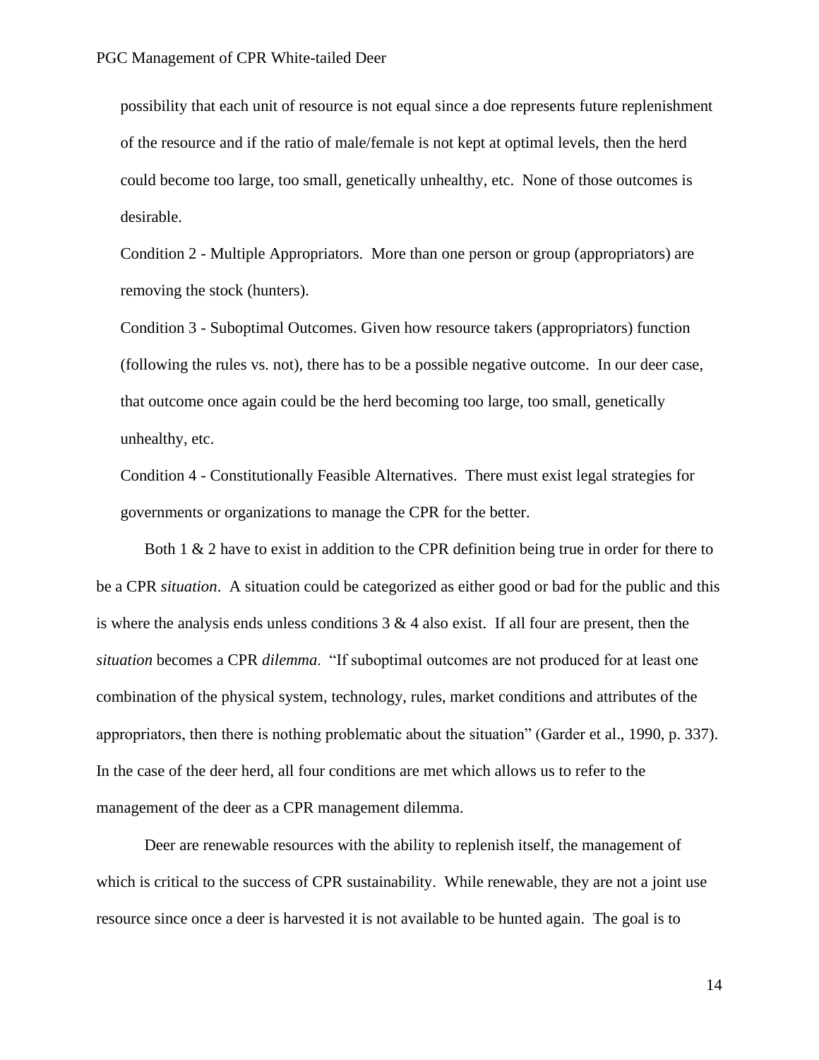possibility that each unit of resource is not equal since a doe represents future replenishment of the resource and if the ratio of male/female is not kept at optimal levels, then the herd could become too large, too small, genetically unhealthy, etc. None of those outcomes is desirable.

Condition 2 - Multiple Appropriators. More than one person or group (appropriators) are removing the stock (hunters).

Condition 3 - Suboptimal Outcomes. Given how resource takers (appropriators) function (following the rules vs. not), there has to be a possible negative outcome. In our deer case, that outcome once again could be the herd becoming too large, too small, genetically unhealthy, etc.

Condition 4 - Constitutionally Feasible Alternatives. There must exist legal strategies for governments or organizations to manage the CPR for the better.

Both 1 & 2 have to exist in addition to the CPR definition being true in order for there to be a CPR *situation*. A situation could be categorized as either good or bad for the public and this is where the analysis ends unless conditions 3 & 4 also exist. If all four are present, then the *situation* becomes a CPR *dilemma*. "If suboptimal outcomes are not produced for at least one combination of the physical system, technology, rules, market conditions and attributes of the appropriators, then there is nothing problematic about the situation" (Garder et al., 1990, p. 337). In the case of the deer herd, all four conditions are met which allows us to refer to the management of the deer as a CPR management dilemma.

Deer are renewable resources with the ability to replenish itself, the management of which is critical to the success of CPR sustainability. While renewable, they are not a joint use resource since once a deer is harvested it is not available to be hunted again. The goal is to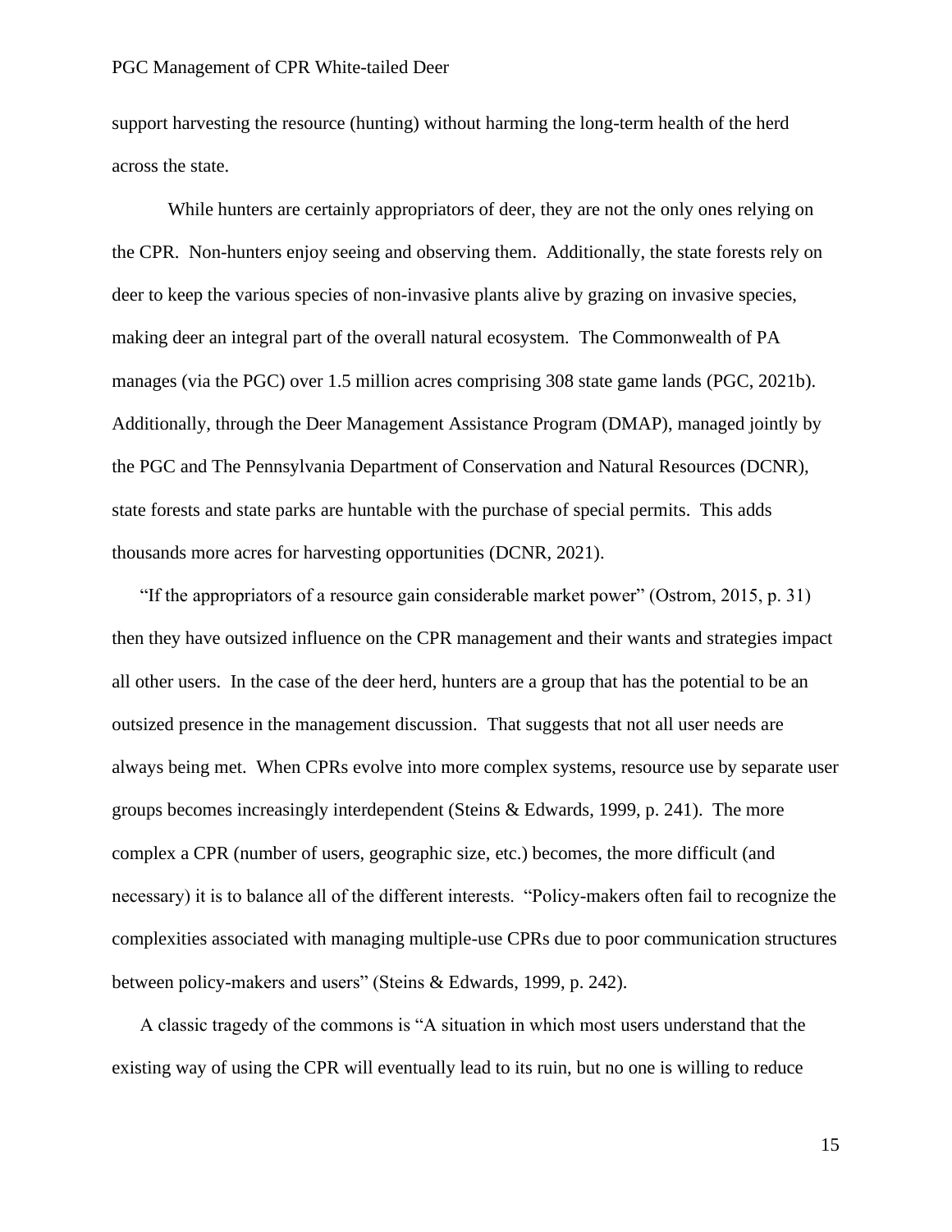support harvesting the resource (hunting) without harming the long-term health of the herd across the state.

While hunters are certainly appropriators of deer, they are not the only ones relying on the CPR. Non-hunters enjoy seeing and observing them. Additionally, the state forests rely on deer to keep the various species of non-invasive plants alive by grazing on invasive species, making deer an integral part of the overall natural ecosystem. The Commonwealth of PA manages (via the PGC) over 1.5 million acres comprising 308 state game lands (PGC, 2021b). Additionally, through the Deer Management Assistance Program (DMAP), managed jointly by the PGC and The Pennsylvania Department of Conservation and Natural Resources (DCNR), state forests and state parks are huntable with the purchase of special permits. This adds thousands more acres for harvesting opportunities (DCNR, 2021).

"If the appropriators of a resource gain considerable market power" (Ostrom, 2015, p. 31) then they have outsized influence on the CPR management and their wants and strategies impact all other users. In the case of the deer herd, hunters are a group that has the potential to be an outsized presence in the management discussion. That suggests that not all user needs are always being met. When CPRs evolve into more complex systems, resource use by separate user groups becomes increasingly interdependent (Steins & Edwards, 1999, p. 241). The more complex a CPR (number of users, geographic size, etc.) becomes, the more difficult (and necessary) it is to balance all of the different interests. "Policy-makers often fail to recognize the complexities associated with managing multiple-use CPRs due to poor communication structures between policy-makers and users" (Steins & Edwards, 1999, p. 242).

A classic tragedy of the commons is "A situation in which most users understand that the existing way of using the CPR will eventually lead to its ruin, but no one is willing to reduce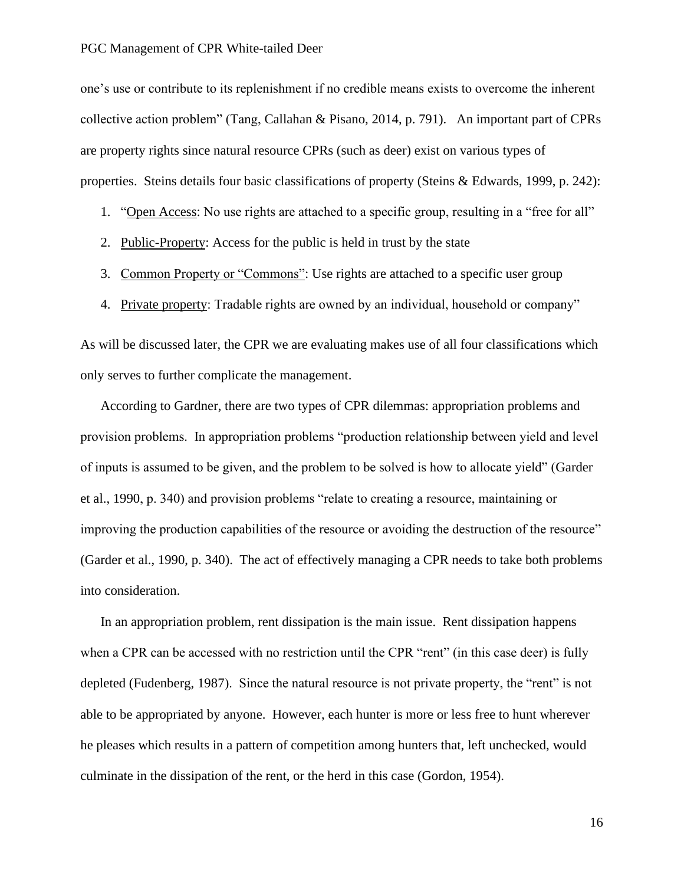one's use or contribute to its replenishment if no credible means exists to overcome the inherent collective action problem" (Tang, Callahan & Pisano, 2014, p. 791). An important part of CPRs are property rights since natural resource CPRs (such as deer) exist on various types of properties. Steins details four basic classifications of property (Steins & Edwards, 1999, p. 242):

1. "Open Access: No use rights are attached to a specific group, resulting in a "free for all"
2. Public-Property: Access for the public is held in trust by the state
3. Common Property or "Commons": Use rights are attached to a specific user group
4. Private property: Tradable rights are owned by an individual, household or company"

As will be discussed later, the CPR we are evaluating makes use of all four classifications which only serves to further complicate the management.

According to Gardner, there are two types of CPR dilemmas: appropriation problems and provision problems. In appropriation problems "production relationship between yield and level of inputs is assumed to be given, and the problem to be solved is how to allocate yield" (Garder et al., 1990, p. 340) and provision problems "relate to creating a resource, maintaining or improving the production capabilities of the resource or avoiding the destruction of the resource" (Garder et al., 1990, p. 340). The act of effectively managing a CPR needs to take both problems into consideration.

In an appropriation problem, rent dissipation is the main issue. Rent dissipation happens when a CPR can be accessed with no restriction until the CPR "rent" (in this case deer) is fully depleted (Fudenberg, 1987). Since the natural resource is not private property, the "rent" is not able to be appropriated by anyone. However, each hunter is more or less free to hunt wherever he pleases which results in a pattern of competition among hunters that, left unchecked, would culminate in the dissipation of the rent, or the herd in this case (Gordon, 1954).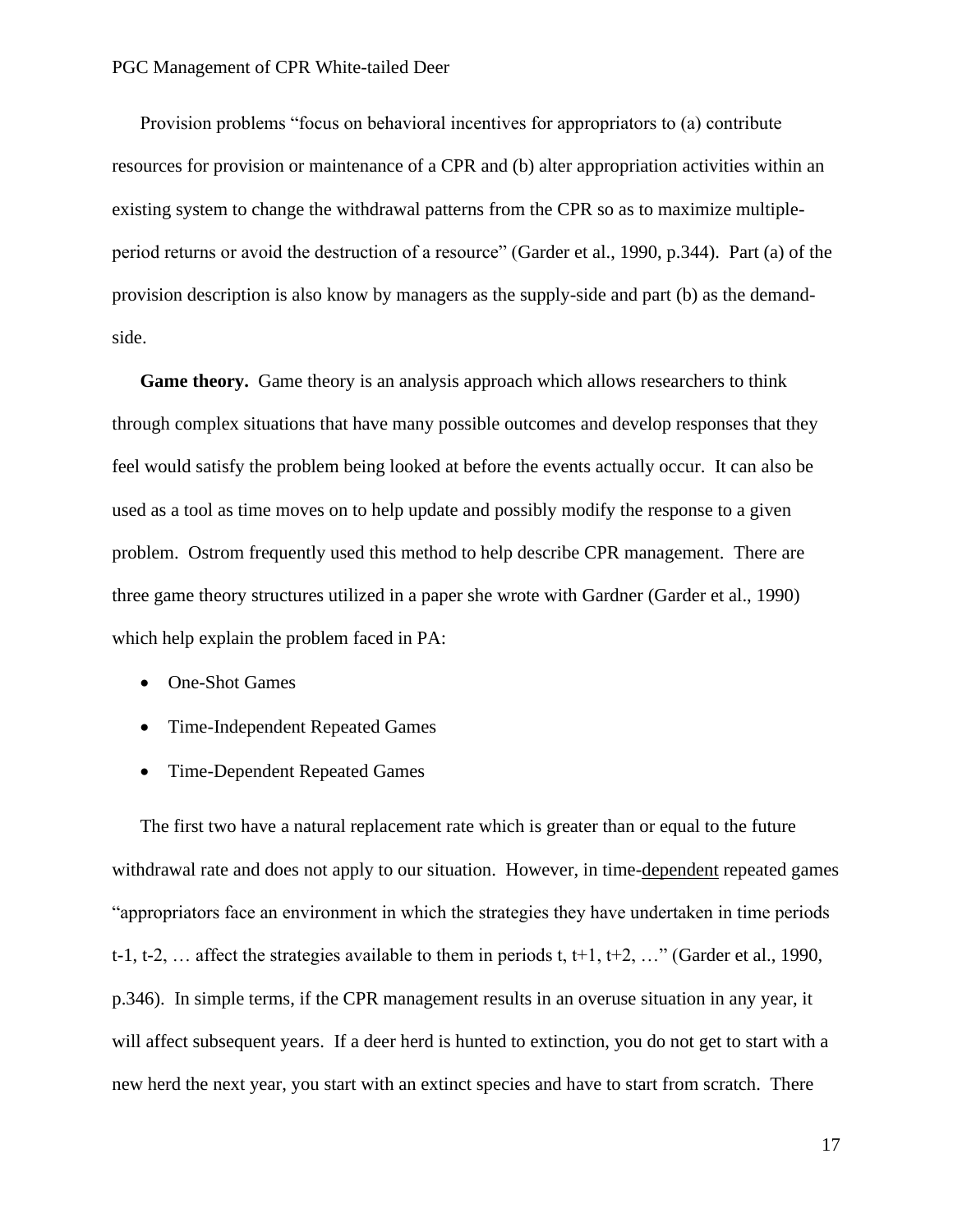Provision problems "focus on behavioral incentives for appropriators to (a) contribute resources for provision or maintenance of a CPR and (b) alter appropriation activities within an existing system to change the withdrawal patterns from the CPR so as to maximize multiple-period returns or avoid the destruction of a resource" (Garder et al., 1990, p.344). Part (a) of the provision description is also know by managers as the supply-side and part (b) as the demand-side.

**Game theory.** Game theory is an analysis approach which allows researchers to think through complex situations that have many possible outcomes and develop responses that they feel would satisfy the problem being looked at before the events actually occur. It can also be used as a tool as time moves on to help update and possibly modify the response to a given problem. Ostrom frequently used this method to help describe CPR management. There are three game theory structures utilized in a paper she wrote with Gardner (Garder et al., 1990) which help explain the problem faced in PA:

- One-Shot Games
- Time-Independent Repeated Games
- Time-Dependent Repeated Games

The first two have a natural replacement rate which is greater than or equal to the future withdrawal rate and does not apply to our situation. However, in time-dependent repeated games "appropriators face an environment in which the strategies they have undertaken in time periods t-1, t-2, … affect the strategies available to them in periods t, t+1, t+2, …" (Garder et al., 1990, p.346). In simple terms, if the CPR management results in an overuse situation in any year, it will affect subsequent years. If a deer herd is hunted to extinction, you do not get to start with a new herd the next year, you start with an extinct species and have to start from scratch. There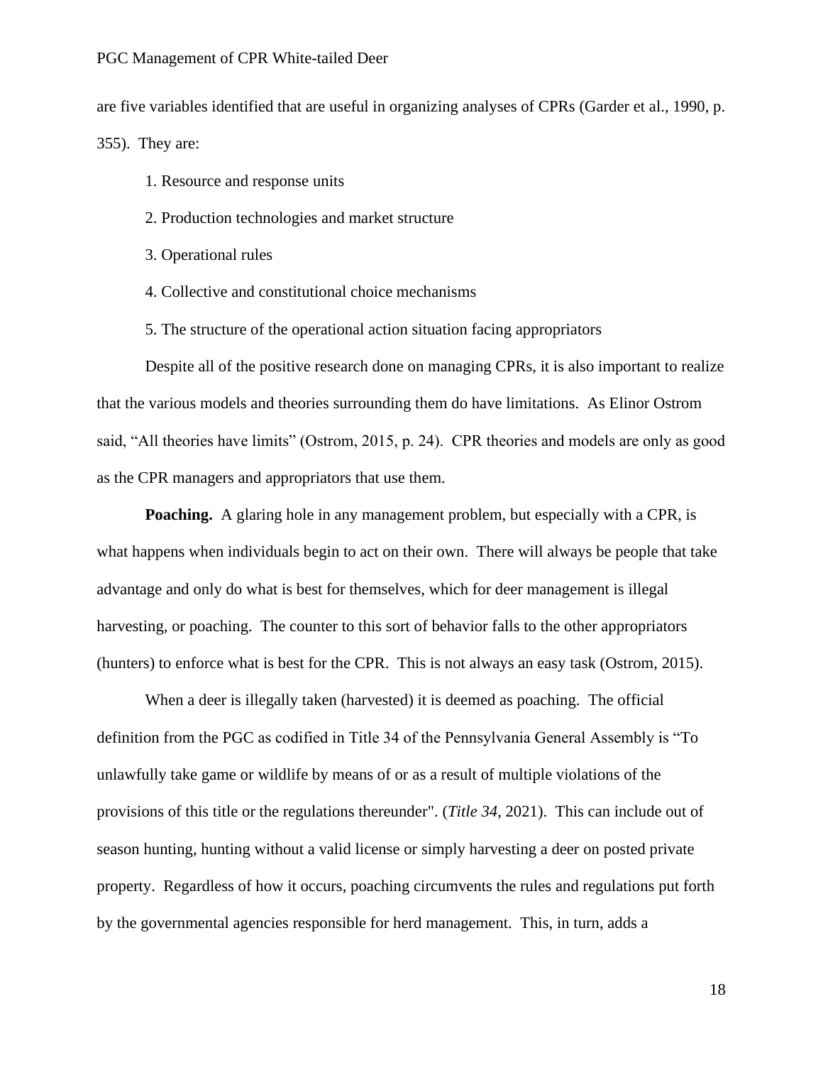are five variables identified that are useful in organizing analyses of CPRs (Garder et al., 1990, p. 355). They are:

1. Resource and response units
2. Production technologies and market structure
3. Operational rules
4. Collective and constitutional choice mechanisms
5. The structure of the operational action situation facing appropriators

Despite all of the positive research done on managing CPRs, it is also important to realize that the various models and theories surrounding them do have limitations. As Elinor Ostrom said, “All theories have limits” (Ostrom, 2015, p. 24). CPR theories and models are only as good as the CPR managers and appropriators that use them.

**Poaching.** A glaring hole in any management problem, but especially with a CPR, is what happens when individuals begin to act on their own. There will always be people that take advantage and only do what is best for themselves, which for deer management is illegal harvesting, or poaching. The counter to this sort of behavior falls to the other appropriators (hunters) to enforce what is best for the CPR. This is not always an easy task (Ostrom, 2015).

When a deer is illegally taken (harvested) it is deemed as poaching. The official definition from the PGC as codified in Title 34 of the Pennsylvania General Assembly is “To unlawfully take game or wildlife by means of or as a result of multiple violations of the provisions of this title or the regulations thereunder". (*Title 34*, 2021). This can include out of season hunting, hunting without a valid license or simply harvesting a deer on posted private property. Regardless of how it occurs, poaching circumvents the rules and regulations put forth by the governmental agencies responsible for herd management. This, in turn, adds a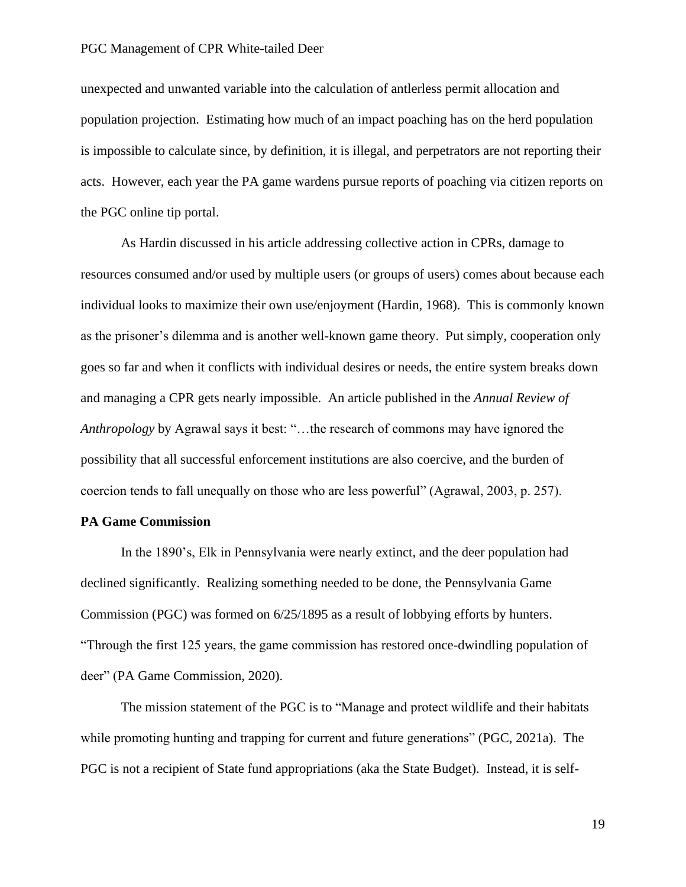unexpected and unwanted variable into the calculation of antlerless permit allocation and population projection. Estimating how much of an impact poaching has on the herd population is impossible to calculate since, by definition, it is illegal, and perpetrators are not reporting their acts. However, each year the PA game wardens pursue reports of poaching via citizen reports on the PGC online tip portal.

As Hardin discussed in his article addressing collective action in CPRs, damage to resources consumed and/or used by multiple users (or groups of users) comes about because each individual looks to maximize their own use/enjoyment (Hardin, 1968). This is commonly known as the prisoner's dilemma and is another well-known game theory. Put simply, cooperation only goes so far and when it conflicts with individual desires or needs, the entire system breaks down and managing a CPR gets nearly impossible. An article published in the *Annual Review of Anthropology* by Agrawal says it best: "…the research of commons may have ignored the possibility that all successful enforcement institutions are also coercive, and the burden of coercion tends to fall unequally on those who are less powerful" (Agrawal, 2003, p. 257).

**PA Game Commission**

In the 1890's, Elk in Pennsylvania were nearly extinct, and the deer population had declined significantly. Realizing something needed to be done, the Pennsylvania Game Commission (PGC) was formed on 6/25/1895 as a result of lobbying efforts by hunters. "Through the first 125 years, the game commission has restored once-dwindling population of deer" (PA Game Commission, 2020).

The mission statement of the PGC is to "Manage and protect wildlife and their habitats while promoting hunting and trapping for current and future generations" (PGC, 2021a). The PGC is not a recipient of State fund appropriations (aka the State Budget). Instead, it is self-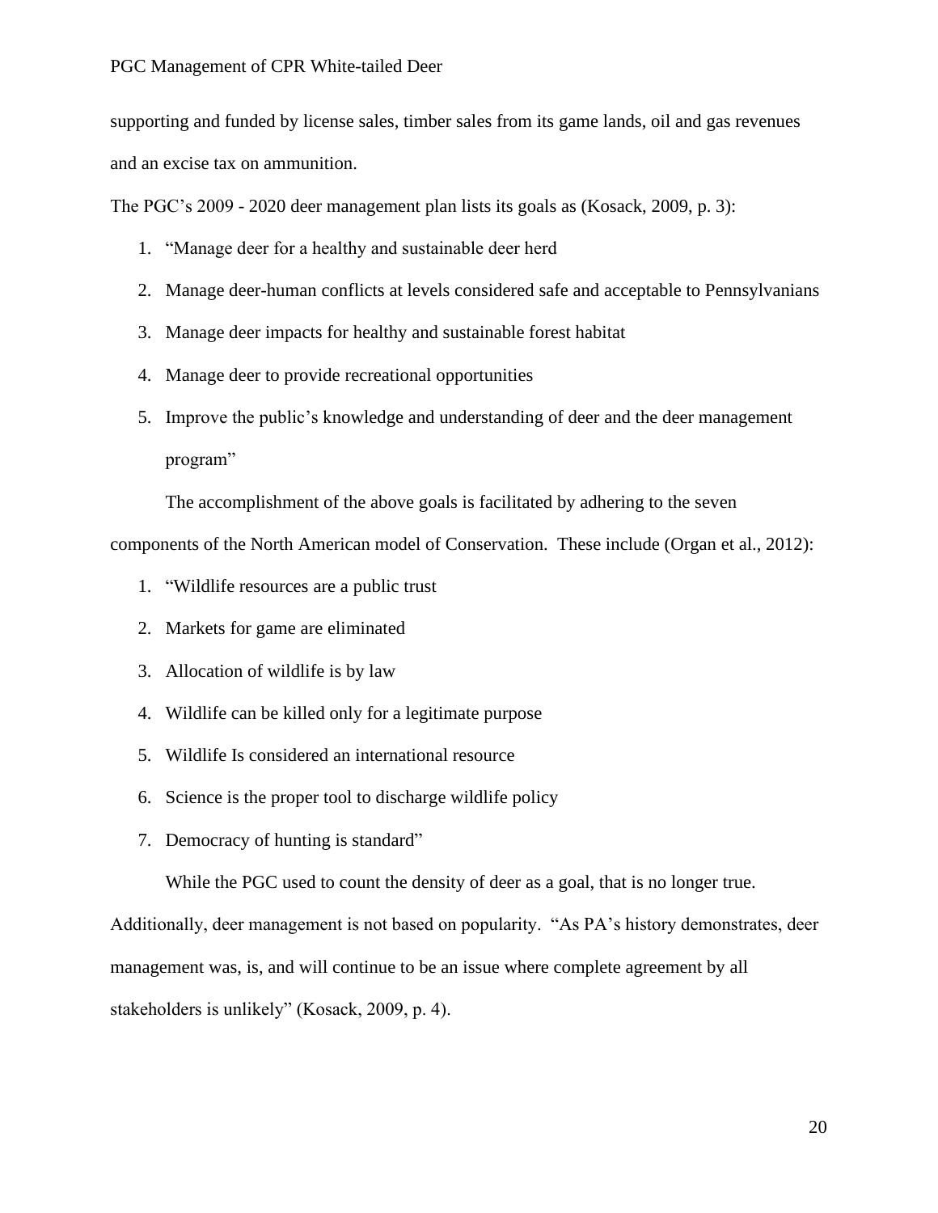supporting and funded by license sales, timber sales from its game lands, oil and gas revenues and an excise tax on ammunition.

The PGC's 2009 - 2020 deer management plan lists its goals as (Kosack, 2009, p. 3):

1. "Manage deer for a healthy and sustainable deer herd
2. Manage deer-human conflicts at levels considered safe and acceptable to Pennsylvanians
3. Manage deer impacts for healthy and sustainable forest habitat
4. Manage deer to provide recreational opportunities
5. Improve the public's knowledge and understanding of deer and the deer management program"

The accomplishment of the above goals is facilitated by adhering to the seven components of the North American model of Conservation. These include (Organ et al., 2012):

1. "Wildlife resources are a public trust
2. Markets for game are eliminated
3. Allocation of wildlife is by law
4. Wildlife can be killed only for a legitimate purpose
5. Wildlife Is considered an international resource
6. Science is the proper tool to discharge wildlife policy
7. Democracy of hunting is standard"

While the PGC used to count the density of deer as a goal, that is no longer true. Additionally, deer management is not based on popularity. "As PA's history demonstrates, deer management was, is, and will continue to be an issue where complete agreement by all stakeholders is unlikely" (Kosack, 2009, p. 4).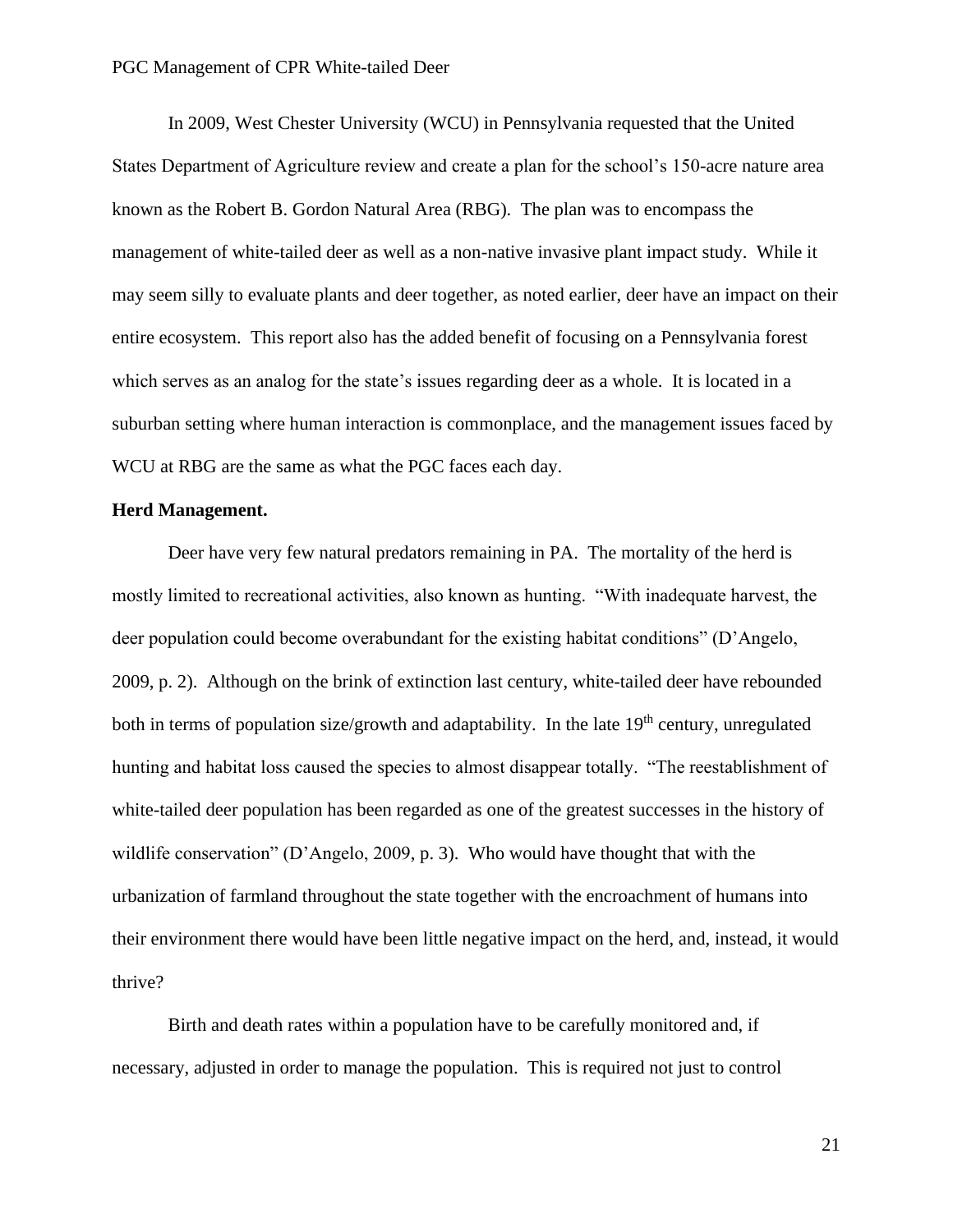In 2009, West Chester University (WCU) in Pennsylvania requested that the United States Department of Agriculture review and create a plan for the school's 150-acre nature area known as the Robert B. Gordon Natural Area (RBG). The plan was to encompass the management of white-tailed deer as well as a non-native invasive plant impact study. While it may seem silly to evaluate plants and deer together, as noted earlier, deer have an impact on their entire ecosystem. This report also has the added benefit of focusing on a Pennsylvania forest which serves as an analog for the state's issues regarding deer as a whole. It is located in a suburban setting where human interaction is commonplace, and the management issues faced by WCU at RBG are the same as what the PGC faces each day.

**Herd Management.**

Deer have very few natural predators remaining in PA. The mortality of the herd is mostly limited to recreational activities, also known as hunting. "With inadequate harvest, the deer population could become overabundant for the existing habitat conditions" (D'Angelo, 2009, p. 2). Although on the brink of extinction last century, white-tailed deer have rebounded both in terms of population size/growth and adaptability. In the late 19th century, unregulated hunting and habitat loss caused the species to almost disappear totally. "The reestablishment of white-tailed deer population has been regarded as one of the greatest successes in the history of wildlife conservation" (D'Angelo, 2009, p. 3). Who would have thought that with the urbanization of farmland throughout the state together with the encroachment of humans into their environment there would have been little negative impact on the herd, and, instead, it would thrive?

Birth and death rates within a population have to be carefully monitored and, if necessary, adjusted in order to manage the population. This is required not just to control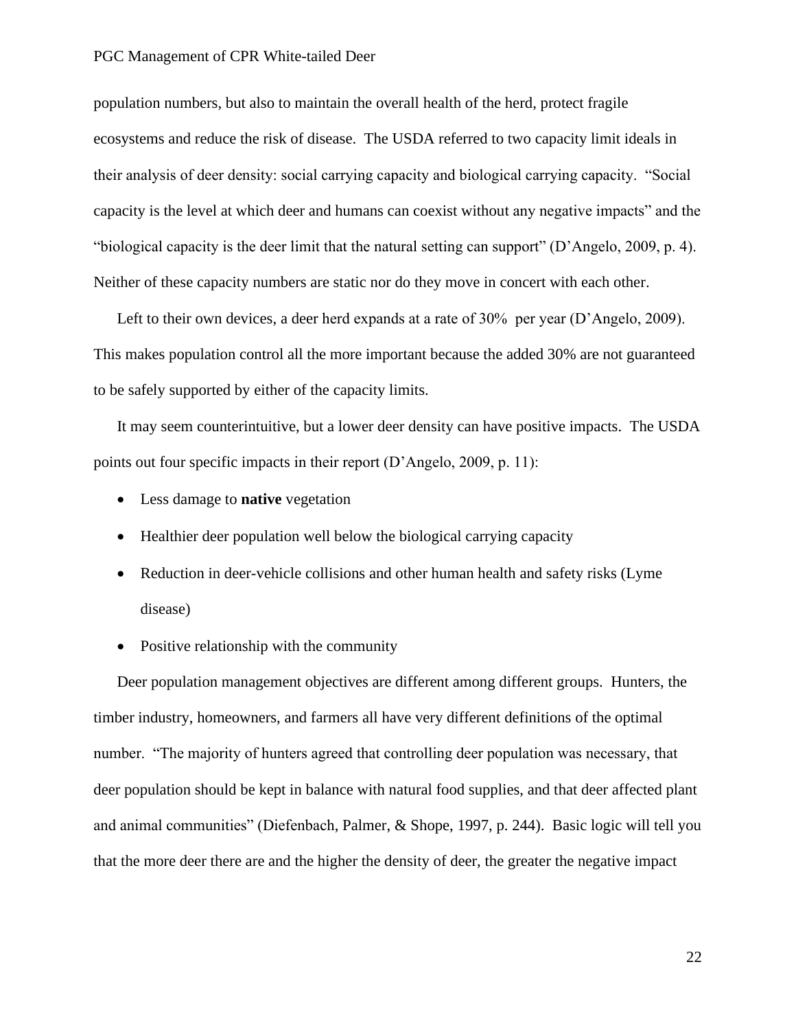population numbers, but also to maintain the overall health of the herd, protect fragile ecosystems and reduce the risk of disease. The USDA referred to two capacity limit ideals in their analysis of deer density: social carrying capacity and biological carrying capacity. "Social capacity is the level at which deer and humans can coexist without any negative impacts" and the "biological capacity is the deer limit that the natural setting can support" (D'Angelo, 2009, p. 4). Neither of these capacity numbers are static nor do they move in concert with each other.

Left to their own devices, a deer herd expands at a rate of 30% per year (D'Angelo, 2009). This makes population control all the more important because the added 30% are not guaranteed to be safely supported by either of the capacity limits.

It may seem counterintuitive, but a lower deer density can have positive impacts. The USDA points out four specific impacts in their report (D'Angelo, 2009, p. 11):

- Less damage to **native** vegetation
- Healthier deer population well below the biological carrying capacity
- Reduction in deer-vehicle collisions and other human health and safety risks (Lyme disease)
- Positive relationship with the community

Deer population management objectives are different among different groups. Hunters, the timber industry, homeowners, and farmers all have very different definitions of the optimal number. "The majority of hunters agreed that controlling deer population was necessary, that deer population should be kept in balance with natural food supplies, and that deer affected plant and animal communities" (Diefenbach, Palmer, & Shope, 1997, p. 244). Basic logic will tell you that the more deer there are and the higher the density of deer, the greater the negative impact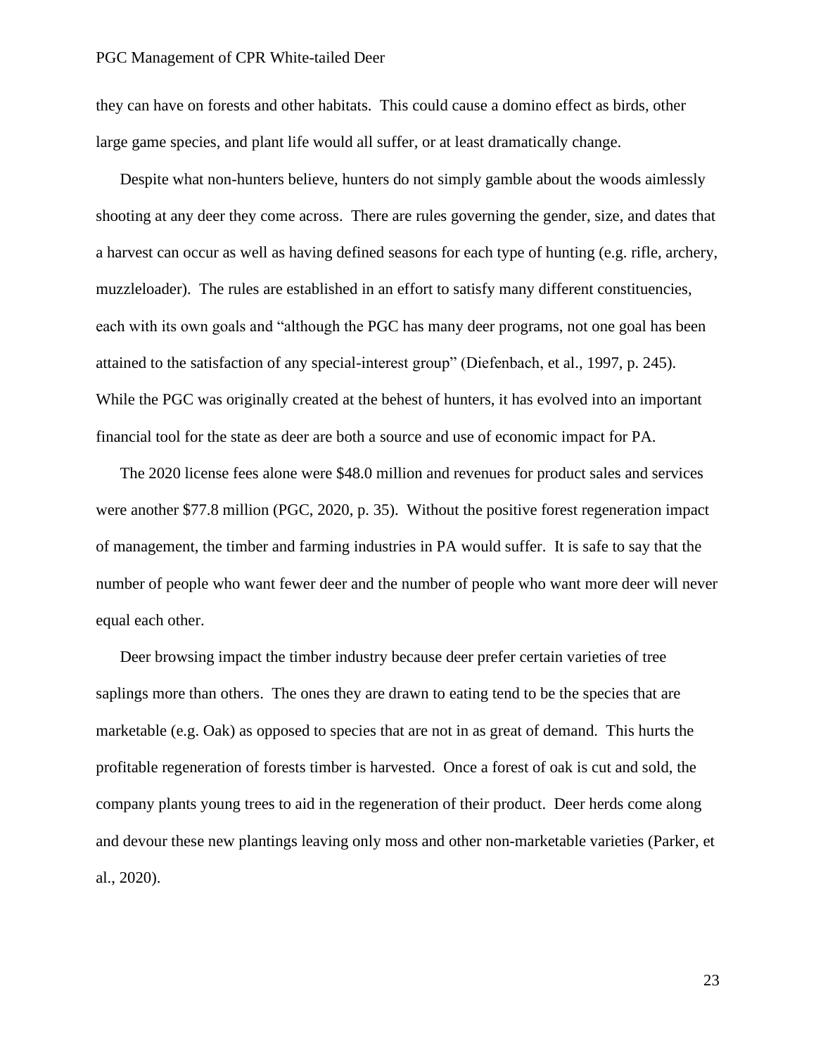they can have on forests and other habitats. This could cause a domino effect as birds, other large game species, and plant life would all suffer, or at least dramatically change.

Despite what non-hunters believe, hunters do not simply gamble about the woods aimlessly shooting at any deer they come across. There are rules governing the gender, size, and dates that a harvest can occur as well as having defined seasons for each type of hunting (e.g. rifle, archery, muzzleloader). The rules are established in an effort to satisfy many different constituencies, each with its own goals and "although the PGC has many deer programs, not one goal has been attained to the satisfaction of any special-interest group" (Diefenbach, et al., 1997, p. 245). While the PGC was originally created at the behest of hunters, it has evolved into an important financial tool for the state as deer are both a source and use of economic impact for PA.

The 2020 license fees alone were $48.0 million and revenues for product sales and services were another $77.8 million (PGC, 2020, p. 35). Without the positive forest regeneration impact of management, the timber and farming industries in PA would suffer. It is safe to say that the number of people who want fewer deer and the number of people who want more deer will never equal each other.

Deer browsing impact the timber industry because deer prefer certain varieties of tree saplings more than others. The ones they are drawn to eating tend to be the species that are marketable (e.g. Oak) as opposed to species that are not in as great of demand. This hurts the profitable regeneration of forests timber is harvested. Once a forest of oak is cut and sold, the company plants young trees to aid in the regeneration of their product. Deer herds come along and devour these new plantings leaving only moss and other non-marketable varieties (Parker, et al., 2020).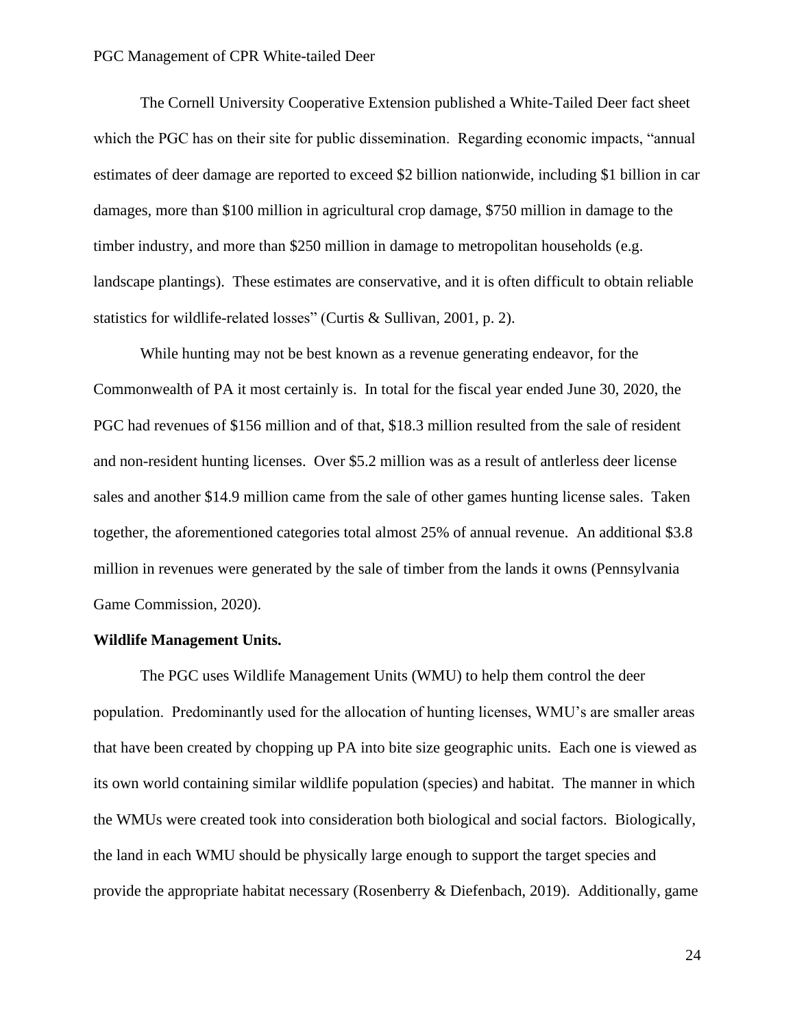The Cornell University Cooperative Extension published a White-Tailed Deer fact sheet which the PGC has on their site for public dissemination. Regarding economic impacts, "annual estimates of deer damage are reported to exceed $2 billion nationwide, including $1 billion in car damages, more than $100 million in agricultural crop damage, $750 million in damage to the timber industry, and more than $250 million in damage to metropolitan households (e.g. landscape plantings). These estimates are conservative, and it is often difficult to obtain reliable statistics for wildlife-related losses" (Curtis & Sullivan, 2001, p. 2).

While hunting may not be best known as a revenue generating endeavor, for the Commonwealth of PA it most certainly is. In total for the fiscal year ended June 30, 2020, the PGC had revenues of $156 million and of that, $18.3 million resulted from the sale of resident and non-resident hunting licenses. Over $5.2 million was as a result of antlerless deer license sales and another $14.9 million came from the sale of other games hunting license sales. Taken together, the aforementioned categories total almost 25% of annual revenue. An additional $3.8 million in revenues were generated by the sale of timber from the lands it owns (Pennsylvania Game Commission, 2020).

**Wildlife Management Units.**

The PGC uses Wildlife Management Units (WMU) to help them control the deer population. Predominantly used for the allocation of hunting licenses, WMU's are smaller areas that have been created by chopping up PA into bite size geographic units. Each one is viewed as its own world containing similar wildlife population (species) and habitat. The manner in which the WMUs were created took into consideration both biological and social factors. Biologically, the land in each WMU should be physically large enough to support the target species and provide the appropriate habitat necessary (Rosenberry & Diefenbach, 2019). Additionally, game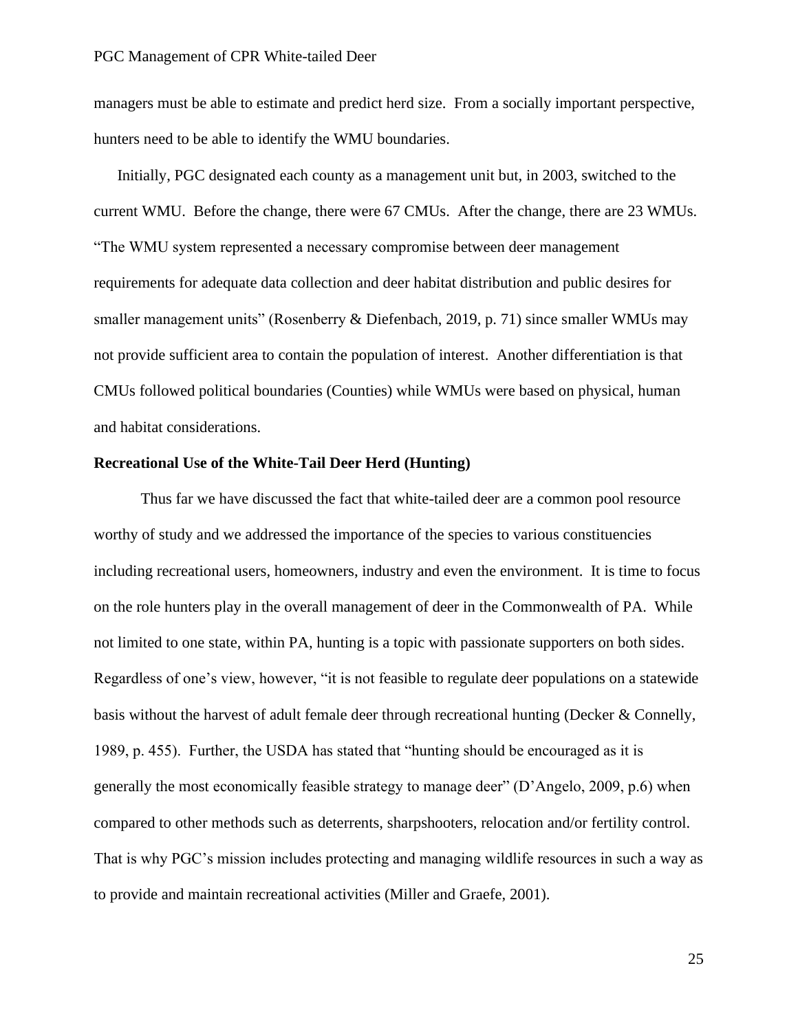managers must be able to estimate and predict herd size. From a socially important perspective, hunters need to be able to identify the WMU boundaries.

Initially, PGC designated each county as a management unit but, in 2003, switched to the current WMU. Before the change, there were 67 CMUs. After the change, there are 23 WMUs. "The WMU system represented a necessary compromise between deer management requirements for adequate data collection and deer habitat distribution and public desires for smaller management units" (Rosenberry & Diefenbach, 2019, p. 71) since smaller WMUs may not provide sufficient area to contain the population of interest. Another differentiation is that CMUs followed political boundaries (Counties) while WMUs were based on physical, human and habitat considerations.

**Recreational Use of the White-Tail Deer Herd (Hunting)**

Thus far we have discussed the fact that white-tailed deer are a common pool resource worthy of study and we addressed the importance of the species to various constituencies including recreational users, homeowners, industry and even the environment. It is time to focus on the role hunters play in the overall management of deer in the Commonwealth of PA. While not limited to one state, within PA, hunting is a topic with passionate supporters on both sides. Regardless of one's view, however, "it is not feasible to regulate deer populations on a statewide basis without the harvest of adult female deer through recreational hunting (Decker & Connelly, 1989, p. 455). Further, the USDA has stated that "hunting should be encouraged as it is generally the most economically feasible strategy to manage deer" (D'Angelo, 2009, p.6) when compared to other methods such as deterrents, sharpshooters, relocation and/or fertility control. That is why PGC's mission includes protecting and managing wildlife resources in such a way as to provide and maintain recreational activities (Miller and Graefe, 2001).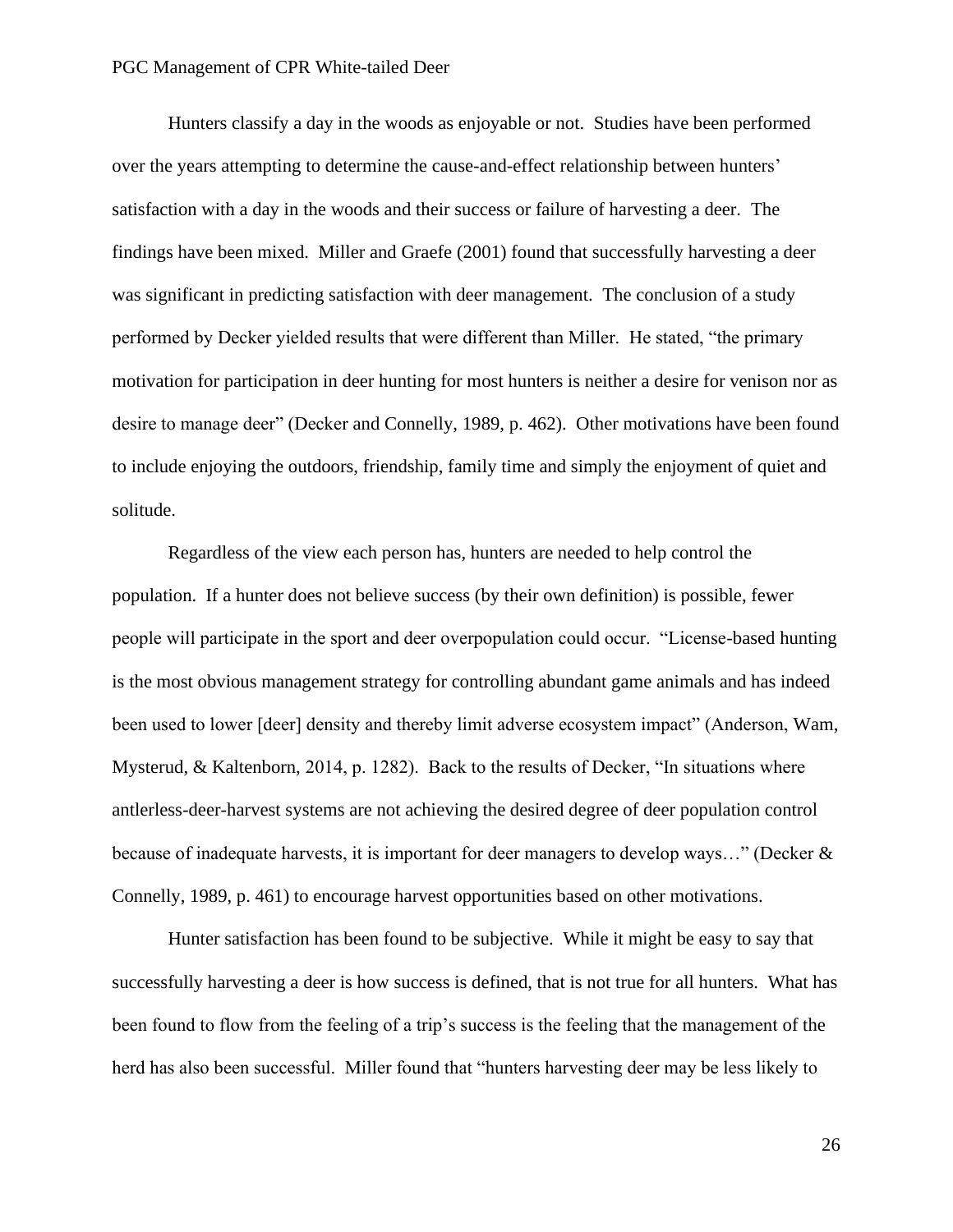Hunters classify a day in the woods as enjoyable or not. Studies have been performed over the years attempting to determine the cause-and-effect relationship between hunters' satisfaction with a day in the woods and their success or failure of harvesting a deer. The findings have been mixed. Miller and Graefe (2001) found that successfully harvesting a deer was significant in predicting satisfaction with deer management. The conclusion of a study performed by Decker yielded results that were different than Miller. He stated, "the primary motivation for participation in deer hunting for most hunters is neither a desire for venison nor as desire to manage deer" (Decker and Connelly, 1989, p. 462). Other motivations have been found to include enjoying the outdoors, friendship, family time and simply the enjoyment of quiet and solitude.

Regardless of the view each person has, hunters are needed to help control the population. If a hunter does not believe success (by their own definition) is possible, fewer people will participate in the sport and deer overpopulation could occur. "License-based hunting is the most obvious management strategy for controlling abundant game animals and has indeed been used to lower [deer] density and thereby limit adverse ecosystem impact" (Anderson, Wam, Mysterud, & Kaltenborn, 2014, p. 1282). Back to the results of Decker, "In situations where antlerless-deer-harvest systems are not achieving the desired degree of deer population control because of inadequate harvests, it is important for deer managers to develop ways…" (Decker & Connelly, 1989, p. 461) to encourage harvest opportunities based on other motivations.

Hunter satisfaction has been found to be subjective. While it might be easy to say that successfully harvesting a deer is how success is defined, that is not true for all hunters. What has been found to flow from the feeling of a trip's success is the feeling that the management of the herd has also been successful. Miller found that "hunters harvesting deer may be less likely to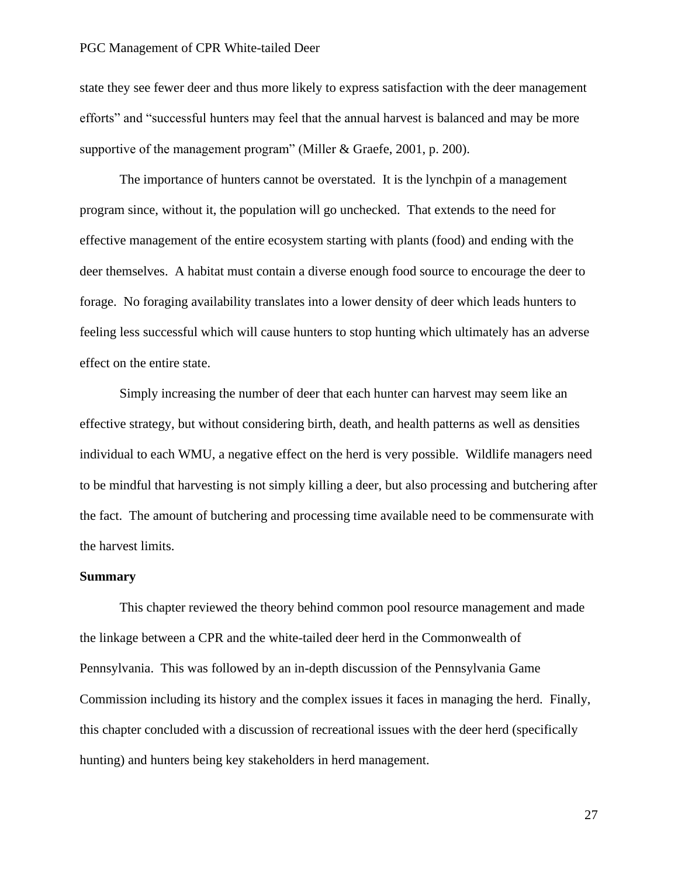state they see fewer deer and thus more likely to express satisfaction with the deer management efforts" and "successful hunters may feel that the annual harvest is balanced and may be more supportive of the management program" (Miller & Graefe, 2001, p. 200).

The importance of hunters cannot be overstated. It is the lynchpin of a management program since, without it, the population will go unchecked. That extends to the need for effective management of the entire ecosystem starting with plants (food) and ending with the deer themselves. A habitat must contain a diverse enough food source to encourage the deer to forage. No foraging availability translates into a lower density of deer which leads hunters to feeling less successful which will cause hunters to stop hunting which ultimately has an adverse effect on the entire state.

Simply increasing the number of deer that each hunter can harvest may seem like an effective strategy, but without considering birth, death, and health patterns as well as densities individual to each WMU, a negative effect on the herd is very possible. Wildlife managers need to be mindful that harvesting is not simply killing a deer, but also processing and butchering after the fact. The amount of butchering and processing time available need to be commensurate with the harvest limits.

**Summary**

This chapter reviewed the theory behind common pool resource management and made the linkage between a CPR and the white-tailed deer herd in the Commonwealth of Pennsylvania. This was followed by an in-depth discussion of the Pennsylvania Game Commission including its history and the complex issues it faces in managing the herd. Finally, this chapter concluded with a discussion of recreational issues with the deer herd (specifically hunting) and hunters being key stakeholders in herd management.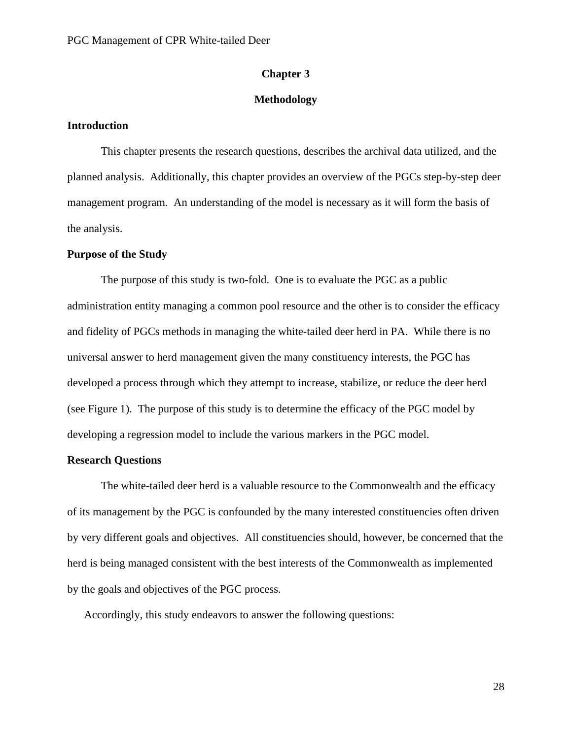## Chapter 3

## Methodology

### Introduction

This chapter presents the research questions, describes the archival data utilized, and the planned analysis. Additionally, this chapter provides an overview of the PGCs step-by-step deer management program. An understanding of the model is necessary as it will form the basis of the analysis.

### Purpose of the Study

The purpose of this study is two-fold. One is to evaluate the PGC as a public administration entity managing a common pool resource and the other is to consider the efficacy and fidelity of PGCs methods in managing the white-tailed deer herd in PA. While there is no universal answer to herd management given the many constituency interests, the PGC has developed a process through which they attempt to increase, stabilize, or reduce the deer herd (see Figure 1). The purpose of this study is to determine the efficacy of the PGC model by developing a regression model to include the various markers in the PGC model.

### Research Questions

The white-tailed deer herd is a valuable resource to the Commonwealth and the efficacy of its management by the PGC is confounded by the many interested constituencies often driven by very different goals and objectives. All constituencies should, however, be concerned that the herd is being managed consistent with the best interests of the Commonwealth as implemented by the goals and objectives of the PGC process.

Accordingly, this study endeavors to answer the following questions: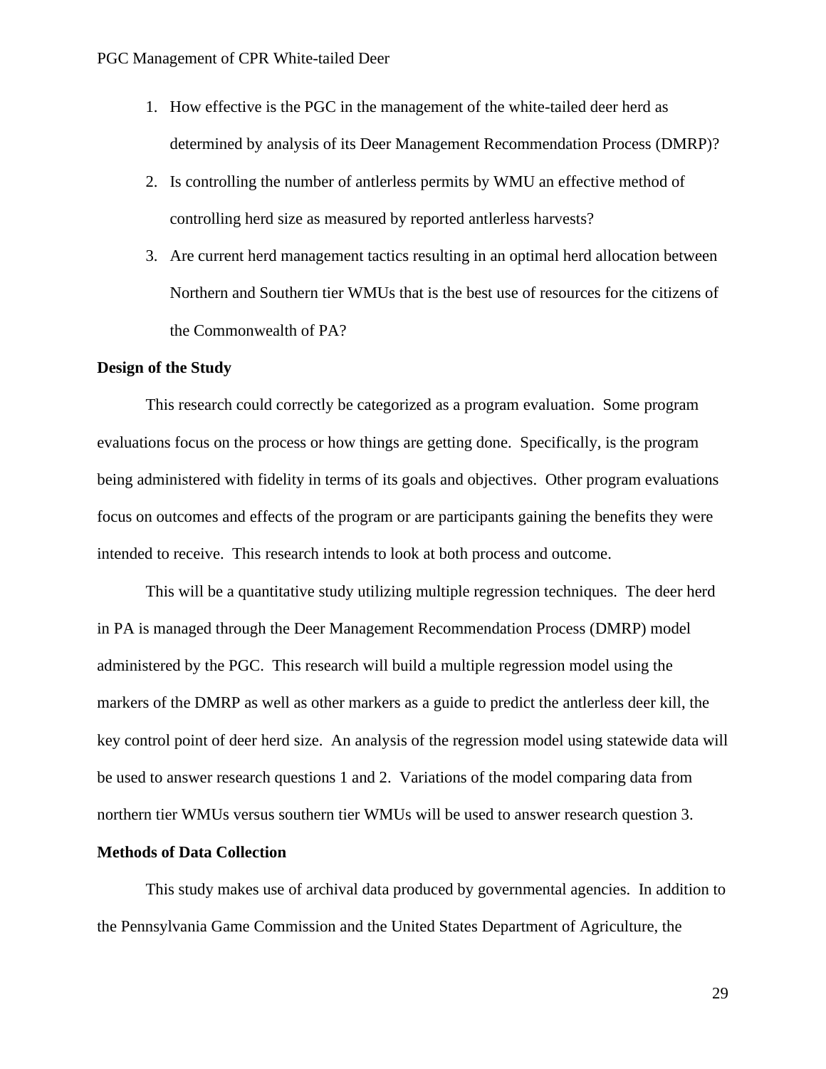1. How effective is the PGC in the management of the white-tailed deer herd as determined by analysis of its Deer Management Recommendation Process (DMRP)?
2. Is controlling the number of antlerless permits by WMU an effective method of controlling herd size as measured by reported antlerless harvests?
3. Are current herd management tactics resulting in an optimal herd allocation between Northern and Southern tier WMUs that is the best use of resources for the citizens of the Commonwealth of PA?

**Design of the Study**

This research could correctly be categorized as a program evaluation. Some program evaluations focus on the process or how things are getting done. Specifically, is the program being administered with fidelity in terms of its goals and objectives. Other program evaluations focus on outcomes and effects of the program or are participants gaining the benefits they were intended to receive. This research intends to look at both process and outcome.

This will be a quantitative study utilizing multiple regression techniques. The deer herd in PA is managed through the Deer Management Recommendation Process (DMRP) model administered by the PGC. This research will build a multiple regression model using the markers of the DMRP as well as other markers as a guide to predict the antlerless deer kill, the key control point of deer herd size. An analysis of the regression model using statewide data will be used to answer research questions 1 and 2. Variations of the model comparing data from northern tier WMUs versus southern tier WMUs will be used to answer research question 3.

**Methods of Data Collection**

This study makes use of archival data produced by governmental agencies. In addition to the Pennsylvania Game Commission and the United States Department of Agriculture, the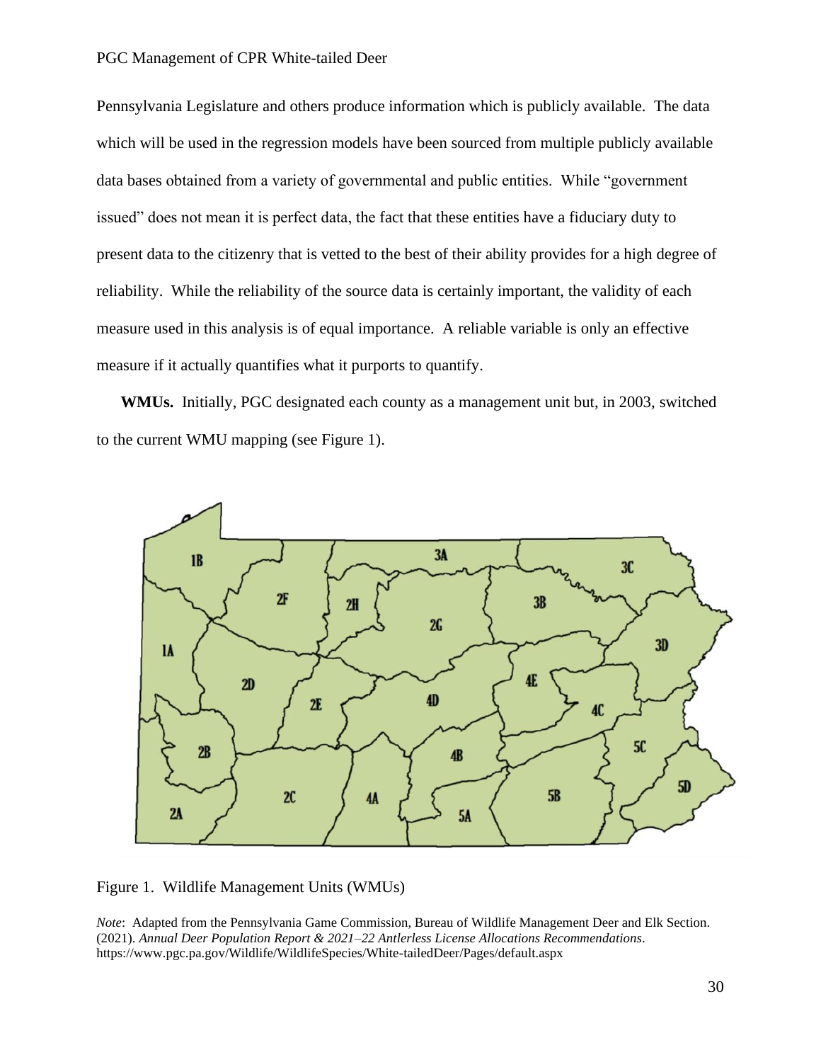Pennsylvania Legislature and others produce information which is publicly available. The data which will be used in the regression models have been sourced from multiple publicly available data bases obtained from a variety of governmental and public entities. While "government issued" does not mean it is perfect data, the fact that these entities have a fiduciary duty to present data to the citizenry that is vetted to the best of their ability provides for a high degree of reliability. While the reliability of the source data is certainly important, the validity of each measure used in this analysis is of equal importance. A reliable variable is only an effective measure if it actually quantifies what it purports to quantify.

**WMUs.** Initially, PGC designated each county as a management unit but, in 2003, switched to the current WMU mapping (see Figure 1).

Figure 1. Wildlife Management Units (WMUs)

*Note*: Adapted from the Pennsylvania Game Commission, Bureau of Wildlife Management Deer and Elk Section. (2021). *Annual Deer Population Report & 2021–22 Antlerless License Allocations Recommendations*. https://www.pgc.pa.gov/Wildlife/WildlifeSpecies/White-tailedDeer/Pages/default.aspx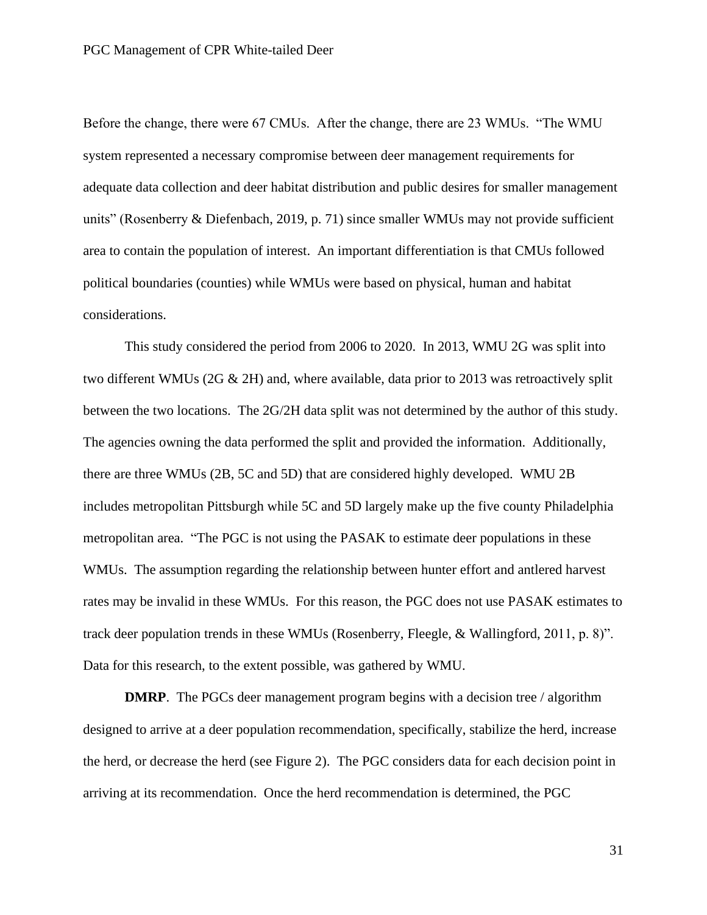Before the change, there were 67 CMUs. After the change, there are 23 WMUs. "The WMU system represented a necessary compromise between deer management requirements for adequate data collection and deer habitat distribution and public desires for smaller management units" (Rosenberry & Diefenbach, 2019, p. 71) since smaller WMUs may not provide sufficient area to contain the population of interest. An important differentiation is that CMUs followed political boundaries (counties) while WMUs were based on physical, human and habitat considerations.

This study considered the period from 2006 to 2020. In 2013, WMU 2G was split into two different WMUs (2G & 2H) and, where available, data prior to 2013 was retroactively split between the two locations. The 2G/2H data split was not determined by the author of this study. The agencies owning the data performed the split and provided the information. Additionally, there are three WMUs (2B, 5C and 5D) that are considered highly developed. WMU 2B includes metropolitan Pittsburgh while 5C and 5D largely make up the five county Philadelphia metropolitan area. "The PGC is not using the PASAK to estimate deer populations in these WMUs. The assumption regarding the relationship between hunter effort and antlered harvest rates may be invalid in these WMUs. For this reason, the PGC does not use PASAK estimates to track deer population trends in these WMUs (Rosenberry, Fleegle, & Wallingford, 2011, p. 8)". Data for this research, to the extent possible, was gathered by WMU.

**DMRP**. The PGCs deer management program begins with a decision tree / algorithm designed to arrive at a deer population recommendation, specifically, stabilize the herd, increase the herd, or decrease the herd (see Figure 2). The PGC considers data for each decision point in arriving at its recommendation. Once the herd recommendation is determined, the PGC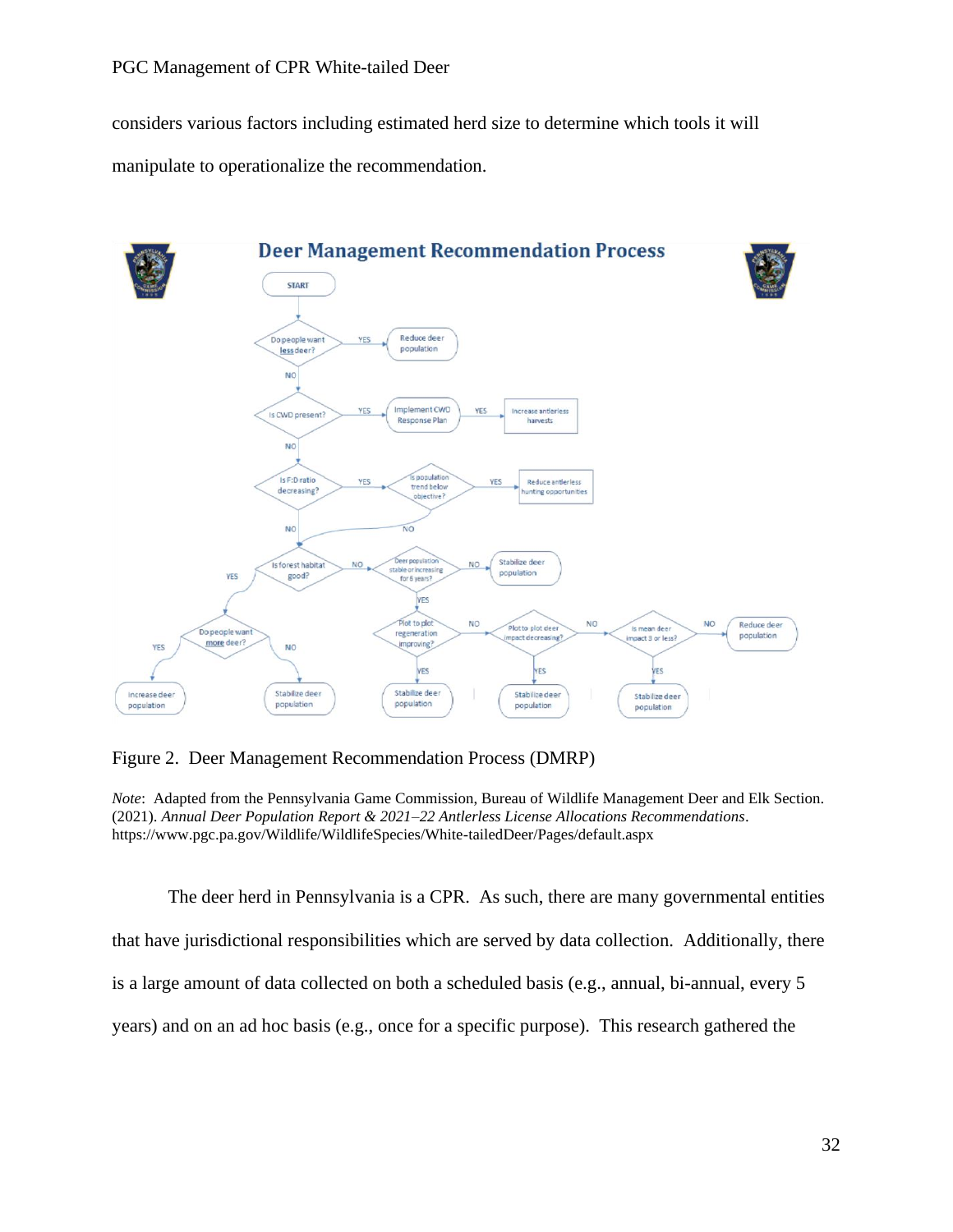considers various factors including estimated herd size to determine which tools it will manipulate to operationalize the recommendation.

Figure 2. Deer Management Recommendation Process (DMRP)

*Note*: Adapted from the Pennsylvania Game Commission, Bureau of Wildlife Management Deer and Elk Section. (2021). *Annual Deer Population Report & 2021–22 Antlerless License Allocations Recommendations*. https://www.pgc.pa.gov/Wildlife/WildlifeSpecies/White-tailedDeer/Pages/default.aspx

The deer herd in Pennsylvania is a CPR. As such, there are many governmental entities that have jurisdictional responsibilities which are served by data collection. Additionally, there is a large amount of data collected on both a scheduled basis (e.g., annual, bi-annual, every 5 years) and on an ad hoc basis (e.g., once for a specific purpose). This research gathered the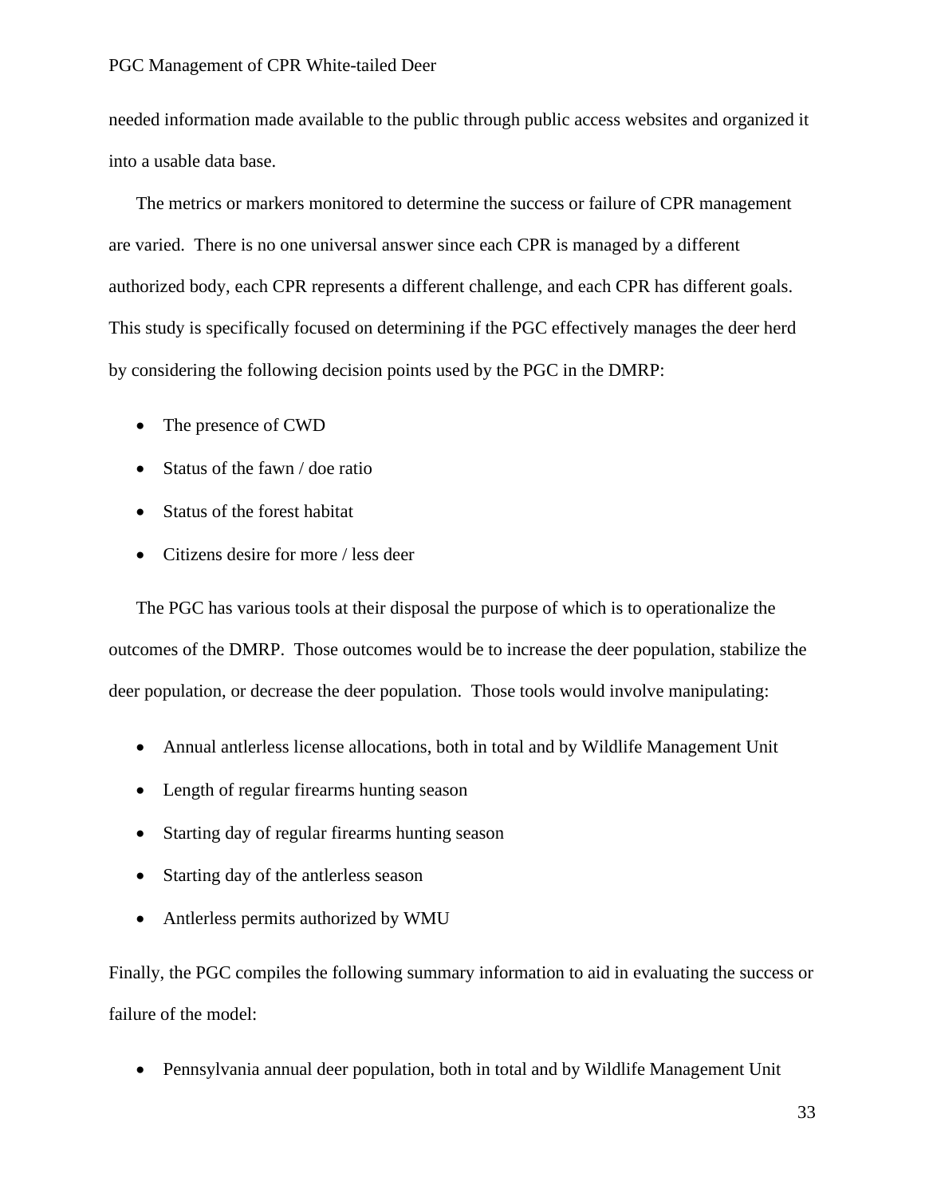needed information made available to the public through public access websites and organized it into a usable data base.

The metrics or markers monitored to determine the success or failure of CPR management are varied. There is no one universal answer since each CPR is managed by a different authorized body, each CPR represents a different challenge, and each CPR has different goals. This study is specifically focused on determining if the PGC effectively manages the deer herd by considering the following decision points used by the PGC in the DMRP:

- The presence of CWD
- Status of the fawn / doe ratio
- Status of the forest habitat
- Citizens desire for more / less deer

The PGC has various tools at their disposal the purpose of which is to operationalize the outcomes of the DMRP. Those outcomes would be to increase the deer population, stabilize the deer population, or decrease the deer population. Those tools would involve manipulating:

- Annual antlerless license allocations, both in total and by Wildlife Management Unit
- Length of regular firearms hunting season
- Starting day of regular firearms hunting season
- Starting day of the antlerless season
- Antlerless permits authorized by WMU

Finally, the PGC compiles the following summary information to aid in evaluating the success or failure of the model:

- Pennsylvania annual deer population, both in total and by Wildlife Management Unit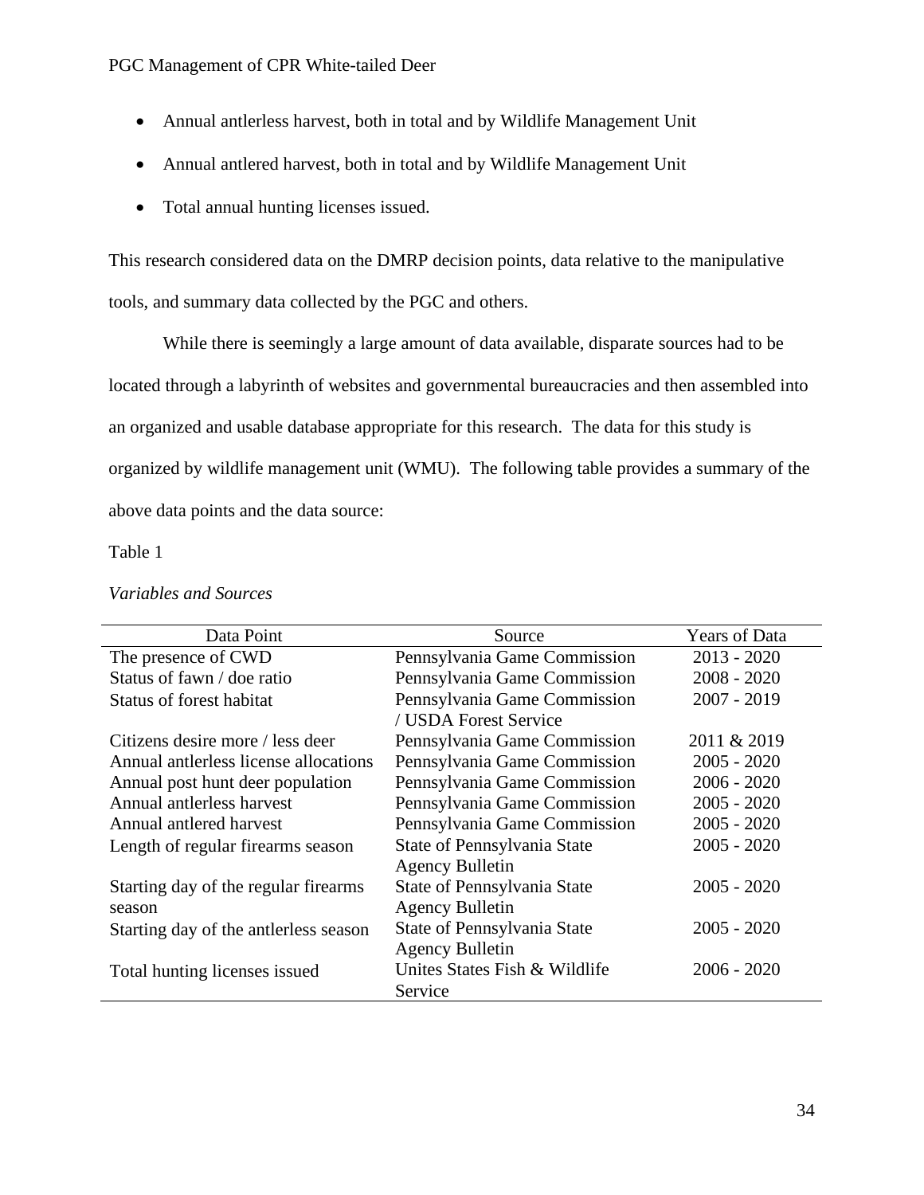- Annual antlerless harvest, both in total and by Wildlife Management Unit
- Annual antlered harvest, both in total and by Wildlife Management Unit
- Total annual hunting licenses issued.

This research considered data on the DMRP decision points, data relative to the manipulative tools, and summary data collected by the PGC and others.

While there is seemingly a large amount of data available, disparate sources had to be located through a labyrinth of websites and governmental bureaucracies and then assembled into an organized and usable database appropriate for this research. The data for this study is organized by wildlife management unit (WMU). The following table provides a summary of the above data points and the data source:

Table 1

*Variables and Sources*

| Data Point | Source | Years of Data |
|---|---|---|
| The presence of CWD | Pennsylvania Game Commission | 2013 - 2020 |
| Status of fawn / doe ratio | Pennsylvania Game Commission | 2008 - 2020 |
| Status of forest habitat | Pennsylvania Game Commission / USDA Forest Service | 2007 - 2019 |
| Citizens desire more / less deer | Pennsylvania Game Commission | 2011 & 2019 |
| Annual antlerless license allocations | Pennsylvania Game Commission | 2005 - 2020 |
| Annual post hunt deer population | Pennsylvania Game Commission | 2006 - 2020 |
| Annual antlerless harvest | Pennsylvania Game Commission | 2005 - 2020 |
| Annual antlered harvest | Pennsylvania Game Commission | 2005 - 2020 |
| Length of regular firearms season | State of Pennsylvania State Agency Bulletin | 2005 - 2020 |
| Starting day of the regular firearms season | State of Pennsylvania State Agency Bulletin | 2005 - 2020 |
| Starting day of the antlerless season | State of Pennsylvania State Agency Bulletin | 2005 - 2020 |
| Total hunting licenses issued | Unites States Fish & Wildlife Service | 2006 - 2020 |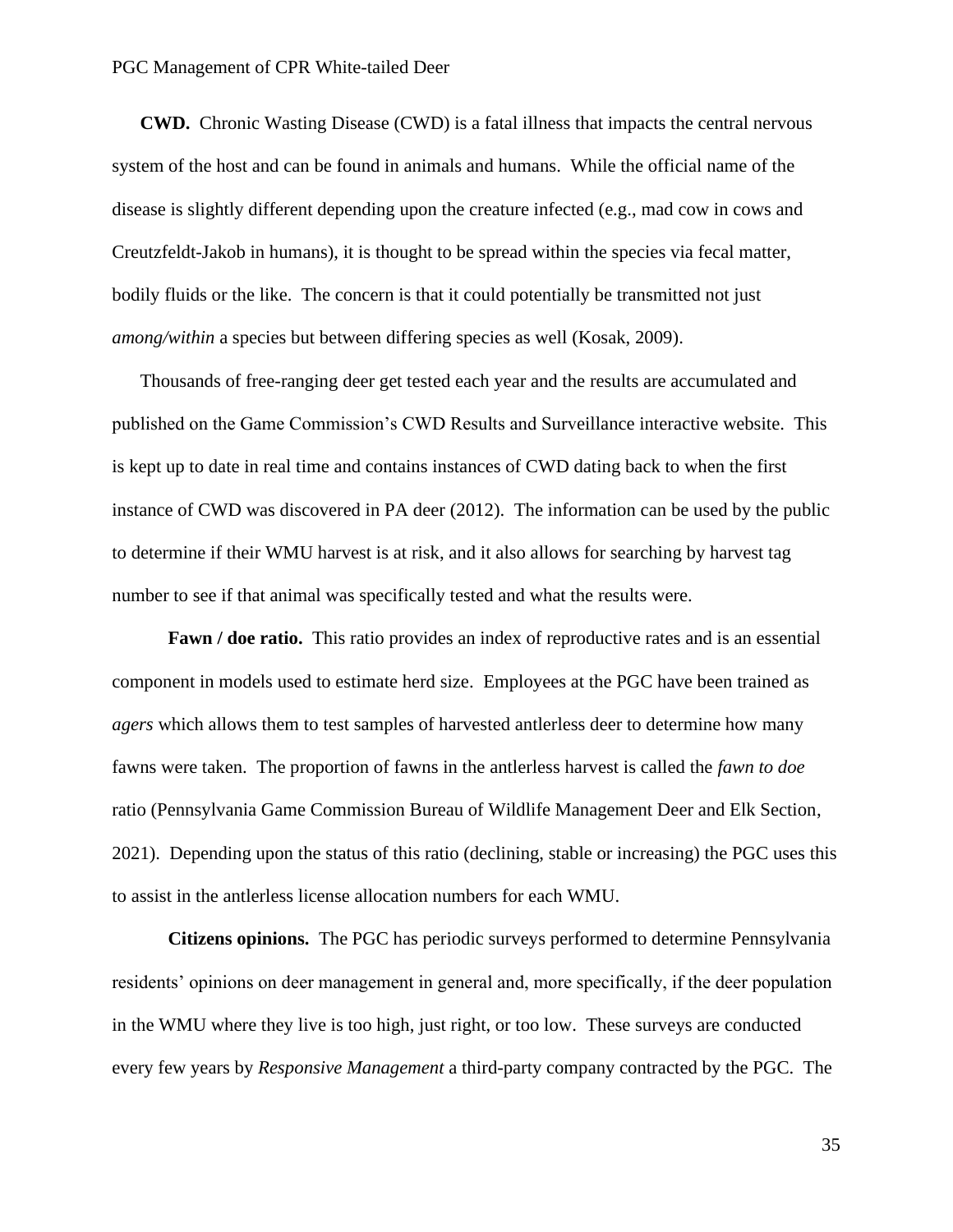**CWD.** Chronic Wasting Disease (CWD) is a fatal illness that impacts the central nervous system of the host and can be found in animals and humans. While the official name of the disease is slightly different depending upon the creature infected (e.g., mad cow in cows and Creutzfeldt-Jakob in humans), it is thought to be spread within the species via fecal matter, bodily fluids or the like. The concern is that it could potentially be transmitted not just *among/within* a species but between differing species as well (Kosak, 2009).

Thousands of free-ranging deer get tested each year and the results are accumulated and published on the Game Commission's CWD Results and Surveillance interactive website. This is kept up to date in real time and contains instances of CWD dating back to when the first instance of CWD was discovered in PA deer (2012). The information can be used by the public to determine if their WMU harvest is at risk, and it also allows for searching by harvest tag number to see if that animal was specifically tested and what the results were.

**Fawn / doe ratio.** This ratio provides an index of reproductive rates and is an essential component in models used to estimate herd size. Employees at the PGC have been trained as *agers* which allows them to test samples of harvested antlerless deer to determine how many fawns were taken. The proportion of fawns in the antlerless harvest is called the *fawn to doe* ratio (Pennsylvania Game Commission Bureau of Wildlife Management Deer and Elk Section, 2021). Depending upon the status of this ratio (declining, stable or increasing) the PGC uses this to assist in the antlerless license allocation numbers for each WMU.

**Citizens opinions.** The PGC has periodic surveys performed to determine Pennsylvania residents' opinions on deer management in general and, more specifically, if the deer population in the WMU where they live is too high, just right, or too low. These surveys are conducted every few years by *Responsive Management* a third-party company contracted by the PGC. The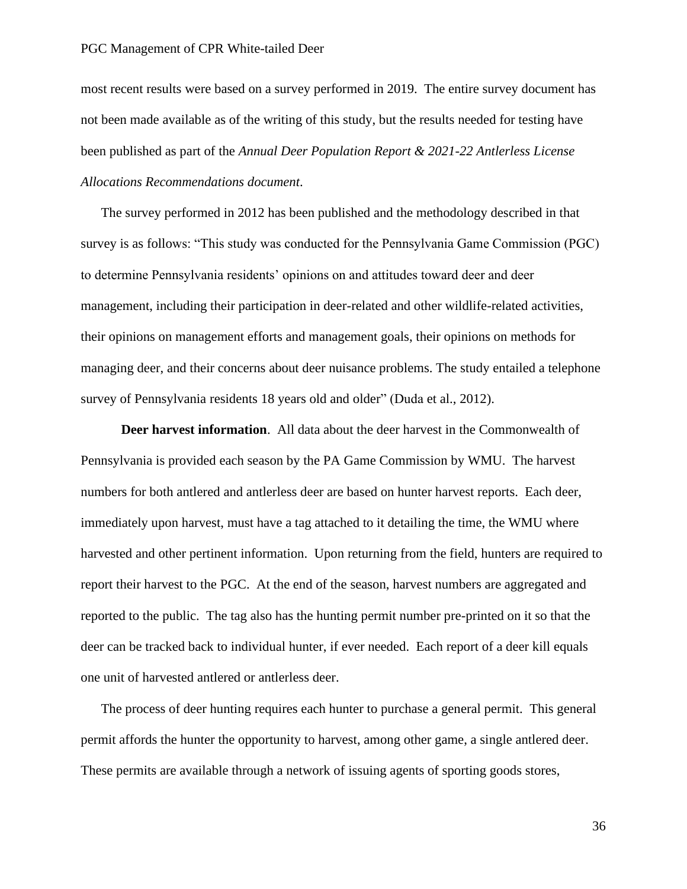most recent results were based on a survey performed in 2019. The entire survey document has not been made available as of the writing of this study, but the results needed for testing have been published as part of the *Annual Deer Population Report & 2021-22 Antlerless License Allocations Recommendations document.*

The survey performed in 2012 has been published and the methodology described in that survey is as follows: "This study was conducted for the Pennsylvania Game Commission (PGC) to determine Pennsylvania residents' opinions on and attitudes toward deer and deer management, including their participation in deer-related and other wildlife-related activities, their opinions on management efforts and management goals, their opinions on methods for managing deer, and their concerns about deer nuisance problems. The study entailed a telephone survey of Pennsylvania residents 18 years old and older" (Duda et al., 2012).

**Deer harvest information**. All data about the deer harvest in the Commonwealth of Pennsylvania is provided each season by the PA Game Commission by WMU. The harvest numbers for both antlered and antlerless deer are based on hunter harvest reports. Each deer, immediately upon harvest, must have a tag attached to it detailing the time, the WMU where harvested and other pertinent information. Upon returning from the field, hunters are required to report their harvest to the PGC. At the end of the season, harvest numbers are aggregated and reported to the public. The tag also has the hunting permit number pre-printed on it so that the deer can be tracked back to individual hunter, if ever needed. Each report of a deer kill equals one unit of harvested antlered or antlerless deer.

The process of deer hunting requires each hunter to purchase a general permit. This general permit affords the hunter the opportunity to harvest, among other game, a single antlered deer. These permits are available through a network of issuing agents of sporting goods stores,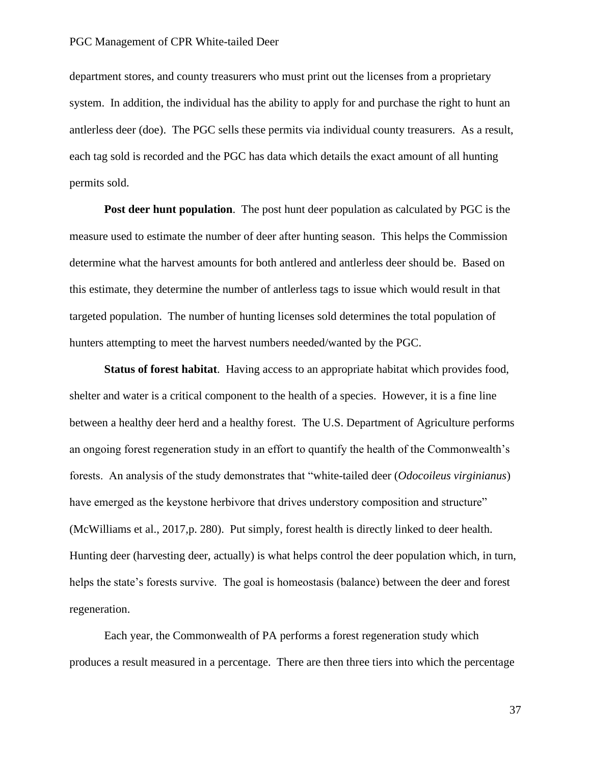department stores, and county treasurers who must print out the licenses from a proprietary system. In addition, the individual has the ability to apply for and purchase the right to hunt an antlerless deer (doe). The PGC sells these permits via individual county treasurers. As a result, each tag sold is recorded and the PGC has data which details the exact amount of all hunting permits sold.

**Post deer hunt population**. The post hunt deer population as calculated by PGC is the measure used to estimate the number of deer after hunting season. This helps the Commission determine what the harvest amounts for both antlered and antlerless deer should be. Based on this estimate, they determine the number of antlerless tags to issue which would result in that targeted population. The number of hunting licenses sold determines the total population of hunters attempting to meet the harvest numbers needed/wanted by the PGC.

**Status of forest habitat**. Having access to an appropriate habitat which provides food, shelter and water is a critical component to the health of a species. However, it is a fine line between a healthy deer herd and a healthy forest. The U.S. Department of Agriculture performs an ongoing forest regeneration study in an effort to quantify the health of the Commonwealth's forests. An analysis of the study demonstrates that "white-tailed deer (*Odocoileus virginianus*) have emerged as the keystone herbivore that drives understory composition and structure" (McWilliams et al., 2017,p. 280). Put simply, forest health is directly linked to deer health. Hunting deer (harvesting deer, actually) is what helps control the deer population which, in turn, helps the state's forests survive. The goal is homeostasis (balance) between the deer and forest regeneration.

Each year, the Commonwealth of PA performs a forest regeneration study which produces a result measured in a percentage. There are then three tiers into which the percentage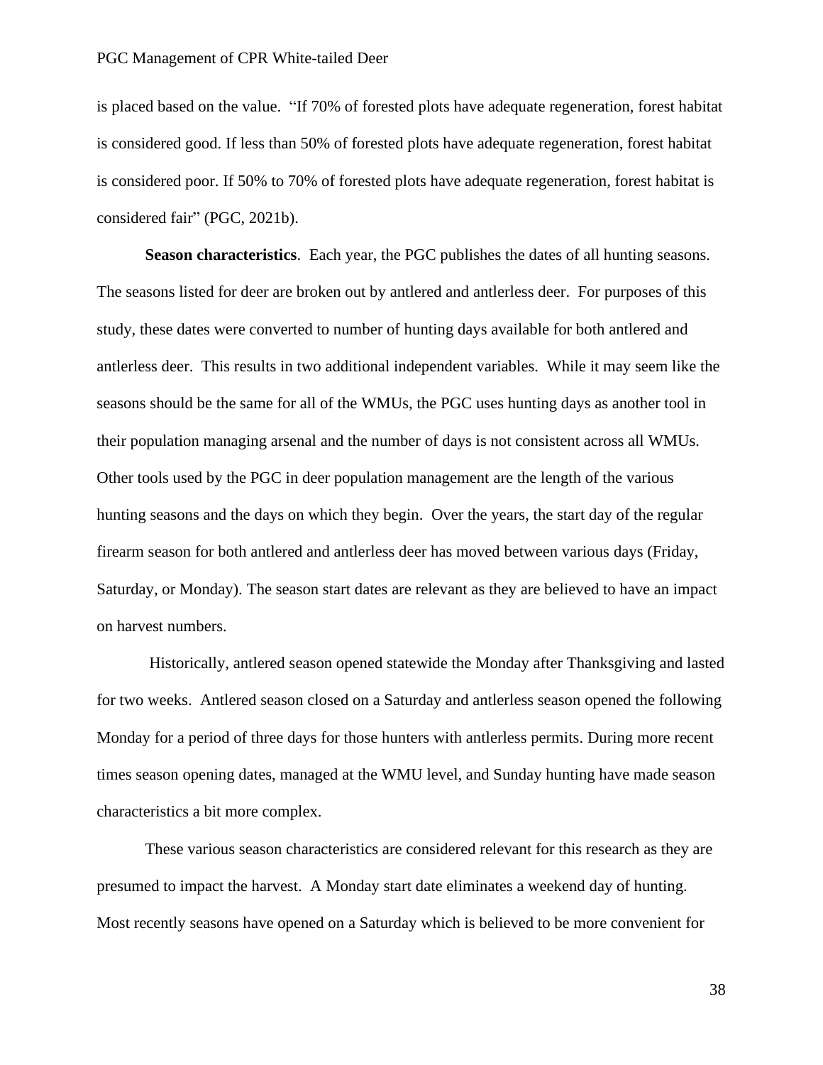is placed based on the value. "If 70% of forested plots have adequate regeneration, forest habitat is considered good. If less than 50% of forested plots have adequate regeneration, forest habitat is considered poor. If 50% to 70% of forested plots have adequate regeneration, forest habitat is considered fair" (PGC, 2021b).

**Season characteristics**. Each year, the PGC publishes the dates of all hunting seasons. The seasons listed for deer are broken out by antlered and antlerless deer. For purposes of this study, these dates were converted to number of hunting days available for both antlered and antlerless deer. This results in two additional independent variables. While it may seem like the seasons should be the same for all of the WMUs, the PGC uses hunting days as another tool in their population managing arsenal and the number of days is not consistent across all WMUs. Other tools used by the PGC in deer population management are the length of the various hunting seasons and the days on which they begin. Over the years, the start day of the regular firearm season for both antlered and antlerless deer has moved between various days (Friday, Saturday, or Monday). The season start dates are relevant as they are believed to have an impact on harvest numbers.

Historically, antlered season opened statewide the Monday after Thanksgiving and lasted for two weeks. Antlered season closed on a Saturday and antlerless season opened the following Monday for a period of three days for those hunters with antlerless permits. During more recent times season opening dates, managed at the WMU level, and Sunday hunting have made season characteristics a bit more complex.

These various season characteristics are considered relevant for this research as they are presumed to impact the harvest. A Monday start date eliminates a weekend day of hunting. Most recently seasons have opened on a Saturday which is believed to be more convenient for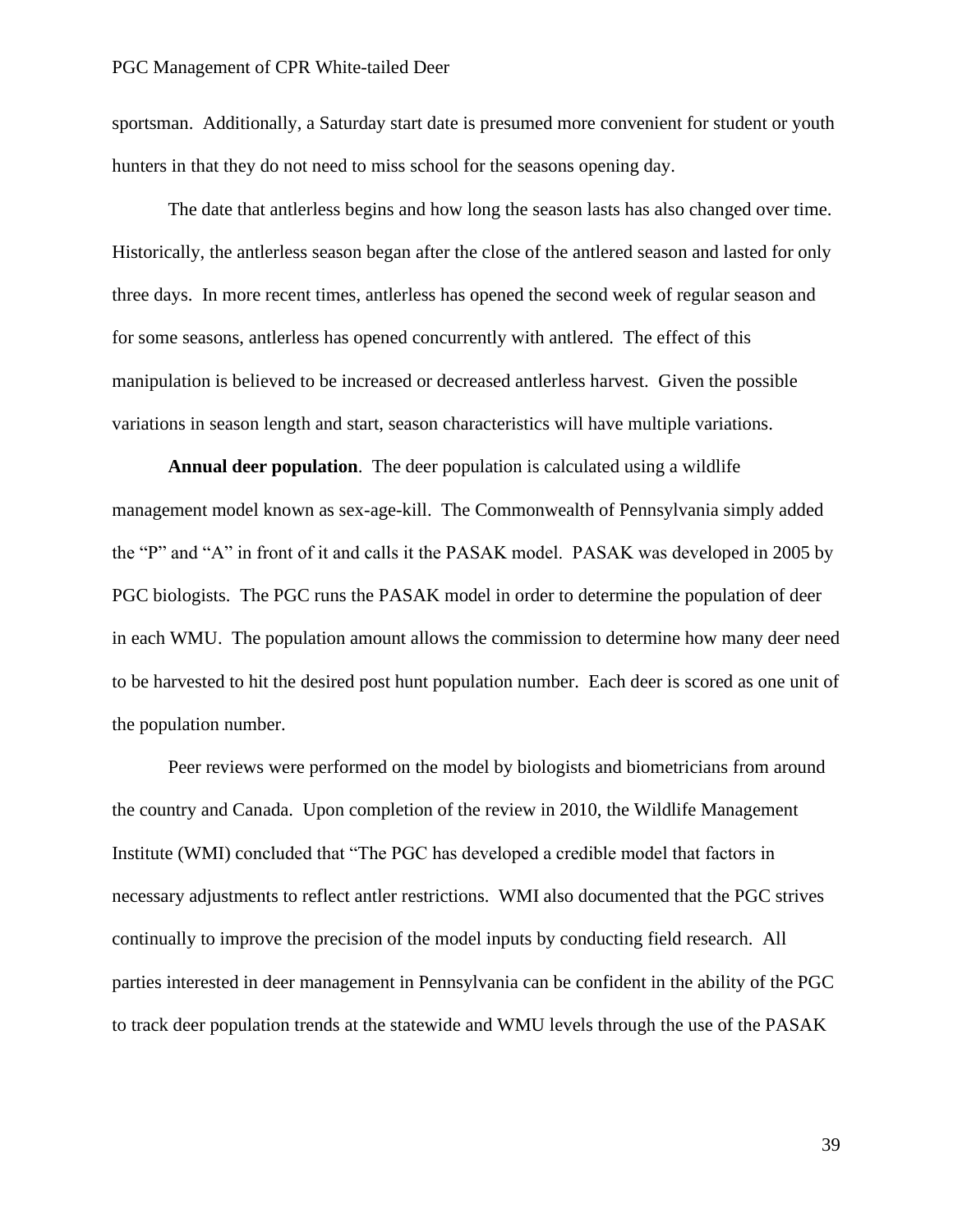sportsman. Additionally, a Saturday start date is presumed more convenient for student or youth hunters in that they do not need to miss school for the seasons opening day.

The date that antlerless begins and how long the season lasts has also changed over time. Historically, the antlerless season began after the close of the antlered season and lasted for only three days. In more recent times, antlerless has opened the second week of regular season and for some seasons, antlerless has opened concurrently with antlered. The effect of this manipulation is believed to be increased or decreased antlerless harvest. Given the possible variations in season length and start, season characteristics will have multiple variations.

**Annual deer population**. The deer population is calculated using a wildlife management model known as sex-age-kill. The Commonwealth of Pennsylvania simply added the "P" and "A" in front of it and calls it the PASAK model. PASAK was developed in 2005 by PGC biologists. The PGC runs the PASAK model in order to determine the population of deer in each WMU. The population amount allows the commission to determine how many deer need to be harvested to hit the desired post hunt population number. Each deer is scored as one unit of the population number.

Peer reviews were performed on the model by biologists and biometricians from around the country and Canada. Upon completion of the review in 2010, the Wildlife Management Institute (WMI) concluded that "The PGC has developed a credible model that factors in necessary adjustments to reflect antler restrictions. WMI also documented that the PGC strives continually to improve the precision of the model inputs by conducting field research. All parties interested in deer management in Pennsylvania can be confident in the ability of the PGC to track deer population trends at the statewide and WMU levels through the use of the PASAK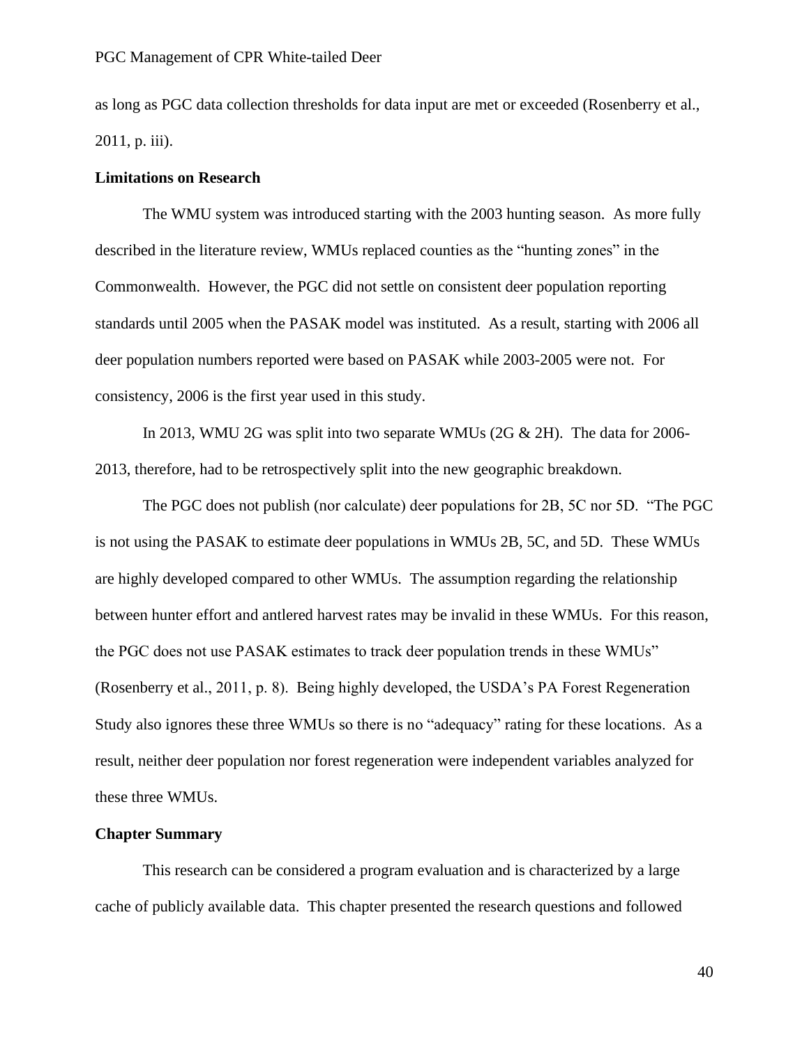as long as PGC data collection thresholds for data input are met or exceeded (Rosenberry et al., 2011, p. iii).

**Limitations on Research**

The WMU system was introduced starting with the 2003 hunting season. As more fully described in the literature review, WMUs replaced counties as the "hunting zones" in the Commonwealth. However, the PGC did not settle on consistent deer population reporting standards until 2005 when the PASAK model was instituted. As a result, starting with 2006 all deer population numbers reported were based on PASAK while 2003-2005 were not. For consistency, 2006 is the first year used in this study.

In 2013, WMU 2G was split into two separate WMUs (2G & 2H). The data for 2006-2013, therefore, had to be retrospectively split into the new geographic breakdown.

The PGC does not publish (nor calculate) deer populations for 2B, 5C nor 5D. "The PGC is not using the PASAK to estimate deer populations in WMUs 2B, 5C, and 5D. These WMUs are highly developed compared to other WMUs. The assumption regarding the relationship between hunter effort and antlered harvest rates may be invalid in these WMUs. For this reason, the PGC does not use PASAK estimates to track deer population trends in these WMUs" (Rosenberry et al., 2011, p. 8). Being highly developed, the USDA's PA Forest Regeneration Study also ignores these three WMUs so there is no "adequacy" rating for these locations. As a result, neither deer population nor forest regeneration were independent variables analyzed for these three WMUs.

**Chapter Summary**

This research can be considered a program evaluation and is characterized by a large cache of publicly available data. This chapter presented the research questions and followed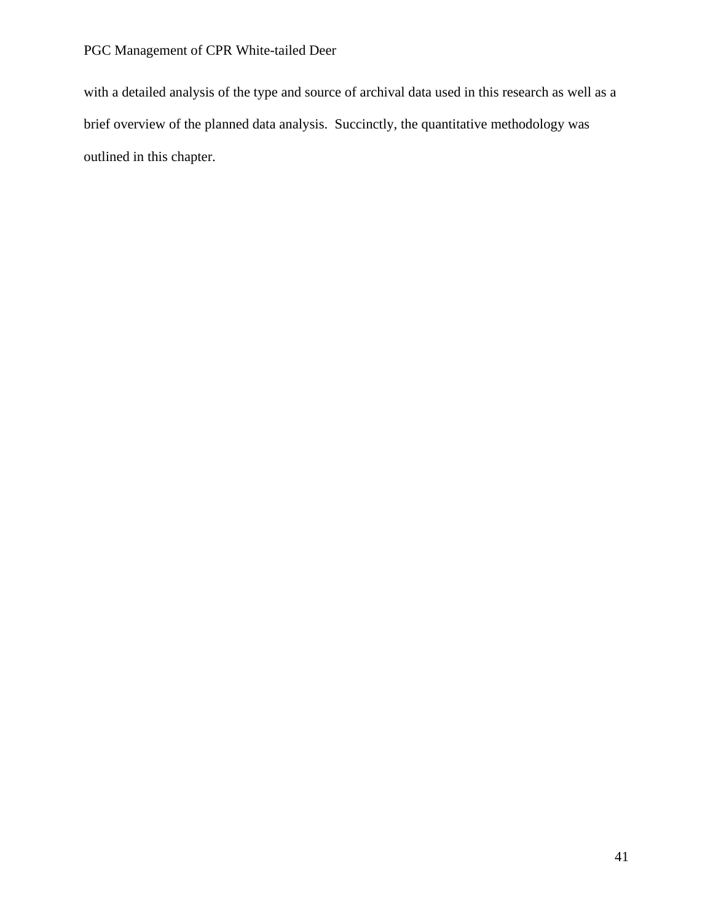with a detailed analysis of the type and source of archival data used in this research as well as a brief overview of the planned data analysis.  Succinctly, the quantitative methodology was outlined in this chapter.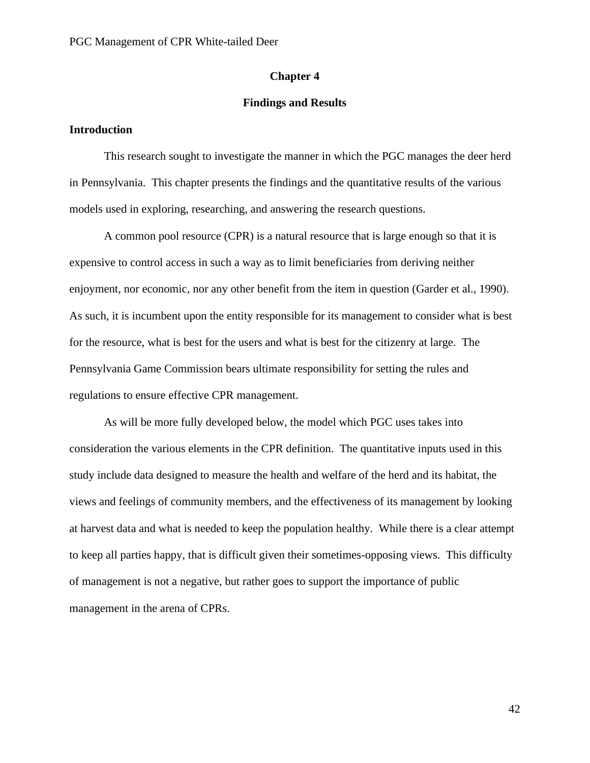# Chapter 4

## Findings and Results

### Introduction

This research sought to investigate the manner in which the PGC manages the deer herd in Pennsylvania. This chapter presents the findings and the quantitative results of the various models used in exploring, researching, and answering the research questions.

A common pool resource (CPR) is a natural resource that is large enough so that it is expensive to control access in such a way as to limit beneficiaries from deriving neither enjoyment, nor economic, nor any other benefit from the item in question (Garder et al., 1990). As such, it is incumbent upon the entity responsible for its management to consider what is best for the resource, what is best for the users and what is best for the citizenry at large. The Pennsylvania Game Commission bears ultimate responsibility for setting the rules and regulations to ensure effective CPR management.

As will be more fully developed below, the model which PGC uses takes into consideration the various elements in the CPR definition. The quantitative inputs used in this study include data designed to measure the health and welfare of the herd and its habitat, the views and feelings of community members, and the effectiveness of its management by looking at harvest data and what is needed to keep the population healthy. While there is a clear attempt to keep all parties happy, that is difficult given their sometimes-opposing views. This difficulty of management is not a negative, but rather goes to support the importance of public management in the arena of CPRs.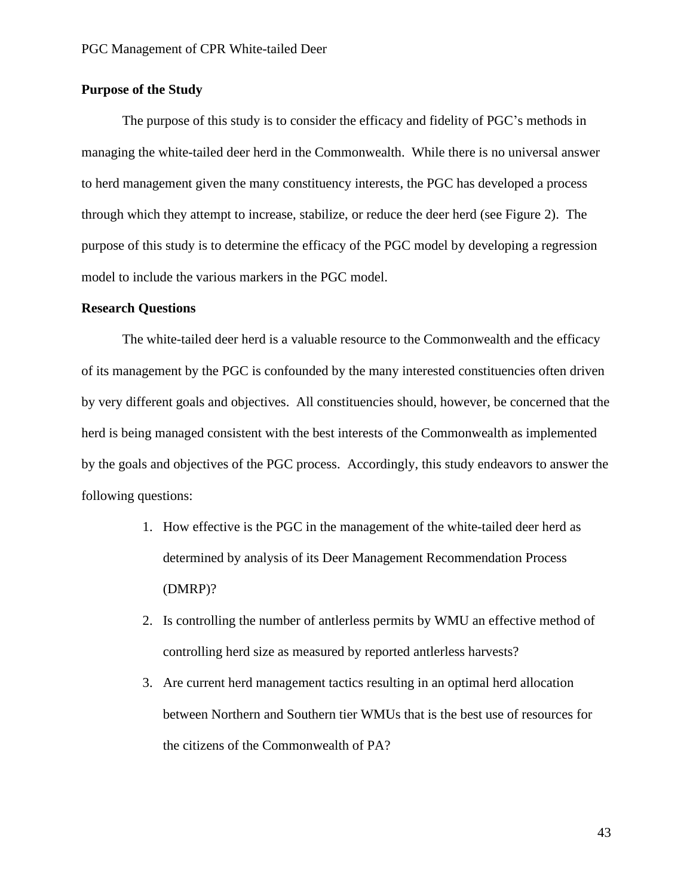### Purpose of the Study

The purpose of this study is to consider the efficacy and fidelity of PGC's methods in managing the white-tailed deer herd in the Commonwealth. While there is no universal answer to herd management given the many constituency interests, the PGC has developed a process through which they attempt to increase, stabilize, or reduce the deer herd (see Figure 2). The purpose of this study is to determine the efficacy of the PGC model by developing a regression model to include the various markers in the PGC model.

### Research Questions

The white-tailed deer herd is a valuable resource to the Commonwealth and the efficacy of its management by the PGC is confounded by the many interested constituencies often driven by very different goals and objectives. All constituencies should, however, be concerned that the herd is being managed consistent with the best interests of the Commonwealth as implemented by the goals and objectives of the PGC process. Accordingly, this study endeavors to answer the following questions:

1. How effective is the PGC in the management of the white-tailed deer herd as determined by analysis of its Deer Management Recommendation Process (DMRP)?
2. Is controlling the number of antlerless permits by WMU an effective method of controlling herd size as measured by reported antlerless harvests?
3. Are current herd management tactics resulting in an optimal herd allocation between Northern and Southern tier WMUs that is the best use of resources for the citizens of the Commonwealth of PA?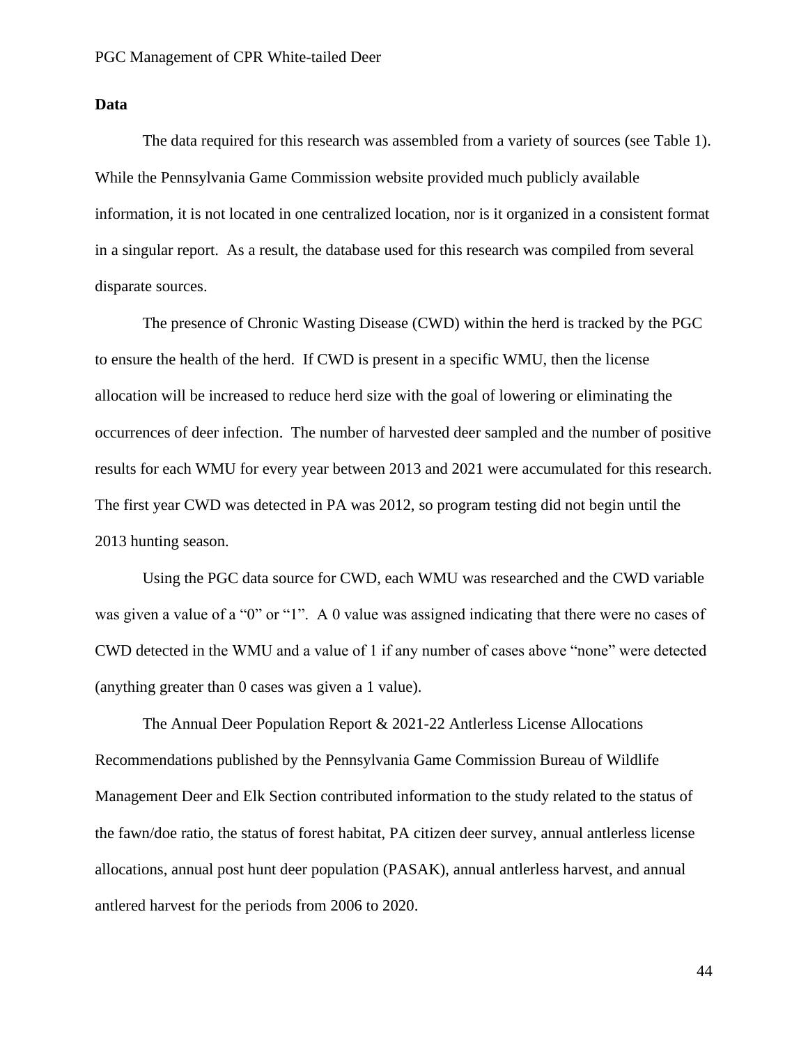**Data**

The data required for this research was assembled from a variety of sources (see Table 1). While the Pennsylvania Game Commission website provided much publicly available information, it is not located in one centralized location, nor is it organized in a consistent format in a singular report. As a result, the database used for this research was compiled from several disparate sources.

The presence of Chronic Wasting Disease (CWD) within the herd is tracked by the PGC to ensure the health of the herd. If CWD is present in a specific WMU, then the license allocation will be increased to reduce herd size with the goal of lowering or eliminating the occurrences of deer infection. The number of harvested deer sampled and the number of positive results for each WMU for every year between 2013 and 2021 were accumulated for this research. The first year CWD was detected in PA was 2012, so program testing did not begin until the 2013 hunting season.

Using the PGC data source for CWD, each WMU was researched and the CWD variable was given a value of a "0" or "1". A 0 value was assigned indicating that there were no cases of CWD detected in the WMU and a value of 1 if any number of cases above "none" were detected (anything greater than 0 cases was given a 1 value).

The Annual Deer Population Report & 2021-22 Antlerless License Allocations Recommendations published by the Pennsylvania Game Commission Bureau of Wildlife Management Deer and Elk Section contributed information to the study related to the status of the fawn/doe ratio, the status of forest habitat, PA citizen deer survey, annual antlerless license allocations, annual post hunt deer population (PASAK), annual antlerless harvest, and annual antlered harvest for the periods from 2006 to 2020.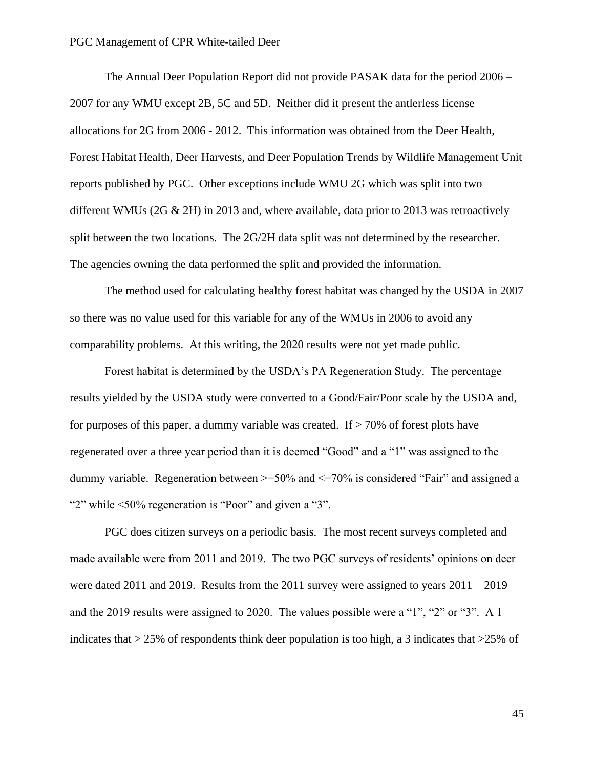The Annual Deer Population Report did not provide PASAK data for the period 2006 – 2007 for any WMU except 2B, 5C and 5D. Neither did it present the antlerless license allocations for 2G from 2006 - 2012. This information was obtained from the Deer Health, Forest Habitat Health, Deer Harvests, and Deer Population Trends by Wildlife Management Unit reports published by PGC. Other exceptions include WMU 2G which was split into two different WMUs (2G & 2H) in 2013 and, where available, data prior to 2013 was retroactively split between the two locations. The 2G/2H data split was not determined by the researcher. The agencies owning the data performed the split and provided the information.

The method used for calculating healthy forest habitat was changed by the USDA in 2007 so there was no value used for this variable for any of the WMUs in 2006 to avoid any comparability problems. At this writing, the 2020 results were not yet made public.

Forest habitat is determined by the USDA's PA Regeneration Study. The percentage results yielded by the USDA study were converted to a Good/Fair/Poor scale by the USDA and, for purposes of this paper, a dummy variable was created. If > 70% of forest plots have regenerated over a three year period than it is deemed "Good" and a "1" was assigned to the dummy variable. Regeneration between >=50% and <=70% is considered "Fair" and assigned a "2" while <50% regeneration is "Poor" and given a "3".

PGC does citizen surveys on a periodic basis. The most recent surveys completed and made available were from 2011 and 2019. The two PGC surveys of residents' opinions on deer were dated 2011 and 2019. Results from the 2011 survey were assigned to years 2011 – 2019 and the 2019 results were assigned to 2020. The values possible were a "1", "2" or "3". A 1 indicates that > 25% of respondents think deer population is too high, a 3 indicates that >25% of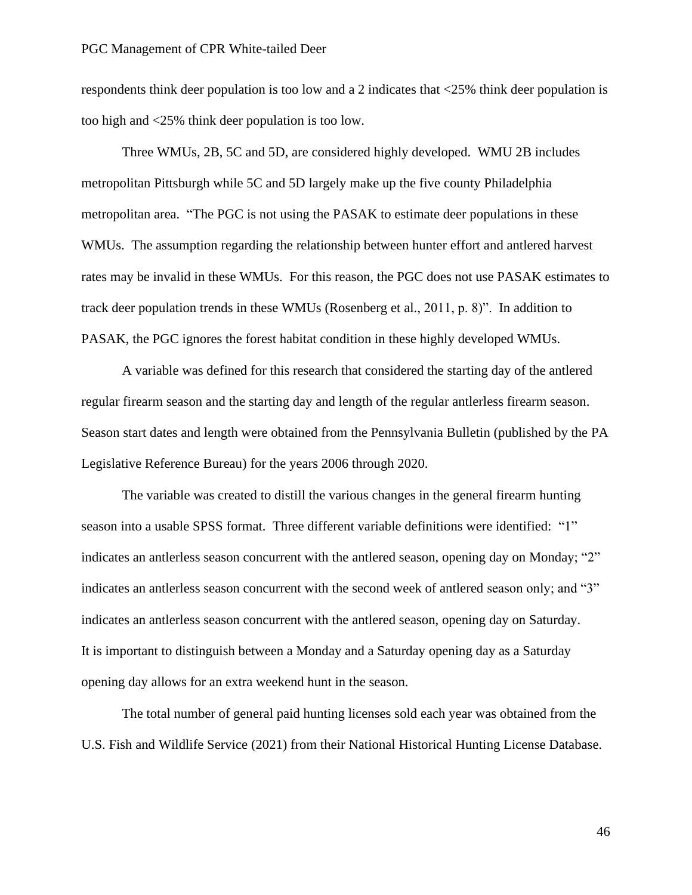respondents think deer population is too low and a 2 indicates that <25% think deer population is too high and <25% think deer population is too low.

Three WMUs, 2B, 5C and 5D, are considered highly developed. WMU 2B includes metropolitan Pittsburgh while 5C and 5D largely make up the five county Philadelphia metropolitan area. "The PGC is not using the PASAK to estimate deer populations in these WMUs. The assumption regarding the relationship between hunter effort and antlered harvest rates may be invalid in these WMUs. For this reason, the PGC does not use PASAK estimates to track deer population trends in these WMUs (Rosenberg et al., 2011, p. 8)". In addition to PASAK, the PGC ignores the forest habitat condition in these highly developed WMUs.

A variable was defined for this research that considered the starting day of the antlered regular firearm season and the starting day and length of the regular antlerless firearm season. Season start dates and length were obtained from the Pennsylvania Bulletin (published by the PA Legislative Reference Bureau) for the years 2006 through 2020.

The variable was created to distill the various changes in the general firearm hunting season into a usable SPSS format. Three different variable definitions were identified: "1" indicates an antlerless season concurrent with the antlered season, opening day on Monday; "2" indicates an antlerless season concurrent with the second week of antlered season only; and "3" indicates an antlerless season concurrent with the antlered season, opening day on Saturday. It is important to distinguish between a Monday and a Saturday opening day as a Saturday opening day allows for an extra weekend hunt in the season.

The total number of general paid hunting licenses sold each year was obtained from the U.S. Fish and Wildlife Service (2021) from their National Historical Hunting License Database.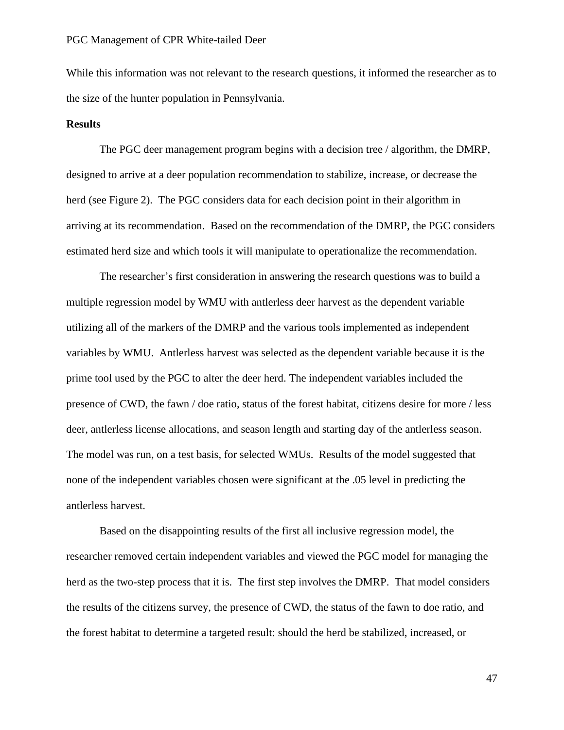While this information was not relevant to the research questions, it informed the researcher as to the size of the hunter population in Pennsylvania.

**Results**

The PGC deer management program begins with a decision tree / algorithm, the DMRP, designed to arrive at a deer population recommendation to stabilize, increase, or decrease the herd (see Figure 2). The PGC considers data for each decision point in their algorithm in arriving at its recommendation. Based on the recommendation of the DMRP, the PGC considers estimated herd size and which tools it will manipulate to operationalize the recommendation.

The researcher's first consideration in answering the research questions was to build a multiple regression model by WMU with antlerless deer harvest as the dependent variable utilizing all of the markers of the DMRP and the various tools implemented as independent variables by WMU. Antlerless harvest was selected as the dependent variable because it is the prime tool used by the PGC to alter the deer herd. The independent variables included the presence of CWD, the fawn / doe ratio, status of the forest habitat, citizens desire for more / less deer, antlerless license allocations, and season length and starting day of the antlerless season. The model was run, on a test basis, for selected WMUs. Results of the model suggested that none of the independent variables chosen were significant at the .05 level in predicting the antlerless harvest.

Based on the disappointing results of the first all inclusive regression model, the researcher removed certain independent variables and viewed the PGC model for managing the herd as the two-step process that it is. The first step involves the DMRP. That model considers the results of the citizens survey, the presence of CWD, the status of the fawn to doe ratio, and the forest habitat to determine a targeted result: should the herd be stabilized, increased, or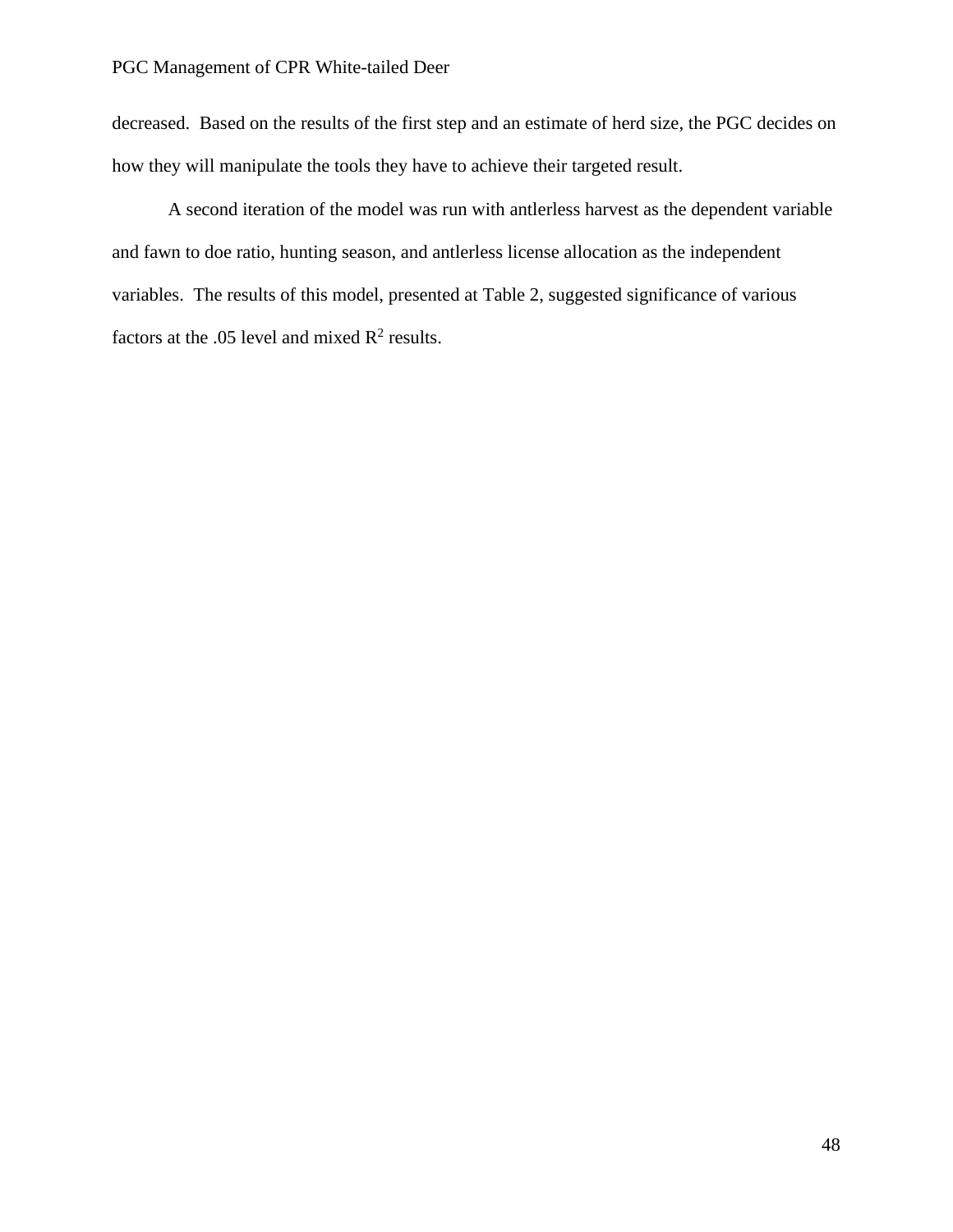decreased. Based on the results of the first step and an estimate of herd size, the PGC decides on how they will manipulate the tools they have to achieve their targeted result.

A second iteration of the model was run with antlerless harvest as the dependent variable and fawn to doe ratio, hunting season, and antlerless license allocation as the independent variables. The results of this model, presented at Table 2, suggested significance of various factors at the .05 level and mixed $R^2$ results.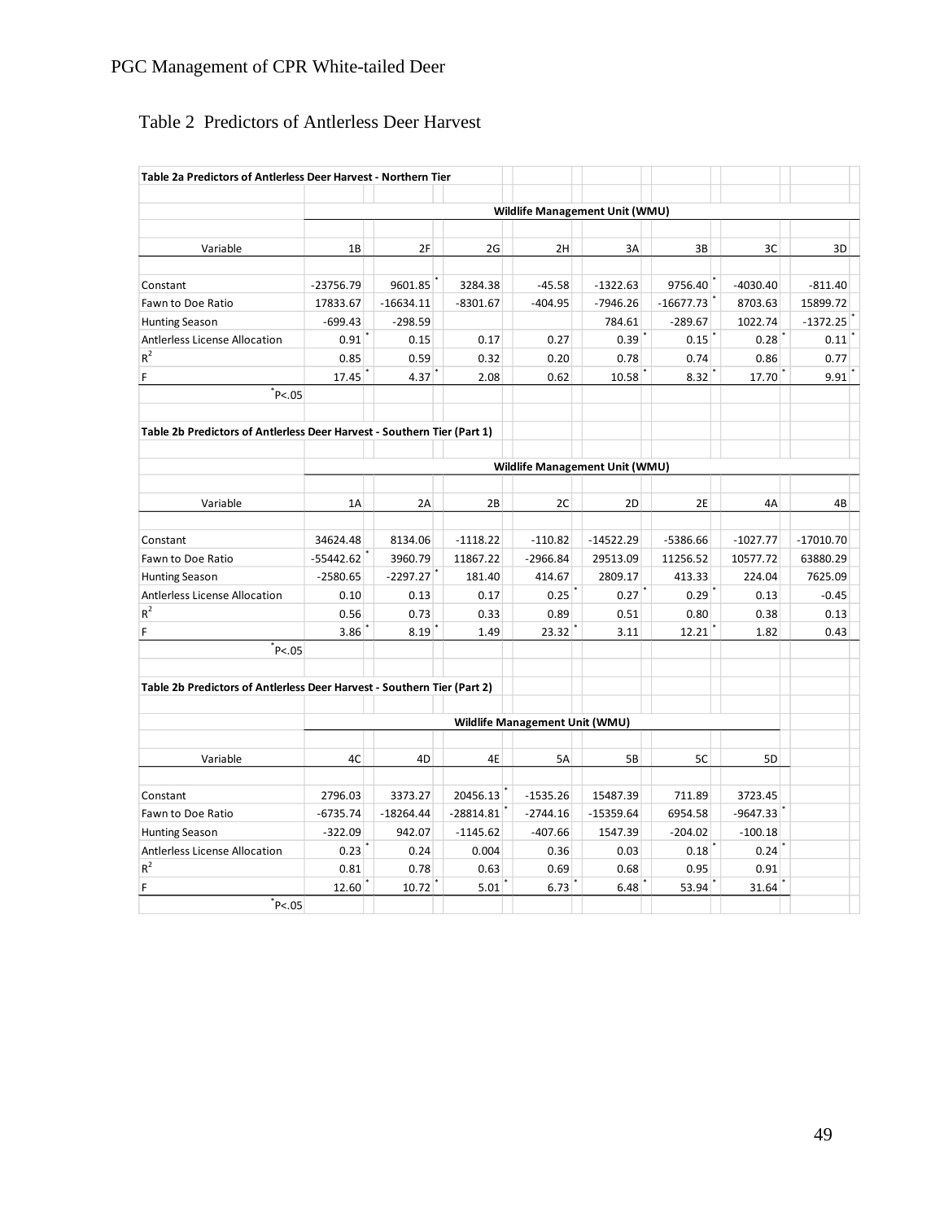## Table 2 Predictors of Antlerless Deer Harvest

**Table 2a Predictors of Antlerless Deer Harvest - Northern Tier**

| | Wildlife Management Unit (WMU) | | | | | | | |
|---|---|---|---|---|---|---|---|---|
| Variable | 1B | 2F | 2G | 2H | 3A | 3B | 3C | 3D |
| Constant | -23756.79 | 9601.85* | 3284.38 | -45.58 | -1322.63 | 9756.40* | -4030.40 | -811.40 |
| Fawn to Doe Ratio | 17833.67 | -16634.11 | -8301.67 | -404.95 | -7946.26 | -16677.73* | 8703.63 | 15899.72 |
| Hunting Season | -699.43 | -298.59 | | | 784.61 | -289.67 | 1022.74 | -1372.25* |
| Antlerless License Allocation | 0.91* | 0.15 | 0.17 | 0.27 | 0.39* | 0.15* | 0.28* | 0.11* |
| $R^2$ | 0.85 | 0.59 | 0.32 | 0.20 | 0.78 | 0.74 | 0.86 | 0.77 |
| F | 17.45* | 4.37* | 2.08 | 0.62 | 10.58* | 8.32* | 17.70* | 9.91* |

*P<.05

**Table 2b Predictors of Antlerless Deer Harvest - Southern Tier (Part 1)**

| | Wildlife Management Unit (WMU) | | | | | | | |
|---|---|---|---|---|---|---|---|---|
| Variable | 1A | 2A | 2B | 2C | 2D | 2E | 4A | 4B |
| Constant | 34624.48 | 8134.06 | -1118.22 | -110.82 | -14522.29 | -5386.66 | -1027.77 | -17010.70 |
| Fawn to Doe Ratio | -55442.62* | 3960.79 | 11867.22 | -2966.84 | 29513.09 | 11256.52 | 10577.72 | 63880.29 |
| Hunting Season | -2580.65 | -2297.27* | 181.40 | 414.67 | 2809.17 | 413.33 | 224.04 | 7625.09 |
| Antlerless License Allocation | 0.10 | 0.13 | 0.17 | 0.25* | 0.27* | 0.29* | 0.13 | -0.45 |
| $R^2$ | 0.56 | 0.73 | 0.33 | 0.89 | 0.51 | 0.80 | 0.38 | 0.13 |
| F | 3.86* | 8.19* | 1.49 | 23.32* | 3.11 | 12.21* | 1.82 | 0.43 |

*P<.05

**Table 2b Predictors of Antlerless Deer Harvest - Southern Tier (Part 2)**

| | Wildlife Management Unit (WMU) | | | | | | |
|---|---|---|---|---|---|---|---|
| Variable | 4C | 4D | 4E | 5A | 5B | 5C | 5D |
| Constant | 2796.03 | 3373.27 | 20456.13* | -1535.26 | 15487.39 | 711.89 | 3723.45 |
| Fawn to Doe Ratio | -6735.74 | -18264.44 | -28814.81* | -2744.16 | -15359.64 | 6954.58 | -9647.33* |
| Hunting Season | -322.09 | 942.07 | -1145.62 | -407.66 | 1547.39 | -204.02 | -100.18 |
| Antlerless License Allocation | 0.23* | 0.24 | 0.004 | 0.36 | 0.03 | 0.18* | 0.24* |
| $R^2$ | 0.81 | 0.78 | 0.63 | 0.69 | 0.68 | 0.95 | 0.91 |
| F | 12.60* | 10.72* | 5.01* | 6.73* | 6.48* | 53.94* | 31.64* |

*P<.05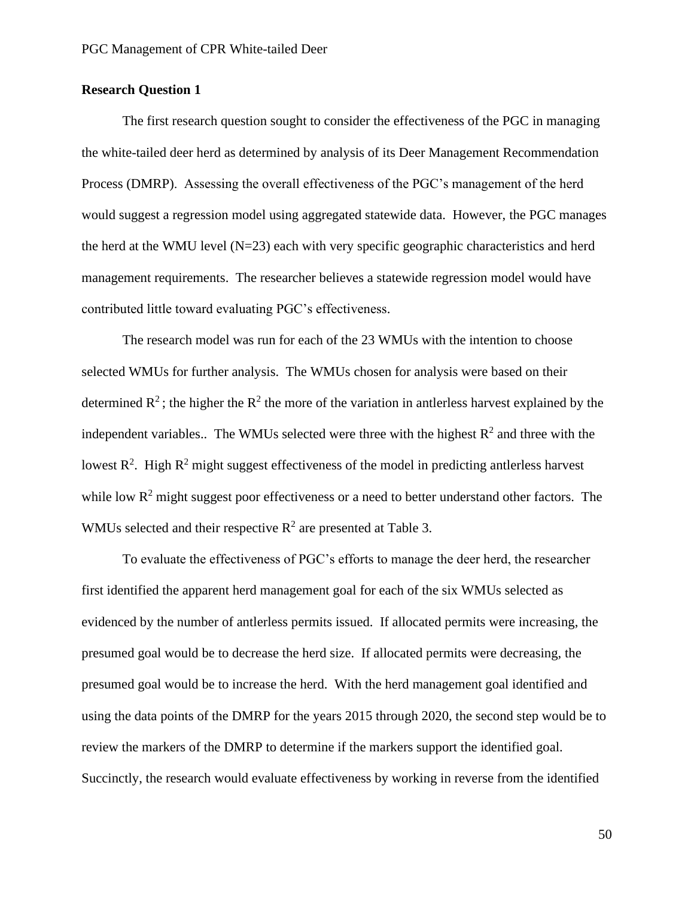**Research Question 1**

The first research question sought to consider the effectiveness of the PGC in managing the white-tailed deer herd as determined by analysis of its Deer Management Recommendation Process (DMRP). Assessing the overall effectiveness of the PGC's management of the herd would suggest a regression model using aggregated statewide data. However, the PGC manages the herd at the WMU level (N=23) each with very specific geographic characteristics and herd management requirements. The researcher believes a statewide regression model would have contributed little toward evaluating PGC's effectiveness.

The research model was run for each of the 23 WMUs with the intention to choose selected WMUs for further analysis. The WMUs chosen for analysis were based on their determined $R^2$; the higher the $R^2$ the more of the variation in antlerless harvest explained by the independent variables.. The WMUs selected were three with the highest $R^2$ and three with the lowest $R^2$. High $R^2$ might suggest effectiveness of the model in predicting antlerless harvest while low $R^2$ might suggest poor effectiveness or a need to better understand other factors. The WMUs selected and their respective $R^2$ are presented at Table 3.

To evaluate the effectiveness of PGC's efforts to manage the deer herd, the researcher first identified the apparent herd management goal for each of the six WMUs selected as evidenced by the number of antlerless permits issued. If allocated permits were increasing, the presumed goal would be to decrease the herd size. If allocated permits were decreasing, the presumed goal would be to increase the herd. With the herd management goal identified and using the data points of the DMRP for the years 2015 through 2020, the second step would be to review the markers of the DMRP to determine if the markers support the identified goal. Succinctly, the research would evaluate effectiveness by working in reverse from the identified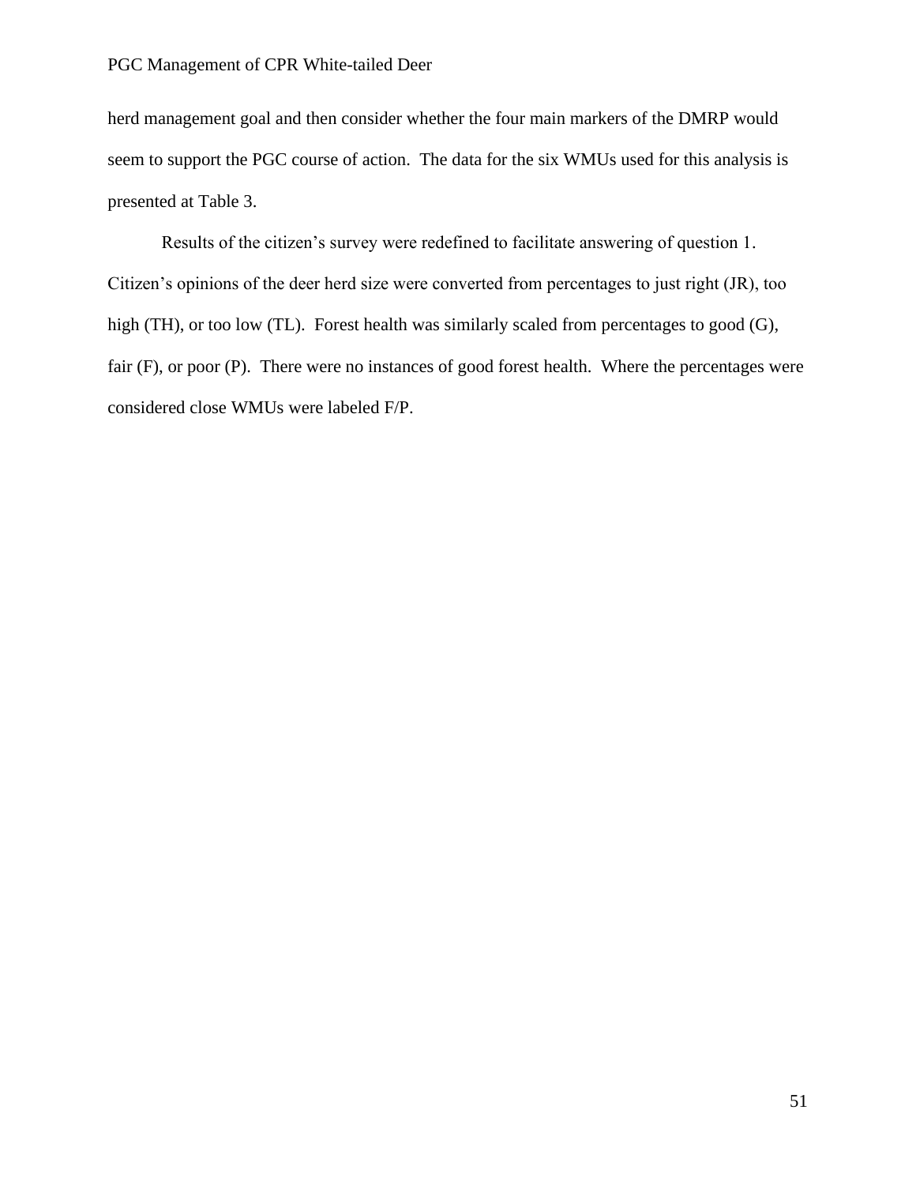herd management goal and then consider whether the four main markers of the DMRP would seem to support the PGC course of action. The data for the six WMUs used for this analysis is presented at Table 3.

Results of the citizen's survey were redefined to facilitate answering of question 1. Citizen's opinions of the deer herd size were converted from percentages to just right (JR), too high (TH), or too low (TL). Forest health was similarly scaled from percentages to good (G), fair (F), or poor (P). There were no instances of good forest health. Where the percentages were considered close WMUs were labeled F/P.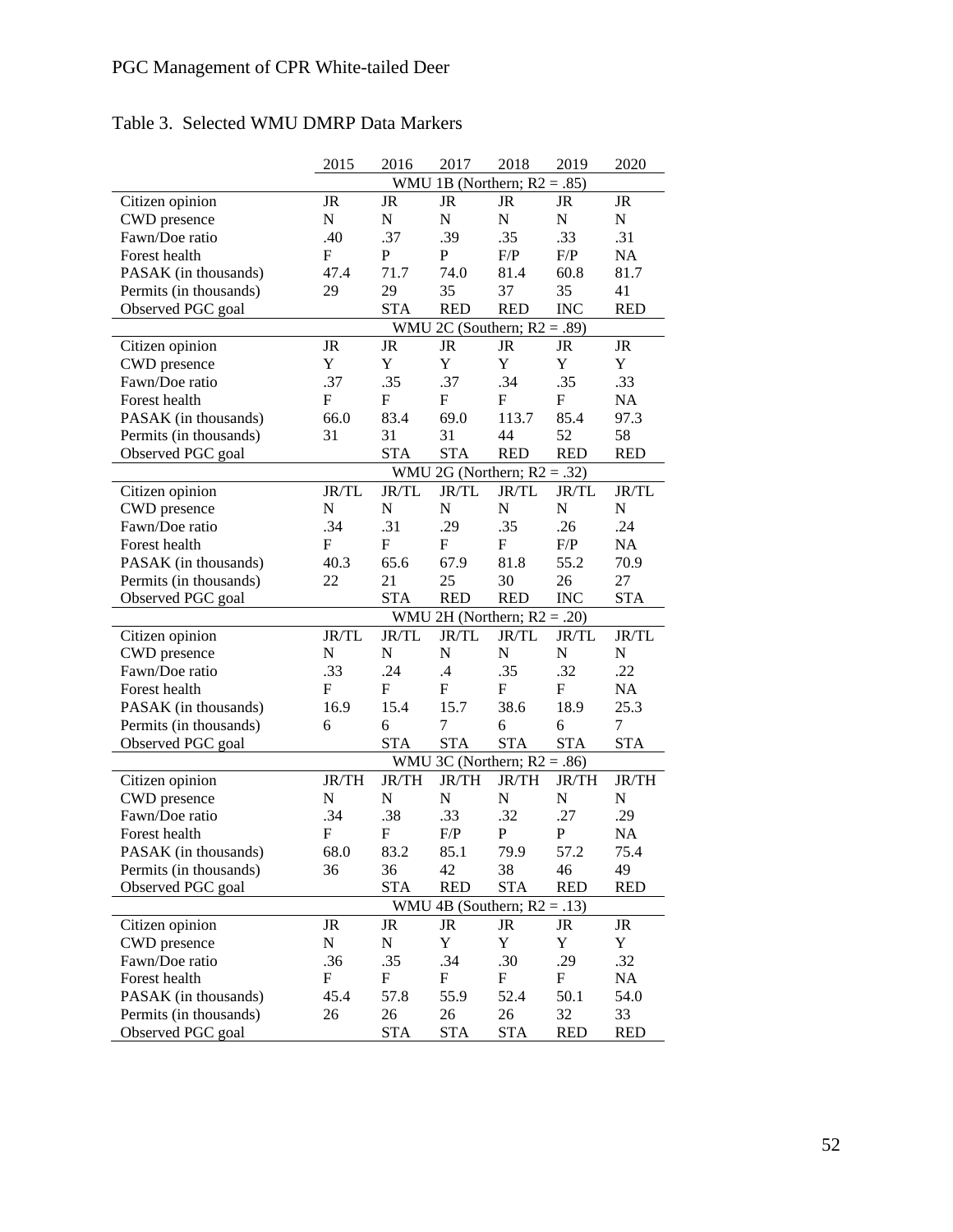Table 3. Selected WMU DMRP Data Markers

| | 2015 | 2016 | 2017 | 2018 | 2019 | 2020 |
|---|---|---|---|---|---|---|
| | WMU 1B (Northern; $R2 = .85$) | | | | | |
| Citizen opinion | JR | JR | JR | JR | JR | JR |
| CWD presence | N | N | N | N | N | N |
| Fawn/Doe ratio | .40 | .37 | .39 | .35 | .33 | .31 |
| Forest health | F | P | P | F/P | F/P | NA |
| PASAK (in thousands) | 47.4 | 71.7 | 74.0 | 81.4 | 60.8 | 81.7 |
| Permits (in thousands) | 29 | 29 | 35 | 37 | 35 | 41 |
| Observed PGC goal | | STA | RED | RED | INC | RED |
| | WMU 2C (Southern; $R2 = .89$) | | | | | |
| Citizen opinion | JR | JR | JR | JR | JR | JR |
| CWD presence | Y | Y | Y | Y | Y | Y |
| Fawn/Doe ratio | .37 | .35 | .37 | .34 | .35 | .33 |
| Forest health | F | F | F | F | F | NA |
| PASAK (in thousands) | 66.0 | 83.4 | 69.0 | 113.7 | 85.4 | 97.3 |
| Permits (in thousands) | 31 | 31 | 31 | 44 | 52 | 58 |
| Observed PGC goal | | STA | STA | RED | RED | RED |
| | WMU 2G (Northern; $R2 = .32$) | | | | | |
| Citizen opinion | JR/TL | JR/TL | JR/TL | JR/TL | JR/TL | JR/TL |
| CWD presence | N | N | N | N | N | N |
| Fawn/Doe ratio | .34 | .31 | .29 | .35 | .26 | .24 |
| Forest health | F | F | F | F | F/P | NA |
| PASAK (in thousands) | 40.3 | 65.6 | 67.9 | 81.8 | 55.2 | 70.9 |
| Permits (in thousands) | 22 | 21 | 25 | 30 | 26 | 27 |
| Observed PGC goal | | STA | RED | RED | INC | STA |
| | WMU 2H (Northern; $R2 = .20$) | | | | | |
| Citizen opinion | JR/TL | JR/TL | JR/TL | JR/TL | JR/TL | JR/TL |
| CWD presence | N | N | N | N | N | N |
| Fawn/Doe ratio | .33 | .24 | .4 | .35 | .32 | .22 |
| Forest health | F | F | F | F | F | NA |
| PASAK (in thousands) | 16.9 | 15.4 | 15.7 | 38.6 | 18.9 | 25.3 |
| Permits (in thousands) | 6 | 6 | 7 | 6 | 6 | 7 |
| Observed PGC goal | | STA | STA | STA | STA | STA |
| | WMU 3C (Northern; $R2 = .86$) | | | | | |
| Citizen opinion | JR/TH | JR/TH | JR/TH | JR/TH | JR/TH | JR/TH |
| CWD presence | N | N | N | N | N | N |
| Fawn/Doe ratio | .34 | .38 | .33 | .32 | .27 | .29 |
| Forest health | F | F | F/P | P | P | NA |
| PASAK (in thousands) | 68.0 | 83.2 | 85.1 | 79.9 | 57.2 | 75.4 |
| Permits (in thousands) | 36 | 36 | 42 | 38 | 46 | 49 |
| Observed PGC goal | | STA | RED | STA | RED | RED |
| | WMU 4B (Southern; $R2 = .13$) | | | | | |
| Citizen opinion | JR | JR | JR | JR | JR | JR |
| CWD presence | N | N | Y | Y | Y | Y |
| Fawn/Doe ratio | .36 | .35 | .34 | .30 | .29 | .32 |
| Forest health | F | F | F | F | F | NA |
| PASAK (in thousands) | 45.4 | 57.8 | 55.9 | 52.4 | 50.1 | 54.0 |
| Permits (in thousands) | 26 | 26 | 26 | 26 | 32 | 33 |
| Observed PGC goal | | STA | STA | STA | RED | RED |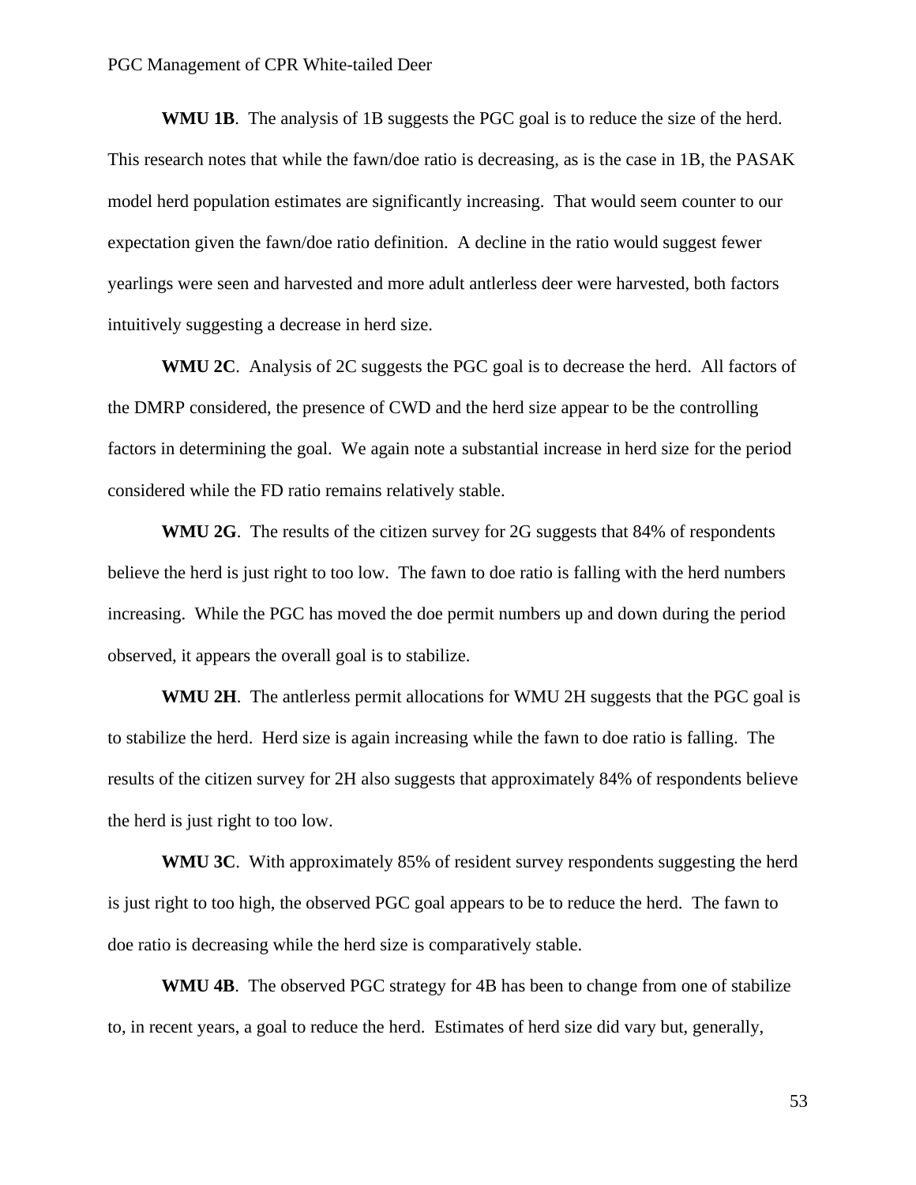**WMU 1B**. The analysis of 1B suggests the PGC goal is to reduce the size of the herd. This research notes that while the fawn/doe ratio is decreasing, as is the case in 1B, the PASAK model herd population estimates are significantly increasing. That would seem counter to our expectation given the fawn/doe ratio definition. A decline in the ratio would suggest fewer yearlings were seen and harvested and more adult antlerless deer were harvested, both factors intuitively suggesting a decrease in herd size.

**WMU 2C**. Analysis of 2C suggests the PGC goal is to decrease the herd. All factors of the DMRP considered, the presence of CWD and the herd size appear to be the controlling factors in determining the goal. We again note a substantial increase in herd size for the period considered while the FD ratio remains relatively stable.

**WMU 2G**. The results of the citizen survey for 2G suggests that 84% of respondents believe the herd is just right to too low. The fawn to doe ratio is falling with the herd numbers increasing. While the PGC has moved the doe permit numbers up and down during the period observed, it appears the overall goal is to stabilize.

**WMU 2H**. The antlerless permit allocations for WMU 2H suggests that the PGC goal is to stabilize the herd. Herd size is again increasing while the fawn to doe ratio is falling. The results of the citizen survey for 2H also suggests that approximately 84% of respondents believe the herd is just right to too low.

**WMU 3C**. With approximately 85% of resident survey respondents suggesting the herd is just right to too high, the observed PGC goal appears to be to reduce the herd. The fawn to doe ratio is decreasing while the herd size is comparatively stable.

**WMU 4B**. The observed PGC strategy for 4B has been to change from one of stabilize to, in recent years, a goal to reduce the herd. Estimates of herd size did vary but, generally,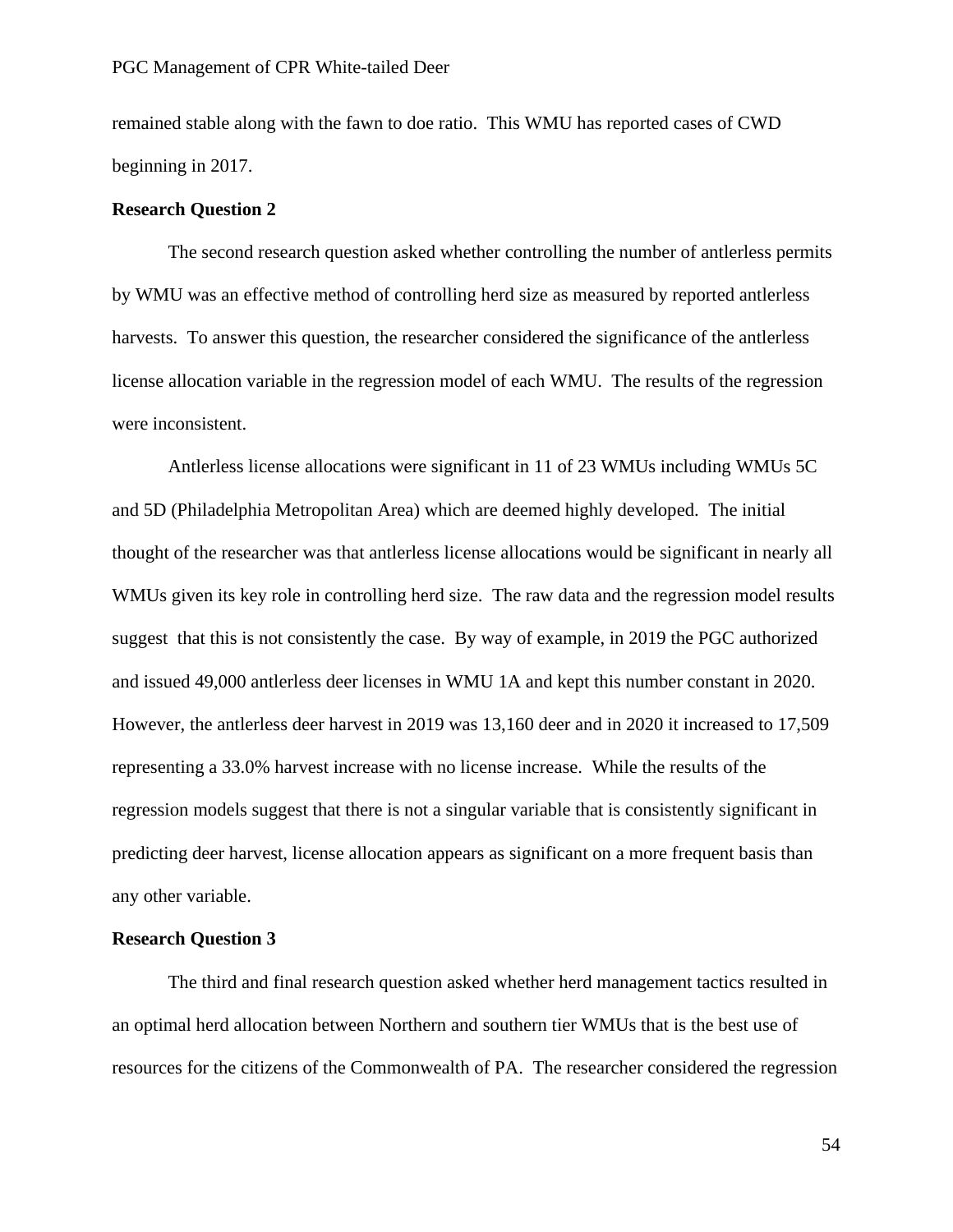remained stable along with the fawn to doe ratio. This WMU has reported cases of CWD beginning in 2017.

**Research Question 2**

The second research question asked whether controlling the number of antlerless permits by WMU was an effective method of controlling herd size as measured by reported antlerless harvests. To answer this question, the researcher considered the significance of the antlerless license allocation variable in the regression model of each WMU. The results of the regression were inconsistent.

Antlerless license allocations were significant in 11 of 23 WMUs including WMUs 5C and 5D (Philadelphia Metropolitan Area) which are deemed highly developed. The initial thought of the researcher was that antlerless license allocations would be significant in nearly all WMUs given its key role in controlling herd size. The raw data and the regression model results suggest that this is not consistently the case. By way of example, in 2019 the PGC authorized and issued 49,000 antlerless deer licenses in WMU 1A and kept this number constant in 2020. However, the antlerless deer harvest in 2019 was 13,160 deer and in 2020 it increased to 17,509 representing a 33.0% harvest increase with no license increase. While the results of the regression models suggest that there is not a singular variable that is consistently significant in predicting deer harvest, license allocation appears as significant on a more frequent basis than any other variable.

**Research Question 3**

The third and final research question asked whether herd management tactics resulted in an optimal herd allocation between Northern and southern tier WMUs that is the best use of resources for the citizens of the Commonwealth of PA. The researcher considered the regression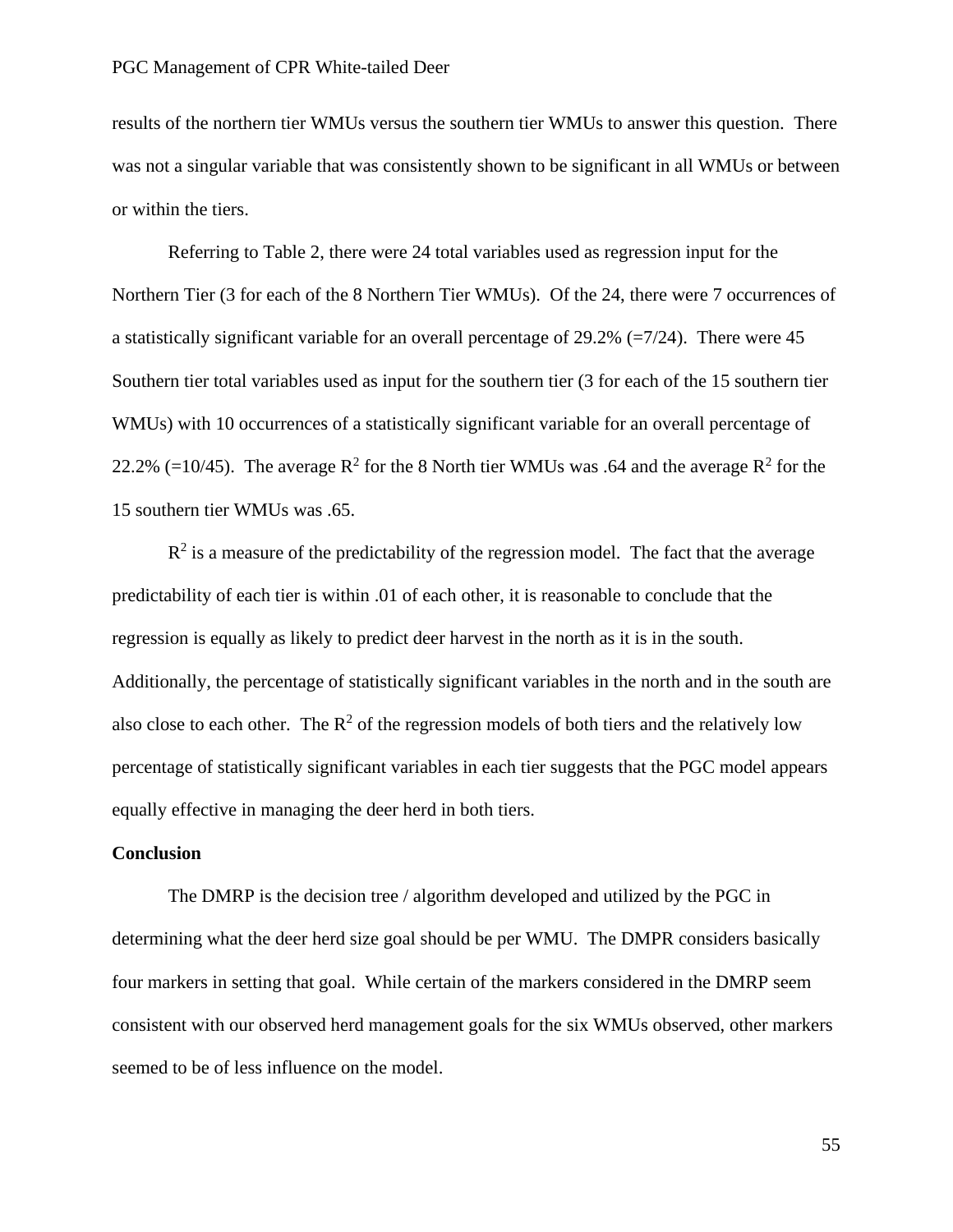results of the northern tier WMUs versus the southern tier WMUs to answer this question. There was not a singular variable that was consistently shown to be significant in all WMUs or between or within the tiers.

Referring to Table 2, there were 24 total variables used as regression input for the Northern Tier (3 for each of the 8 Northern Tier WMUs). Of the 24, there were 7 occurrences of a statistically significant variable for an overall percentage of 29.2% (=7/24). There were 45 Southern tier total variables used as input for the southern tier (3 for each of the 15 southern tier WMUs) with 10 occurrences of a statistically significant variable for an overall percentage of 22.2% (=10/45). The average $R^2$ for the 8 North tier WMUs was .64 and the average $R^2$ for the 15 southern tier WMUs was .65.

$R^2$ is a measure of the predictability of the regression model. The fact that the average predictability of each tier is within .01 of each other, it is reasonable to conclude that the regression is equally as likely to predict deer harvest in the north as it is in the south. Additionally, the percentage of statistically significant variables in the north and in the south are also close to each other. The $R^2$ of the regression models of both tiers and the relatively low percentage of statistically significant variables in each tier suggests that the PGC model appears equally effective in managing the deer herd in both tiers.

**Conclusion**

The DMRP is the decision tree / algorithm developed and utilized by the PGC in determining what the deer herd size goal should be per WMU. The DMPR considers basically four markers in setting that goal. While certain of the markers considered in the DMRP seem consistent with our observed herd management goals for the six WMUs observed, other markers seemed to be of less influence on the model.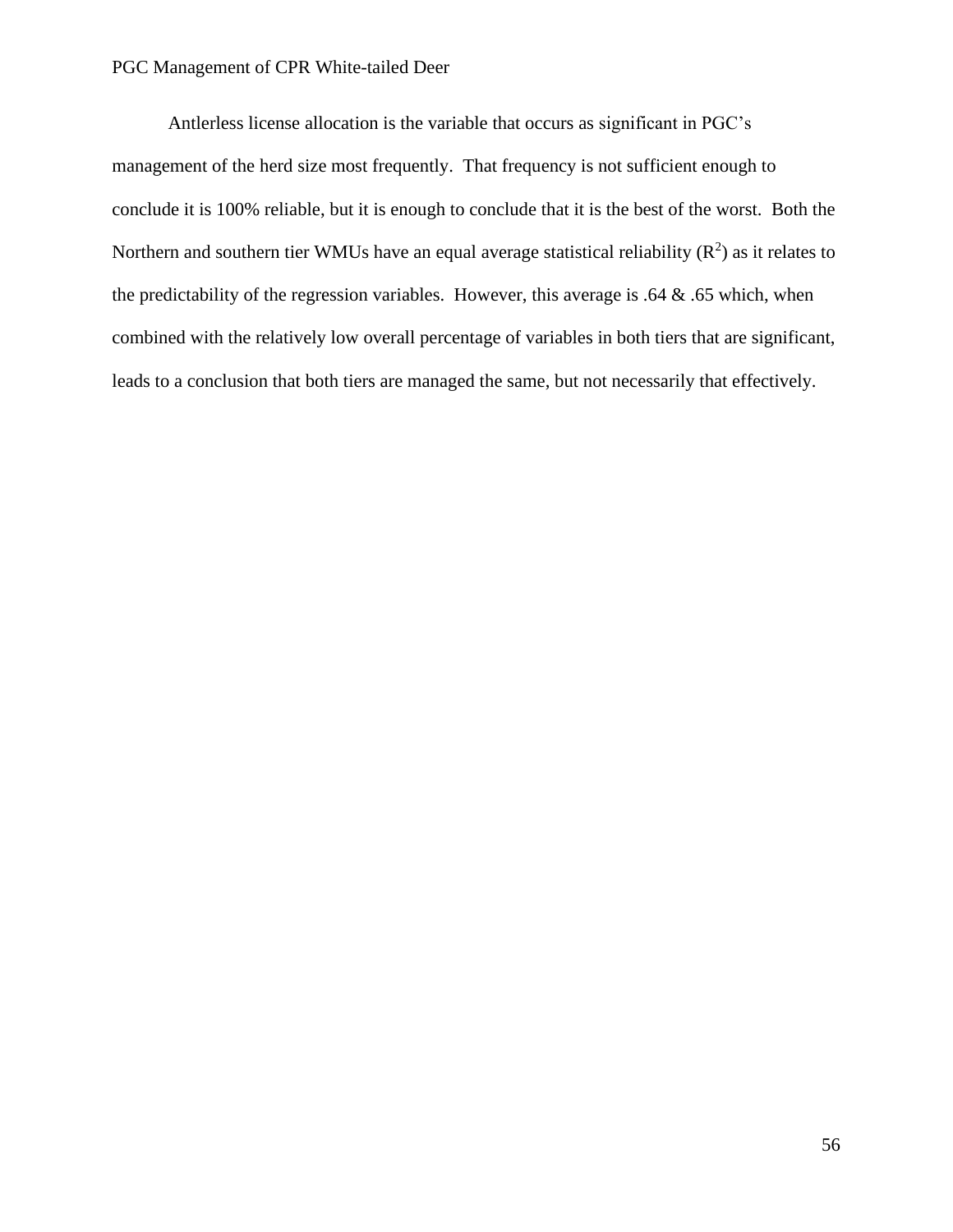Antlerless license allocation is the variable that occurs as significant in PGC's management of the herd size most frequently. That frequency is not sufficient enough to conclude it is 100% reliable, but it is enough to conclude that it is the best of the worst. Both the Northern and southern tier WMUs have an equal average statistical reliability ($R^2$) as it relates to the predictability of the regression variables. However, this average is .64 & .65 which, when combined with the relatively low overall percentage of variables in both tiers that are significant, leads to a conclusion that both tiers are managed the same, but not necessarily that effectively.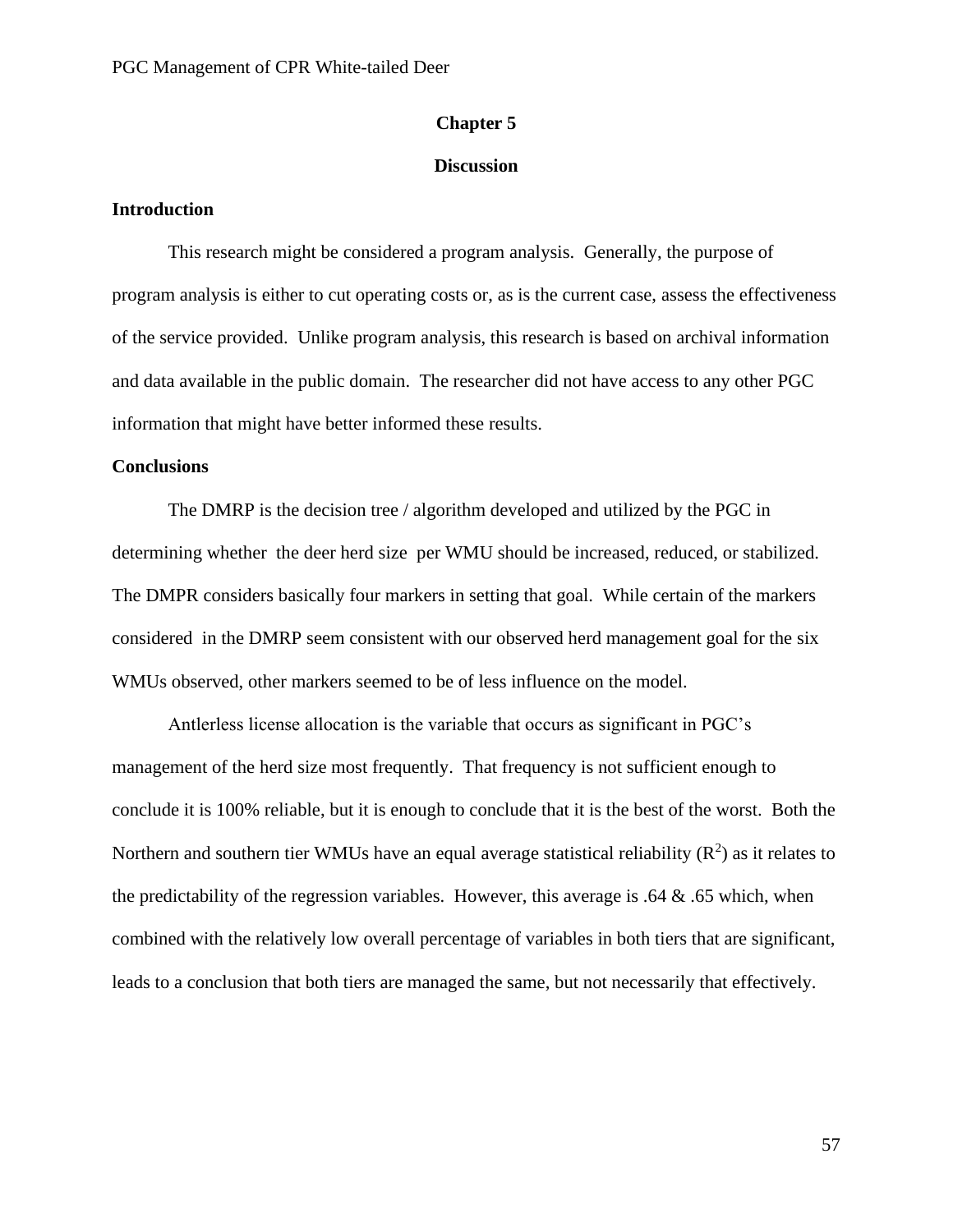# Chapter 5

# Discussion

## Introduction

This research might be considered a program analysis. Generally, the purpose of program analysis is either to cut operating costs or, as is the current case, assess the effectiveness of the service provided. Unlike program analysis, this research is based on archival information and data available in the public domain. The researcher did not have access to any other PGC information that might have better informed these results.

## Conclusions

The DMRP is the decision tree / algorithm developed and utilized by the PGC in determining whether the deer herd size per WMU should be increased, reduced, or stabilized. The DMPR considers basically four markers in setting that goal. While certain of the markers considered in the DMRP seem consistent with our observed herd management goal for the six WMUs observed, other markers seemed to be of less influence on the model.

Antlerless license allocation is the variable that occurs as significant in PGC's management of the herd size most frequently. That frequency is not sufficient enough to conclude it is 100% reliable, but it is enough to conclude that it is the best of the worst. Both the Northern and southern tier WMUs have an equal average statistical reliability ($R^2$) as it relates to the predictability of the regression variables. However, this average is .64 & .65 which, when combined with the relatively low overall percentage of variables in both tiers that are significant, leads to a conclusion that both tiers are managed the same, but not necessarily that effectively.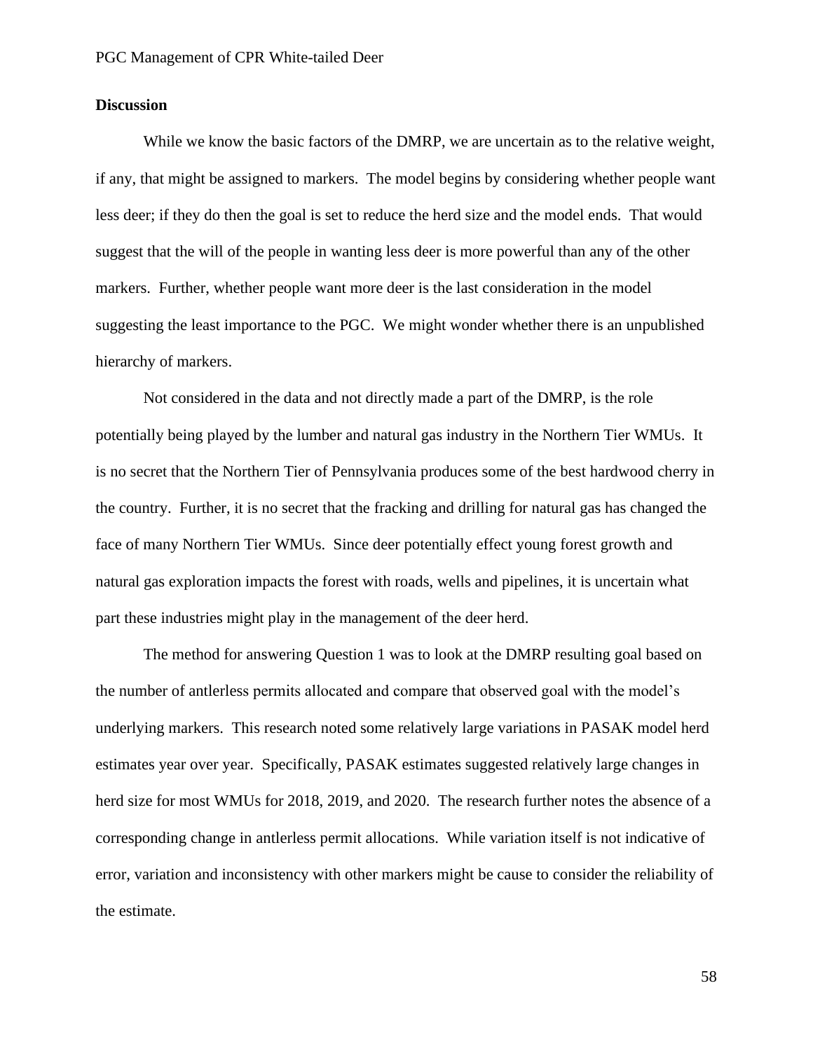## Discussion

While we know the basic factors of the DMRP, we are uncertain as to the relative weight, if any, that might be assigned to markers. The model begins by considering whether people want less deer; if they do then the goal is set to reduce the herd size and the model ends. That would suggest that the will of the people in wanting less deer is more powerful than any of the other markers. Further, whether people want more deer is the last consideration in the model suggesting the least importance to the PGC. We might wonder whether there is an unpublished hierarchy of markers.

Not considered in the data and not directly made a part of the DMRP, is the role potentially being played by the lumber and natural gas industry in the Northern Tier WMUs. It is no secret that the Northern Tier of Pennsylvania produces some of the best hardwood cherry in the country. Further, it is no secret that the fracking and drilling for natural gas has changed the face of many Northern Tier WMUs. Since deer potentially effect young forest growth and natural gas exploration impacts the forest with roads, wells and pipelines, it is uncertain what part these industries might play in the management of the deer herd.

The method for answering Question 1 was to look at the DMRP resulting goal based on the number of antlerless permits allocated and compare that observed goal with the model's underlying markers. This research noted some relatively large variations in PASAK model herd estimates year over year. Specifically, PASAK estimates suggested relatively large changes in herd size for most WMUs for 2018, 2019, and 2020. The research further notes the absence of a corresponding change in antlerless permit allocations. While variation itself is not indicative of error, variation and inconsistency with other markers might be cause to consider the reliability of the estimate.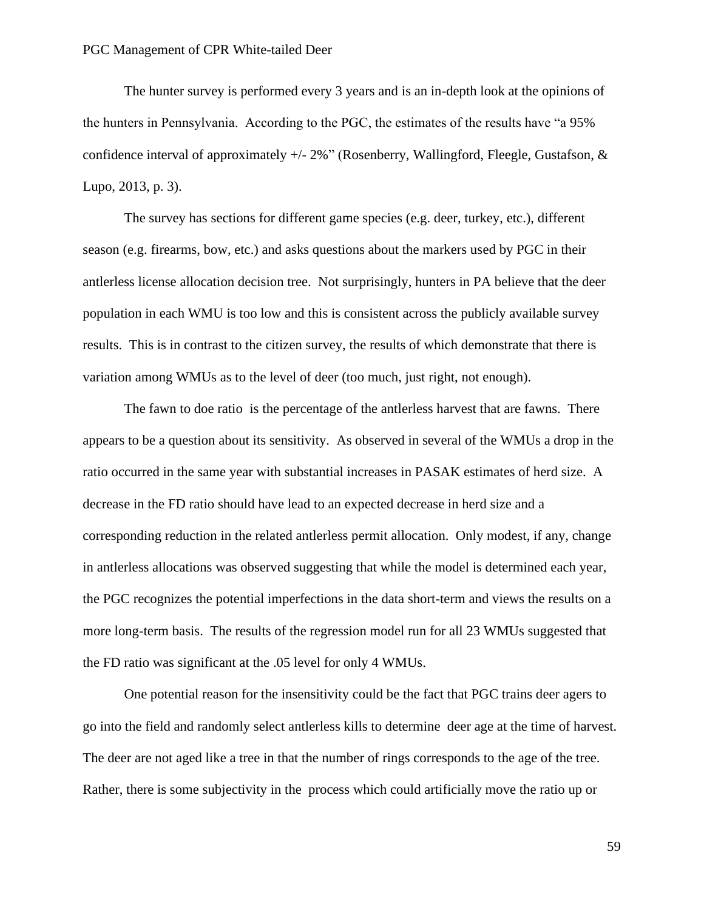The hunter survey is performed every 3 years and is an in-depth look at the opinions of the hunters in Pennsylvania. According to the PGC, the estimates of the results have "a 95% confidence interval of approximately +/- 2%" (Rosenberry, Wallingford, Fleegle, Gustafson, & Lupo, 2013, p. 3).

The survey has sections for different game species (e.g. deer, turkey, etc.), different season (e.g. firearms, bow, etc.) and asks questions about the markers used by PGC in their antlerless license allocation decision tree. Not surprisingly, hunters in PA believe that the deer population in each WMU is too low and this is consistent across the publicly available survey results. This is in contrast to the citizen survey, the results of which demonstrate that there is variation among WMUs as to the level of deer (too much, just right, not enough).

The fawn to doe ratio is the percentage of the antlerless harvest that are fawns. There appears to be a question about its sensitivity. As observed in several of the WMUs a drop in the ratio occurred in the same year with substantial increases in PASAK estimates of herd size. A decrease in the FD ratio should have lead to an expected decrease in herd size and a corresponding reduction in the related antlerless permit allocation. Only modest, if any, change in antlerless allocations was observed suggesting that while the model is determined each year, the PGC recognizes the potential imperfections in the data short-term and views the results on a more long-term basis. The results of the regression model run for all 23 WMUs suggested that the FD ratio was significant at the .05 level for only 4 WMUs.

One potential reason for the insensitivity could be the fact that PGC trains deer agers to go into the field and randomly select antlerless kills to determine deer age at the time of harvest. The deer are not aged like a tree in that the number of rings corresponds to the age of the tree. Rather, there is some subjectivity in the process which could artificially move the ratio up or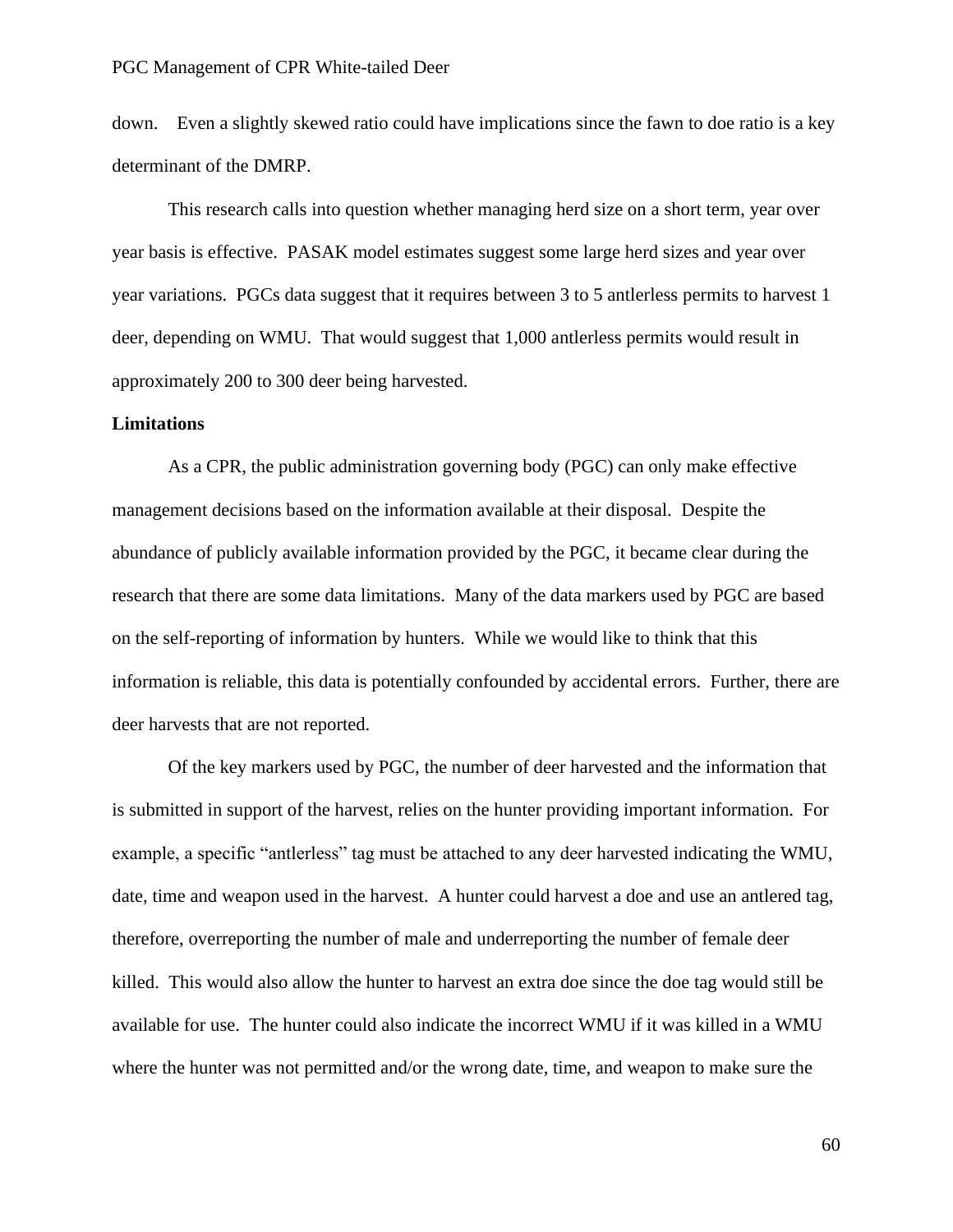down.  Even a slightly skewed ratio could have implications since the fawn to doe ratio is a key determinant of the DMRP.

This research calls into question whether managing herd size on a short term, year over year basis is effective. PASAK model estimates suggest some large herd sizes and year over year variations. PGCs data suggest that it requires between 3 to 5 antlerless permits to harvest 1 deer, depending on WMU. That would suggest that 1,000 antlerless permits would result in approximately 200 to 300 deer being harvested.

**Limitations**

As a CPR, the public administration governing body (PGC) can only make effective management decisions based on the information available at their disposal. Despite the abundance of publicly available information provided by the PGC, it became clear during the research that there are some data limitations. Many of the data markers used by PGC are based on the self-reporting of information by hunters. While we would like to think that this information is reliable, this data is potentially confounded by accidental errors. Further, there are deer harvests that are not reported.

Of the key markers used by PGC, the number of deer harvested and the information that is submitted in support of the harvest, relies on the hunter providing important information. For example, a specific "antlerless" tag must be attached to any deer harvested indicating the WMU, date, time and weapon used in the harvest. A hunter could harvest a doe and use an antlered tag, therefore, overreporting the number of male and underreporting the number of female deer killed. This would also allow the hunter to harvest an extra doe since the doe tag would still be available for use. The hunter could also indicate the incorrect WMU if it was killed in a WMU where the hunter was not permitted and/or the wrong date, time, and weapon to make sure the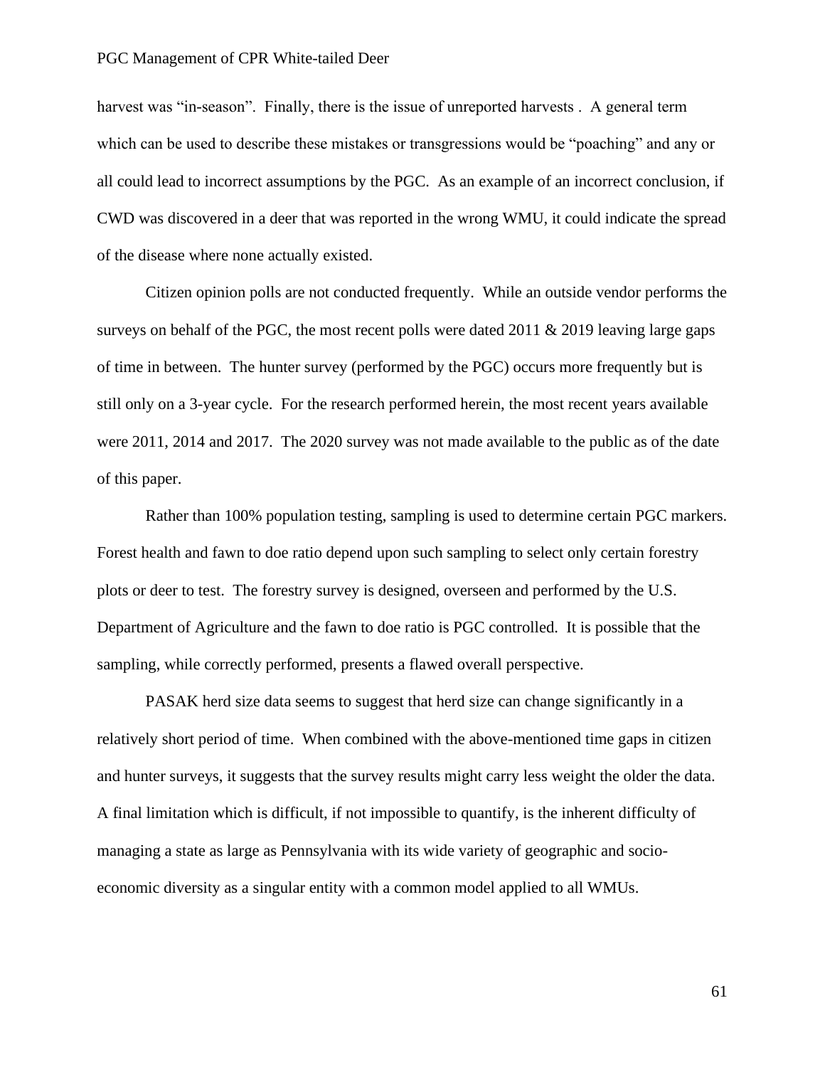harvest was “in-season”. Finally, there is the issue of unreported harvests . A general term which can be used to describe these mistakes or transgressions would be “poaching” and any or all could lead to incorrect assumptions by the PGC. As an example of an incorrect conclusion, if CWD was discovered in a deer that was reported in the wrong WMU, it could indicate the spread of the disease where none actually existed.

Citizen opinion polls are not conducted frequently. While an outside vendor performs the surveys on behalf of the PGC, the most recent polls were dated 2011 & 2019 leaving large gaps of time in between. The hunter survey (performed by the PGC) occurs more frequently but is still only on a 3-year cycle. For the research performed herein, the most recent years available were 2011, 2014 and 2017. The 2020 survey was not made available to the public as of the date of this paper.

Rather than 100% population testing, sampling is used to determine certain PGC markers. Forest health and fawn to doe ratio depend upon such sampling to select only certain forestry plots or deer to test. The forestry survey is designed, overseen and performed by the U.S. Department of Agriculture and the fawn to doe ratio is PGC controlled. It is possible that the sampling, while correctly performed, presents a flawed overall perspective.

PASAK herd size data seems to suggest that herd size can change significantly in a relatively short period of time. When combined with the above-mentioned time gaps in citizen and hunter surveys, it suggests that the survey results might carry less weight the older the data. A final limitation which is difficult, if not impossible to quantify, is the inherent difficulty of managing a state as large as Pennsylvania with its wide variety of geographic and socio-economic diversity as a singular entity with a common model applied to all WMUs.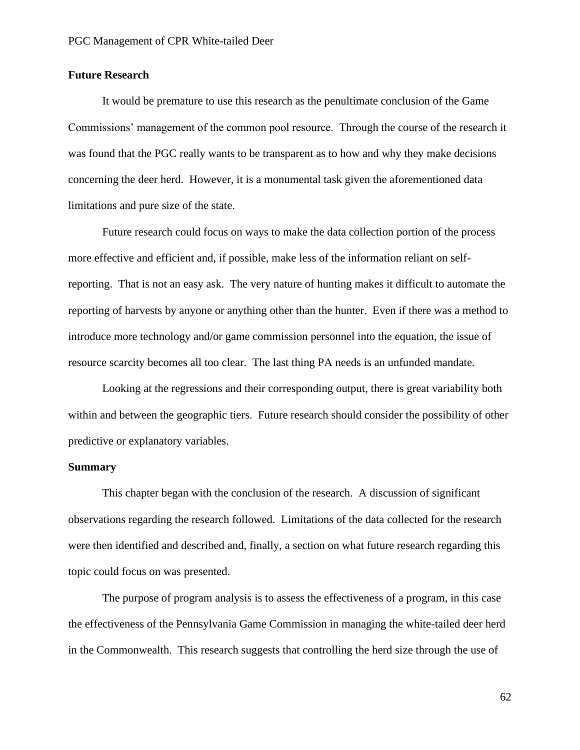## Future Research

It would be premature to use this research as the penultimate conclusion of the Game Commissions' management of the common pool resource. Through the course of the research it was found that the PGC really wants to be transparent as to how and why they make decisions concerning the deer herd. However, it is a monumental task given the aforementioned data limitations and pure size of the state.

Future research could focus on ways to make the data collection portion of the process more effective and efficient and, if possible, make less of the information reliant on self-reporting. That is not an easy ask. The very nature of hunting makes it difficult to automate the reporting of harvests by anyone or anything other than the hunter. Even if there was a method to introduce more technology and/or game commission personnel into the equation, the issue of resource scarcity becomes all too clear. The last thing PA needs is an unfunded mandate.

Looking at the regressions and their corresponding output, there is great variability both within and between the geographic tiers. Future research should consider the possibility of other predictive or explanatory variables.

## Summary

This chapter began with the conclusion of the research. A discussion of significant observations regarding the research followed. Limitations of the data collected for the research were then identified and described and, finally, a section on what future research regarding this topic could focus on was presented.

The purpose of program analysis is to assess the effectiveness of a program, in this case the effectiveness of the Pennsylvania Game Commission in managing the white-tailed deer herd in the Commonwealth. This research suggests that controlling the herd size through the use of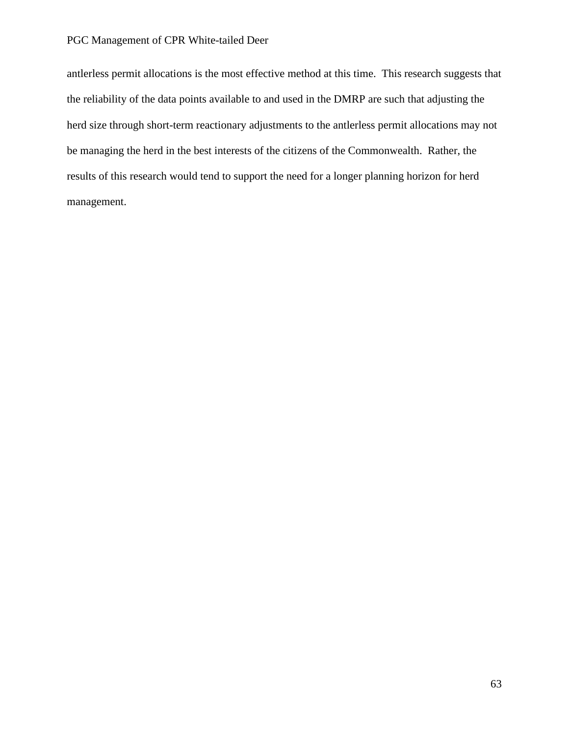antlerless permit allocations is the most effective method at this time. This research suggests that the reliability of the data points available to and used in the DMRP are such that adjusting the herd size through short-term reactionary adjustments to the antlerless permit allocations may not be managing the herd in the best interests of the citizens of the Commonwealth. Rather, the results of this research would tend to support the need for a longer planning horizon for herd management.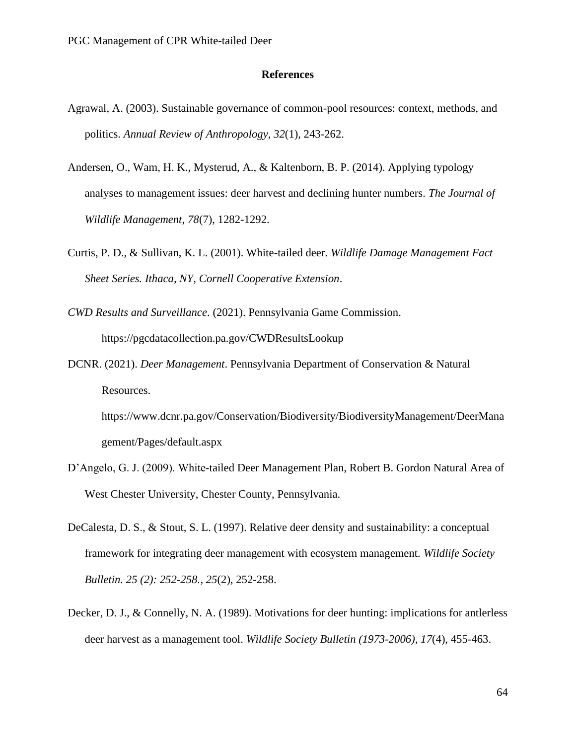## References

Agrawal, A. (2003). Sustainable governance of common-pool resources: context, methods, and politics. *Annual Review of Anthropology*, *32*(1), 243-262.

Andersen, O., Wam, H. K., Mysterud, A., & Kaltenborn, B. P. (2014). Applying typology analyses to management issues: deer harvest and declining hunter numbers. *The Journal of Wildlife Management*, *78*(7), 1282-1292.

Curtis, P. D., & Sullivan, K. L. (2001). White-tailed deer. *Wildlife Damage Management Fact Sheet Series. Ithaca, NY, Cornell Cooperative Extension*.

*CWD Results and Surveillance*. (2021). Pennsylvania Game Commission. https://pgcdatacollection.pa.gov/CWDResultsLookup

DCNR. (2021). *Deer Management*. Pennsylvania Department of Conservation & Natural Resources. https://www.dcnr.pa.gov/Conservation/Biodiversity/BiodiversityManagement/DeerManagement/Pages/default.aspx

D'Angelo, G. J. (2009). White-tailed Deer Management Plan, Robert B. Gordon Natural Area of West Chester University, Chester County, Pennsylvania.

DeCalesta, D. S., & Stout, S. L. (1997). Relative deer density and sustainability: a conceptual framework for integrating deer management with ecosystem management. *Wildlife Society Bulletin. 25 (2): 252-258.*, *25*(2), 252-258.

Decker, D. J., & Connelly, N. A. (1989). Motivations for deer hunting: implications for antlerless deer harvest as a management tool. *Wildlife Society Bulletin (1973-2006)*, *17*(4), 455-463.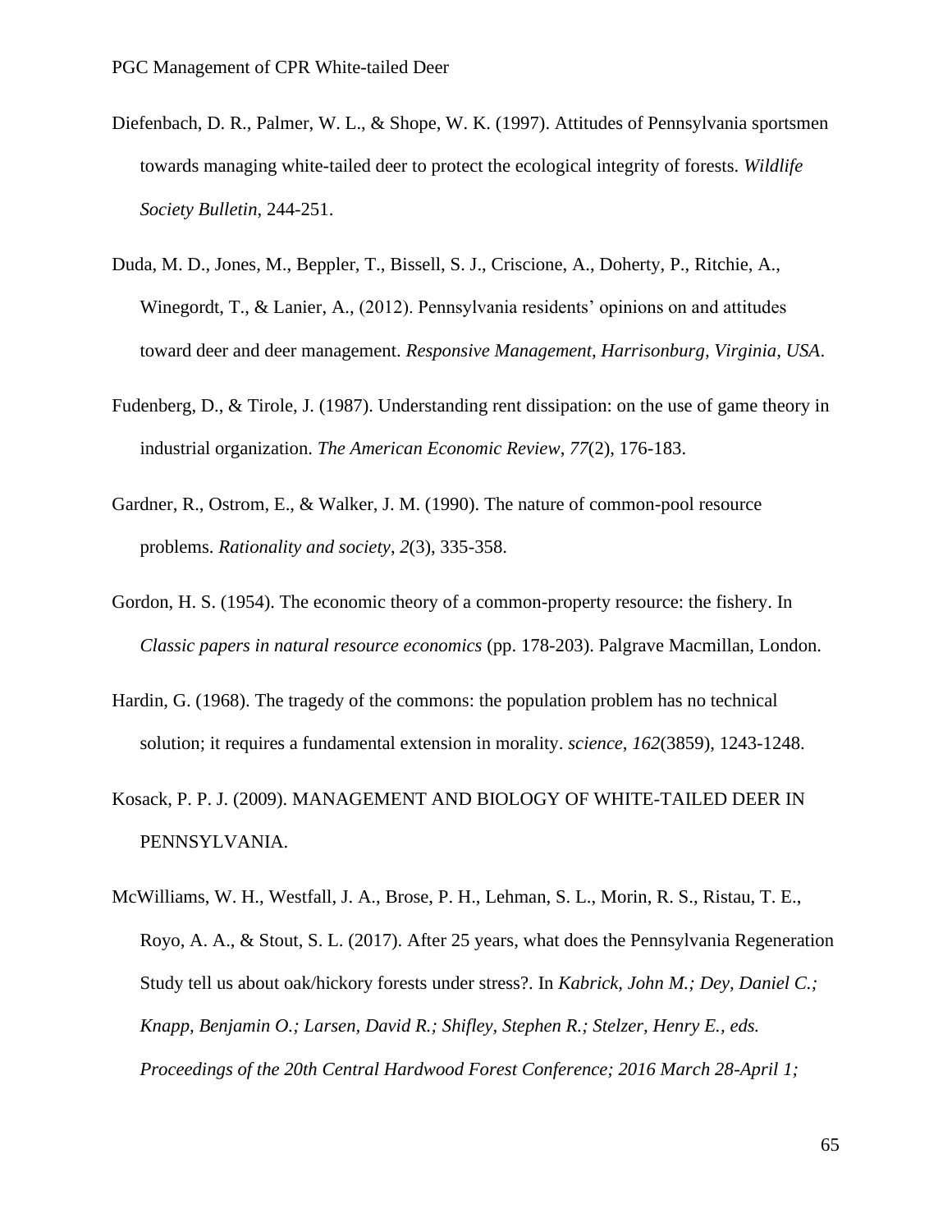Diefenbach, D. R., Palmer, W. L., & Shope, W. K. (1997). Attitudes of Pennsylvania sportsmen towards managing white-tailed deer to protect the ecological integrity of forests. *Wildlife Society Bulletin*, 244-251.

Duda, M. D., Jones, M., Beppler, T., Bissell, S. J., Criscione, A., Doherty, P., Ritchie, A., Winegordt, T., & Lanier, A., (2012). Pennsylvania residents' opinions on and attitudes toward deer and deer management. *Responsive Management, Harrisonburg, Virginia, USA*.

Fudenberg, D., & Tirole, J. (1987). Understanding rent dissipation: on the use of game theory in industrial organization. *The American Economic Review*, *77*(2), 176-183.

Gardner, R., Ostrom, E., & Walker, J. M. (1990). The nature of common-pool resource problems. *Rationality and society*, *2*(3), 335-358.

Gordon, H. S. (1954). The economic theory of a common-property resource: the fishery. In *Classic papers in natural resource economics* (pp. 178-203). Palgrave Macmillan, London.

Hardin, G. (1968). The tragedy of the commons: the population problem has no technical solution; it requires a fundamental extension in morality. *science*, *162*(3859), 1243-1248.

Kosack, P. P. J. (2009). MANAGEMENT AND BIOLOGY OF WHITE-TAILED DEER IN PENNSYLVANIA.

McWilliams, W. H., Westfall, J. A., Brose, P. H., Lehman, S. L., Morin, R. S., Ristau, T. E., Royo, A. A., & Stout, S. L. (2017). After 25 years, what does the Pennsylvania Regeneration Study tell us about oak/hickory forests under stress?. In *Kabrick, John M.; Dey, Daniel C.; Knapp, Benjamin O.; Larsen, David R.; Shifley, Stephen R.; Stelzer, Henry E., eds. Proceedings of the 20th Central Hardwood Forest Conference; 2016 March 28-April 1;*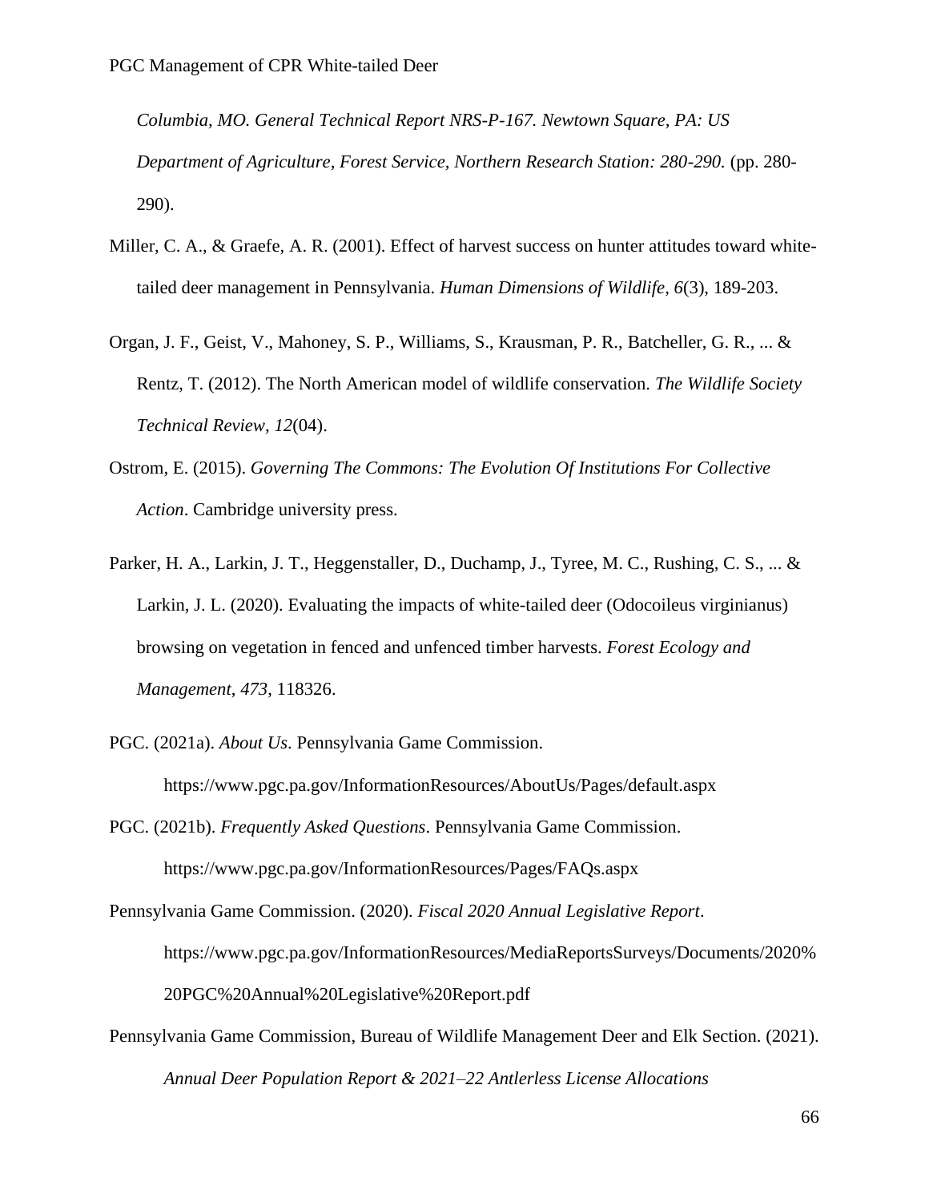*Columbia, MO. General Technical Report NRS-P-167. Newtown Square, PA: US Department of Agriculture, Forest Service, Northern Research Station: 280-290.* (pp. 280-290).

Miller, C. A., & Graefe, A. R. (2001). Effect of harvest success on hunter attitudes toward white-tailed deer management in Pennsylvania. *Human Dimensions of Wildlife*, *6*(3), 189-203.

Organ, J. F., Geist, V., Mahoney, S. P., Williams, S., Krausman, P. R., Batcheller, G. R., ... & Rentz, T. (2012). The North American model of wildlife conservation. *The Wildlife Society Technical Review*, *12*(04).

Ostrom, E. (2015). *Governing The Commons: The Evolution Of Institutions For Collective Action*. Cambridge university press.

Parker, H. A., Larkin, J. T., Heggenstaller, D., Duchamp, J., Tyree, M. C., Rushing, C. S., ... & Larkin, J. L. (2020). Evaluating the impacts of white-tailed deer (Odocoileus virginianus) browsing on vegetation in fenced and unfenced timber harvests. *Forest Ecology and Management*, *473*, 118326.

PGC. (2021a). *About Us*. Pennsylvania Game Commission. https://www.pgc.pa.gov/InformationResources/AboutUs/Pages/default.aspx

PGC. (2021b). *Frequently Asked Questions*. Pennsylvania Game Commission. https://www.pgc.pa.gov/InformationResources/Pages/FAQs.aspx

Pennsylvania Game Commission. (2020). *Fiscal 2020 Annual Legislative Report*. https://www.pgc.pa.gov/InformationResources/MediaReportsSurveys/Documents/2020%20PGC%20Annual%20Legislative%20Report.pdf

Pennsylvania Game Commission, Bureau of Wildlife Management Deer and Elk Section. (2021). *Annual Deer Population Report & 2021–22 Antlerless License Allocations*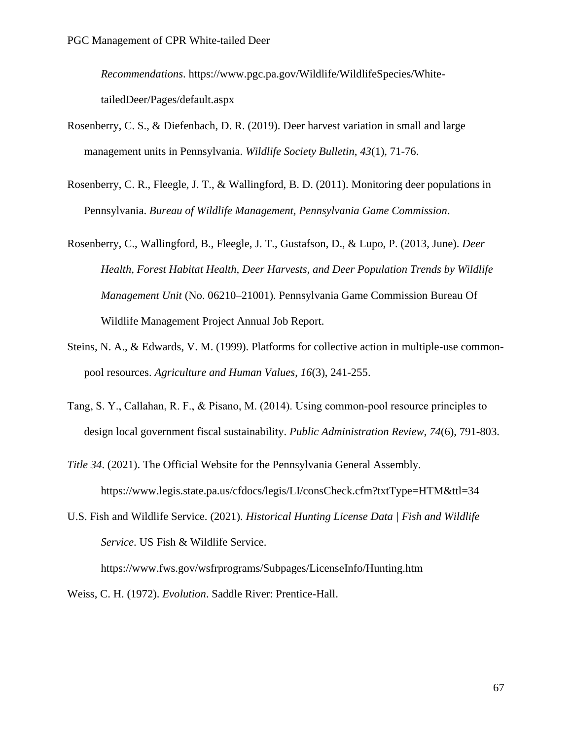*Recommendations*. https://www.pgc.pa.gov/Wildlife/WildlifeSpecies/White-tailedDeer/Pages/default.aspx

Rosenberry, C. S., & Diefenbach, D. R. (2019). Deer harvest variation in small and large management units in Pennsylvania. *Wildlife Society Bulletin*, *43*(1), 71-76.

Rosenberry, C. R., Fleegle, J. T., & Wallingford, B. D. (2011). Monitoring deer populations in Pennsylvania. *Bureau of Wildlife Management, Pennsylvania Game Commission*.

Rosenberry, C., Wallingford, B., Fleegle, J. T., Gustafson, D., & Lupo, P. (2013, June). *Deer Health, Forest Habitat Health, Deer Harvests, and Deer Population Trends by Wildlife Management Unit* (No. 06210–21001). Pennsylvania Game Commission Bureau Of Wildlife Management Project Annual Job Report.

Steins, N. A., & Edwards, V. M. (1999). Platforms for collective action in multiple-use common-pool resources. *Agriculture and Human Values*, *16*(3), 241-255.

Tang, S. Y., Callahan, R. F., & Pisano, M. (2014). Using common-pool resource principles to design local government fiscal sustainability. *Public Administration Review, 74*(6), 791-803.

*Title 34*. (2021). The Official Website for the Pennsylvania General Assembly. https://www.legis.state.pa.us/cfdocs/legis/LI/consCheck.cfm?txtType=HTM&ttl=34

U.S. Fish and Wildlife Service. (2021). *Historical Hunting License Data | Fish and Wildlife Service*. US Fish & Wildlife Service. https://www.fws.gov/wsfrprograms/Subpages/LicenseInfo/Hunting.htm

Weiss, C. H. (1972). *Evolution*. Saddle River: Prentice-Hall.